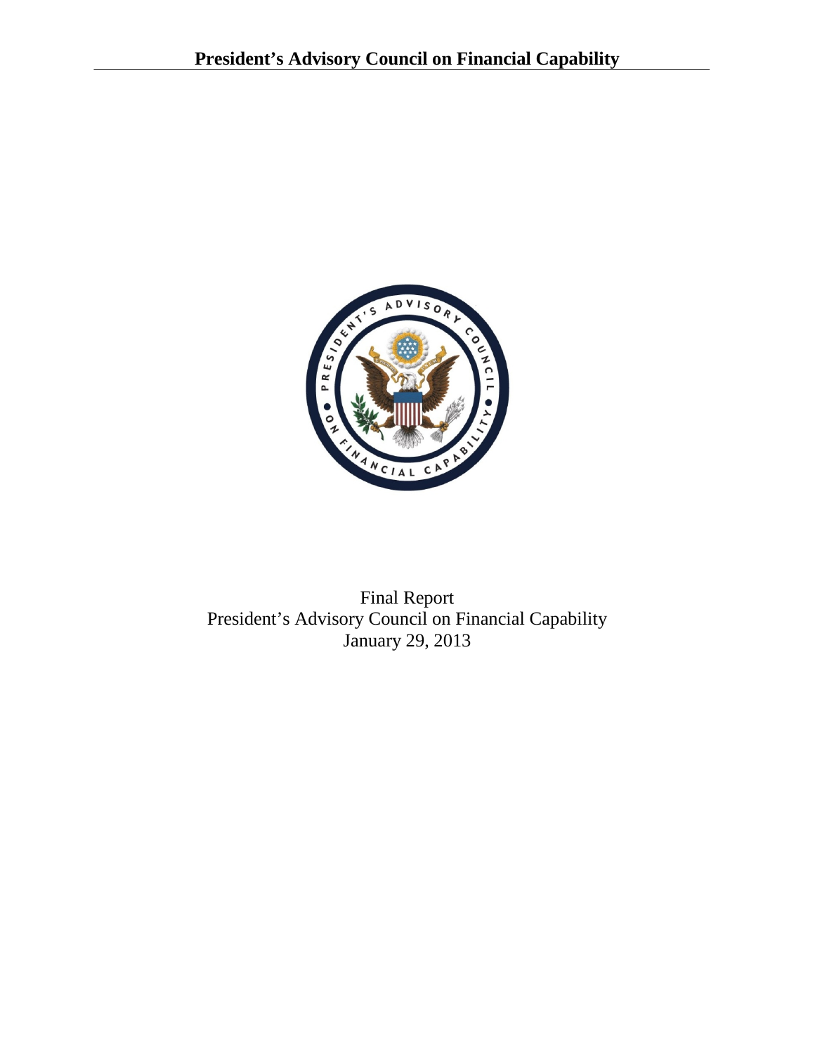# President's Advisory Council on Financial Capability

Final Report
President's Advisory Council on Financial Capability
January 29, 2013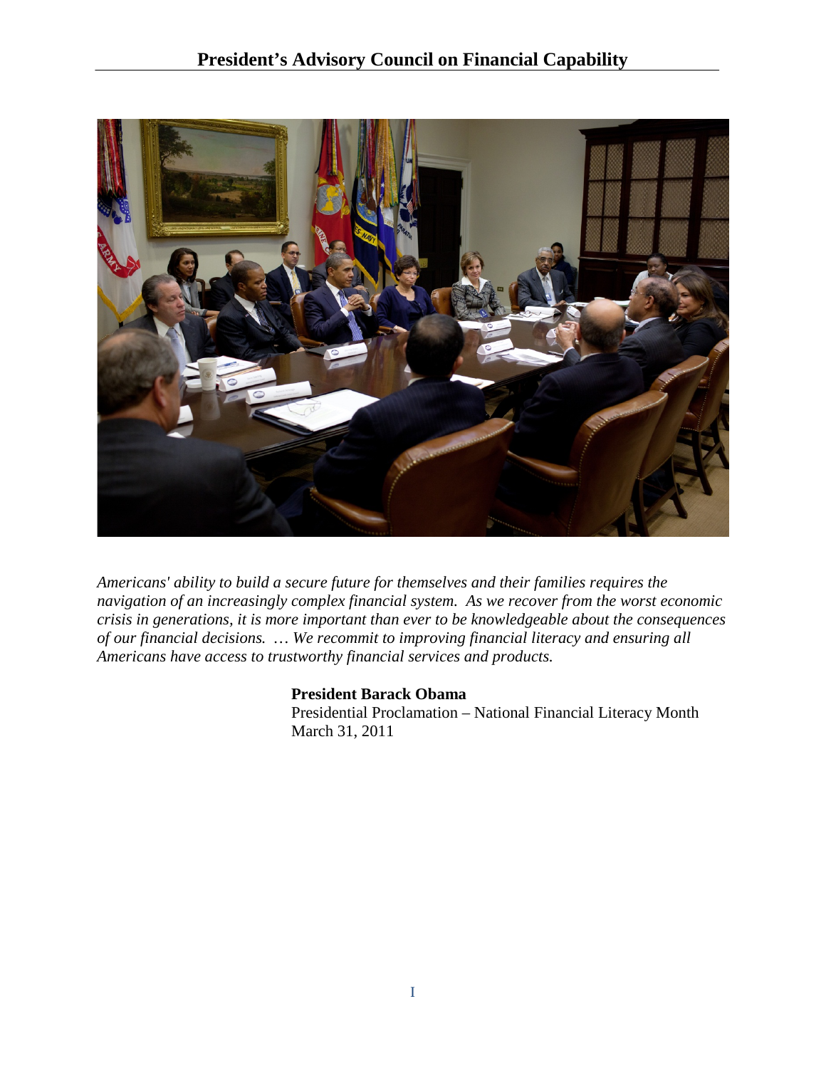*Americans' ability to build a secure future for themselves and their families requires the navigation of an increasingly complex financial system. As we recover from the worst economic crisis in generations, it is more important than ever to be knowledgeable about the consequences of our financial decisions. … We recommit to improving financial literacy and ensuring all Americans have access to trustworthy financial services and products.*

**President Barack Obama**
Presidential Proclamation – National Financial Literacy Month
March 31, 2011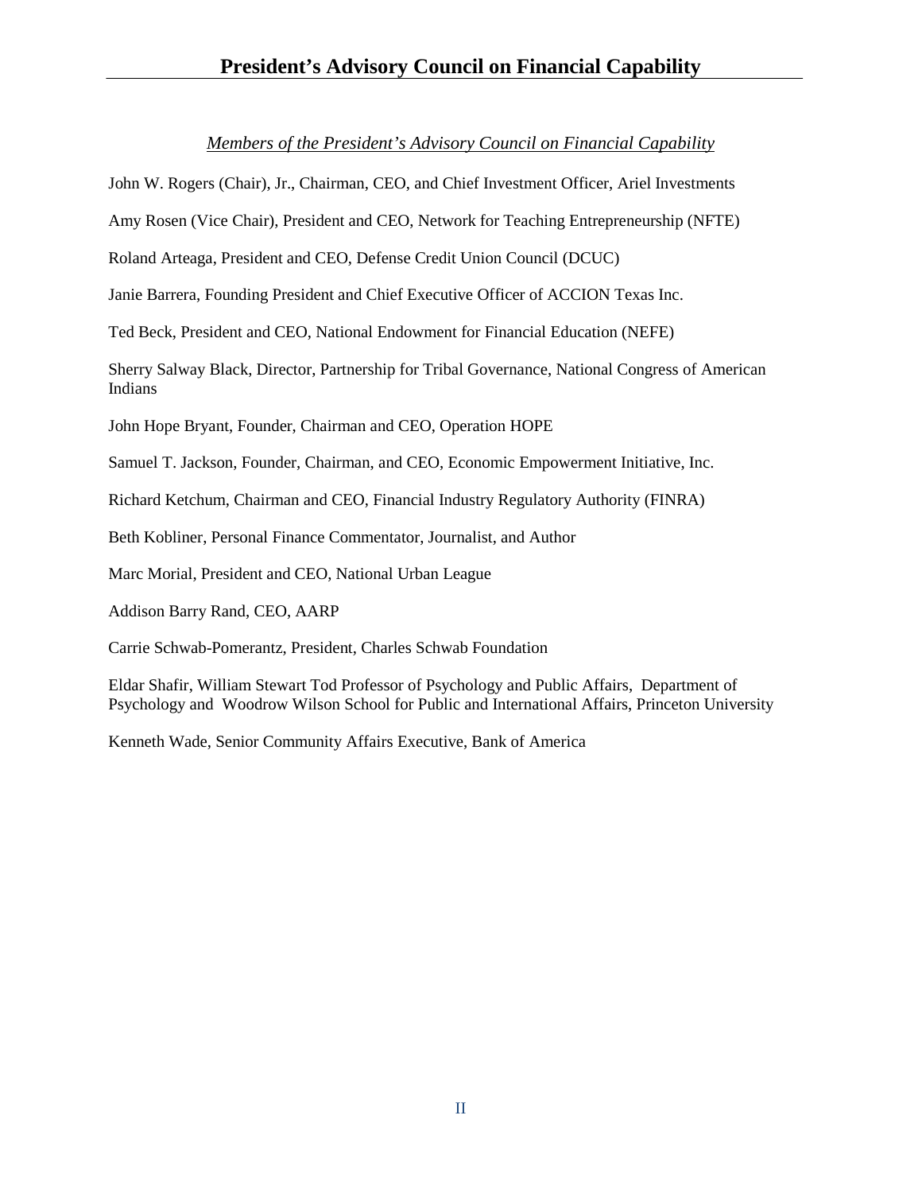*Members of the President's Advisory Council on Financial Capability*

John W. Rogers (Chair), Jr., Chairman, CEO, and Chief Investment Officer, Ariel Investments

Amy Rosen (Vice Chair), President and CEO, Network for Teaching Entrepreneurship (NFTE)

Roland Arteaga, President and CEO, Defense Credit Union Council (DCUC)

Janie Barrera, Founding President and Chief Executive Officer of ACCION Texas Inc.

Ted Beck, President and CEO, National Endowment for Financial Education (NEFE)

Sherry Salway Black, Director, Partnership for Tribal Governance, National Congress of American Indians

John Hope Bryant, Founder, Chairman and CEO, Operation HOPE

Samuel T. Jackson, Founder, Chairman, and CEO, Economic Empowerment Initiative, Inc.

Richard Ketchum, Chairman and CEO, Financial Industry Regulatory Authority (FINRA)

Beth Kobliner, Personal Finance Commentator, Journalist, and Author

Marc Morial, President and CEO, National Urban League

Addison Barry Rand, CEO, AARP

Carrie Schwab-Pomerantz, President, Charles Schwab Foundation

Eldar Shafir, William Stewart Tod Professor of Psychology and Public Affairs, Department of Psychology and Woodrow Wilson School for Public and International Affairs, Princeton University

Kenneth Wade, Senior Community Affairs Executive, Bank of America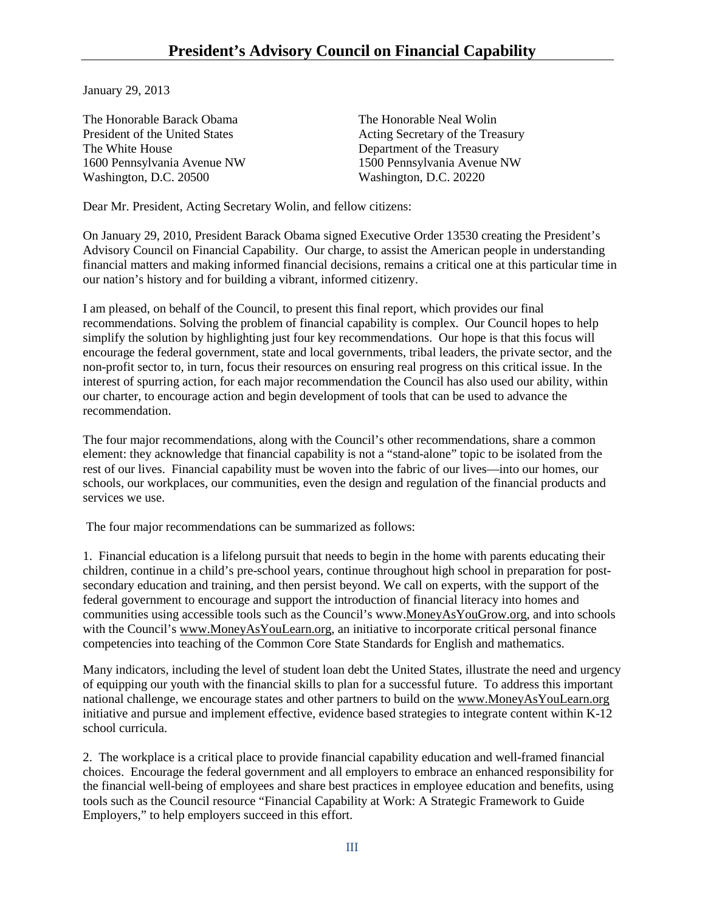# President's Advisory Council on Financial Capability

January 29, 2013

The Honorable Barack Obama
President of the United States
The White House
1600 Pennsylvania Avenue NW
Washington, D.C. 20500

The Honorable Neal Wolin
Acting Secretary of the Treasury
Department of the Treasury
1500 Pennsylvania Avenue NW
Washington, D.C. 20220

Dear Mr. President, Acting Secretary Wolin, and fellow citizens:

On January 29, 2010, President Barack Obama signed Executive Order 13530 creating the President's Advisory Council on Financial Capability. Our charge, to assist the American people in understanding financial matters and making informed financial decisions, remains a critical one at this particular time in our nation's history and for building a vibrant, informed citizenry.

I am pleased, on behalf of the Council, to present this final report, which provides our final recommendations. Solving the problem of financial capability is complex. Our Council hopes to help simplify the solution by highlighting just four key recommendations. Our hope is that this focus will encourage the federal government, state and local governments, tribal leaders, the private sector, and the non-profit sector to, in turn, focus their resources on ensuring real progress on this critical issue. In the interest of spurring action, for each major recommendation the Council has also used our ability, within our charter, to encourage action and begin development of tools that can be used to advance the recommendation.

The four major recommendations, along with the Council's other recommendations, share a common element: they acknowledge that financial capability is not a "stand-alone" topic to be isolated from the rest of our lives. Financial capability must be woven into the fabric of our lives—into our homes, our schools, our workplaces, our communities, even the design and regulation of the financial products and services we use.

The four major recommendations can be summarized as follows:

1. Financial education is a lifelong pursuit that needs to begin in the home with parents educating their children, continue in a child's pre-school years, continue throughout high school in preparation for post-secondary education and training, and then persist beyond. We call on experts, with the support of the federal government to encourage and support the introduction of financial literacy into homes and communities using accessible tools such as the Council's www.MoneyAsYouGrow.org, and into schools with the Council's www.MoneyAsYouLearn.org, an initiative to incorporate critical personal finance competencies into teaching of the Common Core State Standards for English and mathematics.

Many indicators, including the level of student loan debt the United States, illustrate the need and urgency of equipping our youth with the financial skills to plan for a successful future. To address this important national challenge, we encourage states and other partners to build on the www.MoneyAsYouLearn.org initiative and pursue and implement effective, evidence based strategies to integrate content within K-12 school curricula.

2. The workplace is a critical place to provide financial capability education and well-framed financial choices. Encourage the federal government and all employers to embrace an enhanced responsibility for the financial well-being of employees and share best practices in employee education and benefits, using tools such as the Council resource "Financial Capability at Work: A Strategic Framework to Guide Employers," to help employers succeed in this effort.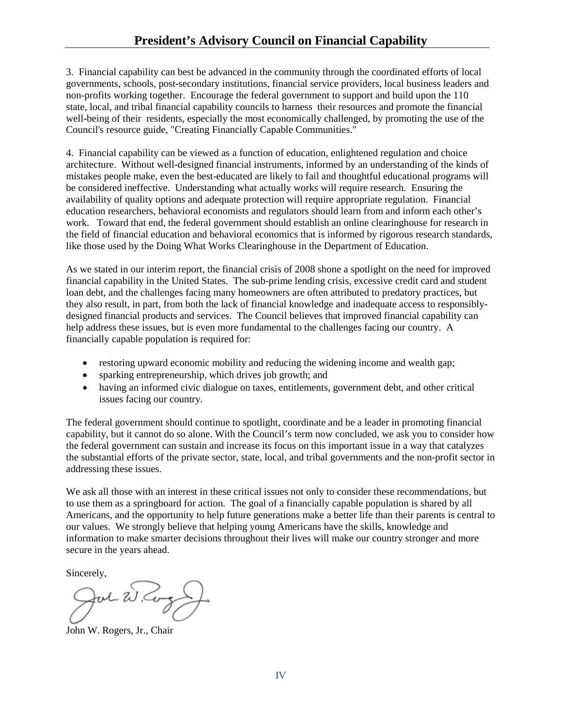3. Financial capability can best be advanced in the community through the coordinated efforts of local governments, schools, post-secondary institutions, financial service providers, local business leaders and non-profits working together. Encourage the federal government to support and build upon the 110 state, local, and tribal financial capability councils to harness their resources and promote the financial well-being of their residents, especially the most economically challenged, by promoting the use of the Council's resource guide, "Creating Financially Capable Communities."

4. Financial capability can be viewed as a function of education, enlightened regulation and choice architecture. Without well-designed financial instruments, informed by an understanding of the kinds of mistakes people make, even the best-educated are likely to fail and thoughtful educational programs will be considered ineffective. Understanding what actually works will require research. Ensuring the availability of quality options and adequate protection will require appropriate regulation. Financial education researchers, behavioral economists and regulators should learn from and inform each other's work. Toward that end, the federal government should establish an online clearinghouse for research in the field of financial education and behavioral economics that is informed by rigorous research standards, like those used by the Doing What Works Clearinghouse in the Department of Education.

As we stated in our interim report, the financial crisis of 2008 shone a spotlight on the need for improved financial capability in the United States. The sub-prime lending crisis, excessive credit card and student loan debt, and the challenges facing many homeowners are often attributed to predatory practices, but they also result, in part, from both the lack of financial knowledge and inadequate access to responsibly-designed financial products and services. The Council believes that improved financial capability can help address these issues, but is even more fundamental to the challenges facing our country. A financially capable population is required for:

- restoring upward economic mobility and reducing the widening income and wealth gap;
- sparking entrepreneurship, which drives job growth; and
- having an informed civic dialogue on taxes, entitlements, government debt, and other critical issues facing our country.

The federal government should continue to spotlight, coordinate and be a leader in promoting financial capability, but it cannot do so alone. With the Council's term now concluded, we ask you to consider how the federal government can sustain and increase its focus on this important issue in a way that catalyzes the substantial efforts of the private sector, state, local, and tribal governments and the non-profit sector in addressing these issues.

We ask all those with an interest in these critical issues not only to consider these recommendations, but to use them as a springboard for action. The goal of a financially capable population is shared by all Americans, and the opportunity to help future generations make a better life than their parents is central to our values. We strongly believe that helping young Americans have the skills, knowledge and information to make smarter decisions throughout their lives will make our country stronger and more secure in the years ahead.

Sincerely,

John W. Rogers, Jr., Chair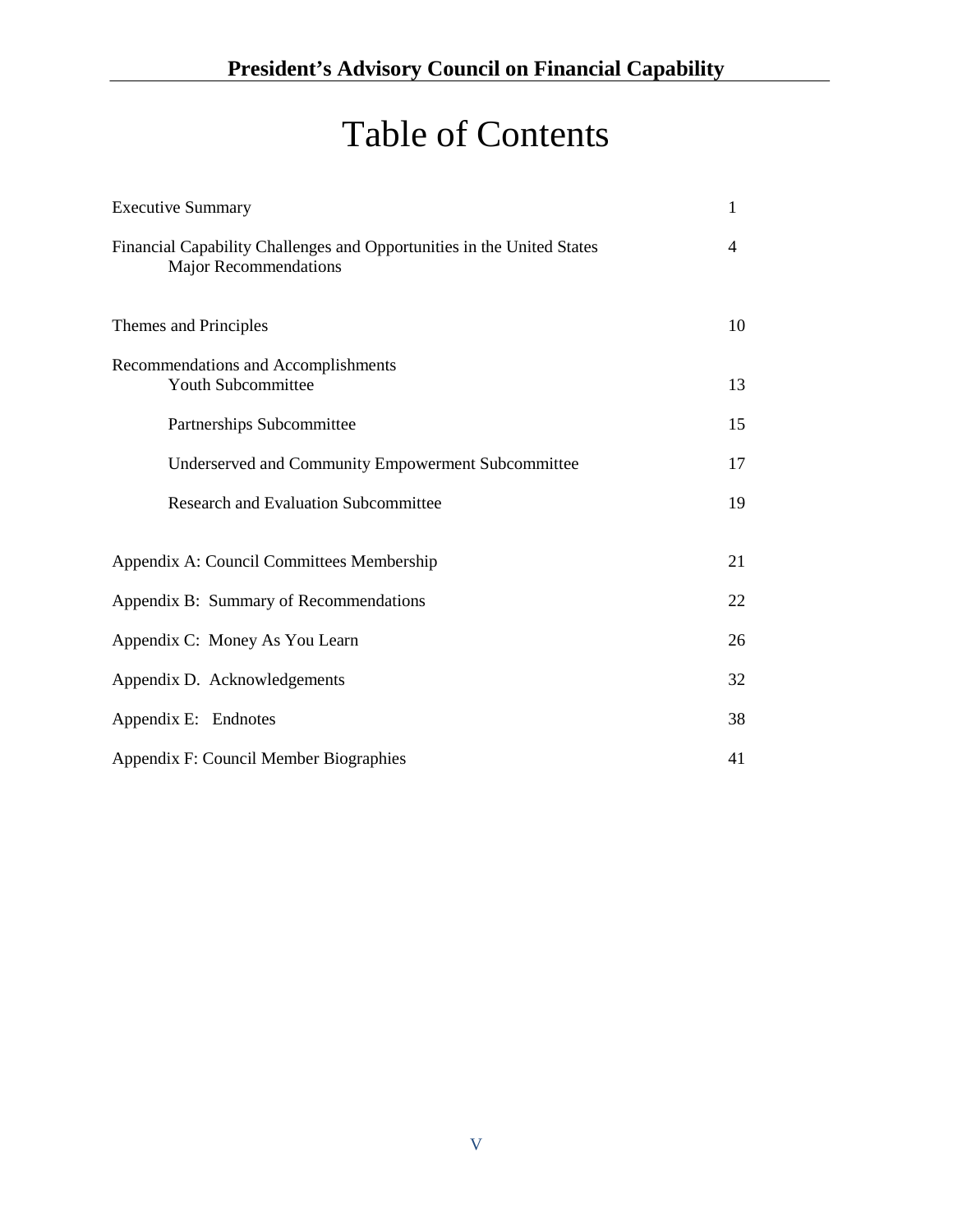# Table of Contents

| | |
|---|---|
| Executive Summary | 1 |
| Financial Capability Challenges and Opportunities in the United States | 4 |
| Major Recommendations | |
| Themes and Principles | 10 |
| Recommendations and Accomplishments | |
| Youth Subcommittee | 13 |
| Partnerships Subcommittee | 15 |
| Underserved and Community Empowerment Subcommittee | 17 |
| Research and Evaluation Subcommittee | 19 |
| Appendix A: Council Committees Membership | 21 |
| Appendix B: Summary of Recommendations | 22 |
| Appendix C: Money As You Learn | 26 |
| Appendix D. Acknowledgements | 32 |
| Appendix E: Endnotes | 38 |
| Appendix F: Council Member Biographies | 41 |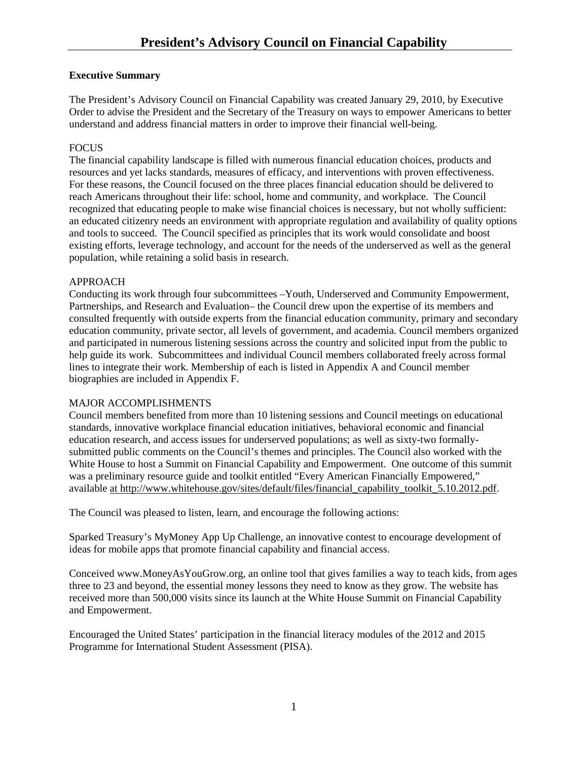# President's Advisory Council on Financial Capability

**Executive Summary**

The President's Advisory Council on Financial Capability was created January 29, 2010, by Executive Order to advise the President and the Secretary of the Treasury on ways to empower Americans to better understand and address financial matters in order to improve their financial well-being.

FOCUS

The financial capability landscape is filled with numerous financial education choices, products and resources and yet lacks standards, measures of efficacy, and interventions with proven effectiveness. For these reasons, the Council focused on the three places financial education should be delivered to reach Americans throughout their life: school, home and community, and workplace. The Council recognized that educating people to make wise financial choices is necessary, but not wholly sufficient: an educated citizenry needs an environment with appropriate regulation and availability of quality options and tools to succeed. The Council specified as principles that its work would consolidate and boost existing efforts, leverage technology, and account for the needs of the underserved as well as the general population, while retaining a solid basis in research.

APPROACH

Conducting its work through four subcommittees –Youth, Underserved and Community Empowerment, Partnerships, and Research and Evaluation– the Council drew upon the expertise of its members and consulted frequently with outside experts from the financial education community, primary and secondary education community, private sector, all levels of government, and academia. Council members organized and participated in numerous listening sessions across the country and solicited input from the public to help guide its work. Subcommittees and individual Council members collaborated freely across formal lines to integrate their work. Membership of each is listed in Appendix A and Council member biographies are included in Appendix F.

MAJOR ACCOMPLISHMENTS

Council members benefited from more than 10 listening sessions and Council meetings on educational standards, innovative workplace financial education initiatives, behavioral economic and financial education research, and access issues for underserved populations; as well as sixty-two formally-submitted public comments on the Council's themes and principles. The Council also worked with the White House to host a Summit on Financial Capability and Empowerment. One outcome of this summit was a preliminary resource guide and toolkit entitled "Every American Financially Empowered," available at http://www.whitehouse.gov/sites/default/files/financial_capability_toolkit_5.10.2012.pdf.

The Council was pleased to listen, learn, and encourage the following actions:

Sparked Treasury's MyMoney App Up Challenge, an innovative contest to encourage development of ideas for mobile apps that promote financial capability and financial access.

Conceived www.MoneyAsYouGrow.org, an online tool that gives families a way to teach kids, from ages three to 23 and beyond, the essential money lessons they need to know as they grow. The website has received more than 500,000 visits since its launch at the White House Summit on Financial Capability and Empowerment.

Encouraged the United States' participation in the financial literacy modules of the 2012 and 2015 Programme for International Student Assessment (PISA).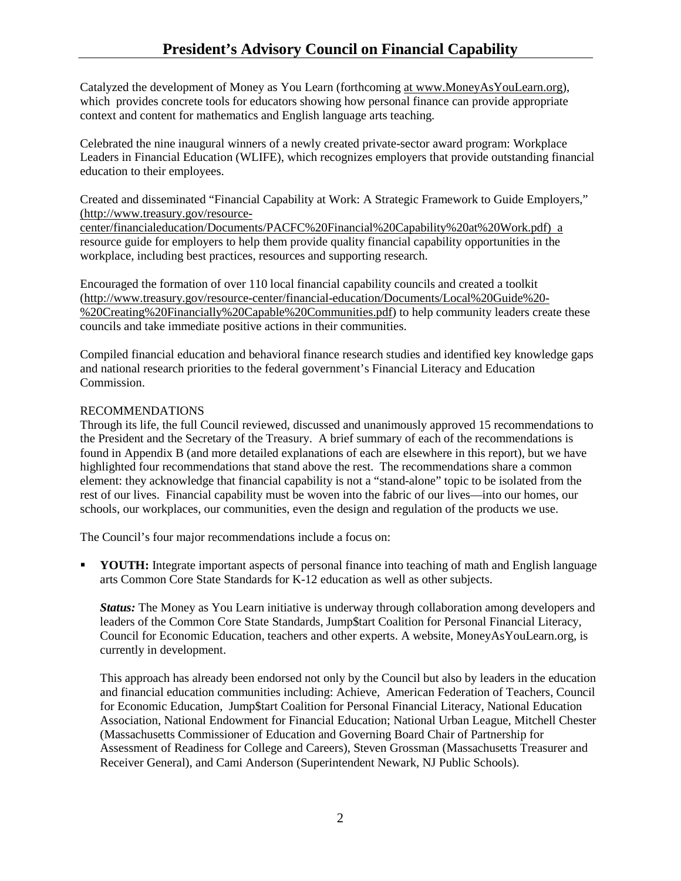Catalyzed the development of Money as You Learn (forthcoming at www.MoneyAsYouLearn.org), which provides concrete tools for educators showing how personal finance can provide appropriate context and content for mathematics and English language arts teaching.

Celebrated the nine inaugural winners of a newly created private-sector award program: Workplace Leaders in Financial Education (WLIFE), which recognizes employers that provide outstanding financial education to their employees.

Created and disseminated "Financial Capability at Work: A Strategic Framework to Guide Employers," (http://www.treasury.gov/resource-center/financialeducation/Documents/PACFC%20Financial%20Capability%20at%20Work.pdf) a resource guide for employers to help them provide quality financial capability opportunities in the workplace, including best practices, resources and supporting research.

Encouraged the formation of over 110 local financial capability councils and created a toolkit (http://www.treasury.gov/resource-center/financial-education/Documents/Local%20Guide%20-%20Creating%20Financially%20Capable%20Communities.pdf) to help community leaders create these councils and take immediate positive actions in their communities.

Compiled financial education and behavioral finance research studies and identified key knowledge gaps and national research priorities to the federal government's Financial Literacy and Education Commission.

RECOMMENDATIONS

Through its life, the full Council reviewed, discussed and unanimously approved 15 recommendations to the President and the Secretary of the Treasury. A brief summary of each of the recommendations is found in Appendix B (and more detailed explanations of each are elsewhere in this report), but we have highlighted four recommendations that stand above the rest. The recommendations share a common element: they acknowledge that financial capability is not a "stand-alone" topic to be isolated from the rest of our lives. Financial capability must be woven into the fabric of our lives—into our homes, our schools, our workplaces, our communities, even the design and regulation of the products we use.

The Council's four major recommendations include a focus on:

- **YOUTH:** Integrate important aspects of personal finance into teaching of math and English language arts Common Core State Standards for K-12 education as well as other subjects.

  ***Status:*** The Money as You Learn initiative is underway through collaboration among developers and leaders of the Common Core State Standards, Jump$tart Coalition for Personal Financial Literacy, Council for Economic Education, teachers and other experts. A website, MoneyAsYouLearn.org, is currently in development.

  This approach has already been endorsed not only by the Council but also by leaders in the education and financial education communities including: Achieve, American Federation of Teachers, Council for Economic Education, Jump$tart Coalition for Personal Financial Literacy, National Education Association, National Endowment for Financial Education; National Urban League, Mitchell Chester (Massachusetts Commissioner of Education and Governing Board Chair of Partnership for Assessment of Readiness for College and Careers), Steven Grossman (Massachusetts Treasurer and Receiver General), and Cami Anderson (Superintendent Newark, NJ Public Schools).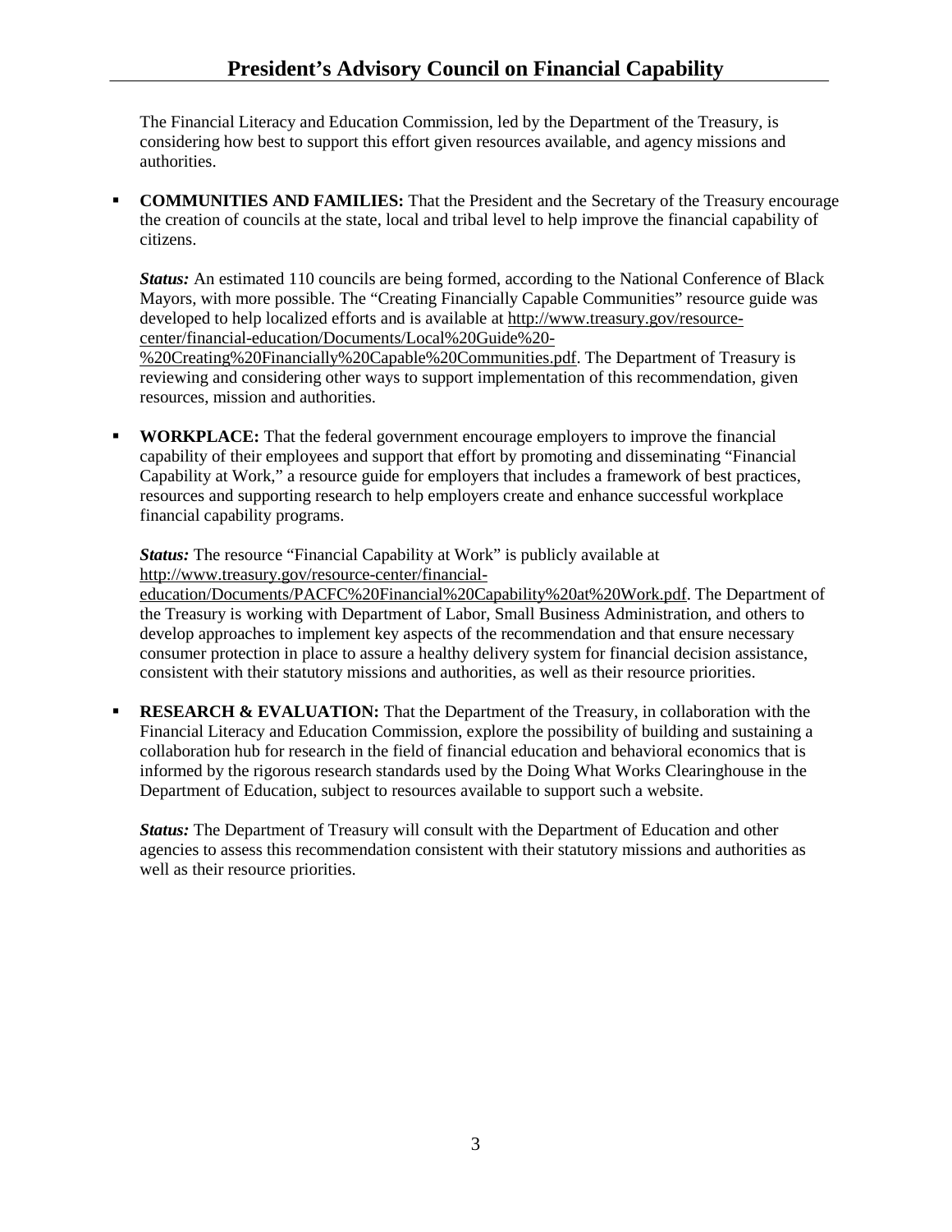The Financial Literacy and Education Commission, led by the Department of the Treasury, is considering how best to support this effort given resources available, and agency missions and authorities.

- **COMMUNITIES AND FAMILIES:** That the President and the Secretary of the Treasury encourage the creation of councils at the state, local and tribal level to help improve the financial capability of citizens.

  ***Status:*** An estimated 110 councils are being formed, according to the National Conference of Black Mayors, with more possible. The "Creating Financially Capable Communities" resource guide was developed to help localized efforts and is available at http://www.treasury.gov/resource-center/financial-education/Documents/Local%20Guide%20-%20Creating%20Financially%20Capable%20Communities.pdf. The Department of Treasury is reviewing and considering other ways to support implementation of this recommendation, given resources, mission and authorities.

- **WORKPLACE:** That the federal government encourage employers to improve the financial capability of their employees and support that effort by promoting and disseminating "Financial Capability at Work," a resource guide for employers that includes a framework of best practices, resources and supporting research to help employers create and enhance successful workplace financial capability programs.

  ***Status:*** The resource "Financial Capability at Work" is publicly available at http://www.treasury.gov/resource-center/financial-education/Documents/PACFC%20Financial%20Capability%20at%20Work.pdf. The Department of the Treasury is working with Department of Labor, Small Business Administration, and others to develop approaches to implement key aspects of the recommendation and that ensure necessary consumer protection in place to assure a healthy delivery system for financial decision assistance, consistent with their statutory missions and authorities, as well as their resource priorities.

- **RESEARCH & EVALUATION:** That the Department of the Treasury, in collaboration with the Financial Literacy and Education Commission, explore the possibility of building and sustaining a collaboration hub for research in the field of financial education and behavioral economics that is informed by the rigorous research standards used by the Doing What Works Clearinghouse in the Department of Education, subject to resources available to support such a website.

  ***Status:*** The Department of Treasury will consult with the Department of Education and other agencies to assess this recommendation consistent with their statutory missions and authorities as well as their resource priorities.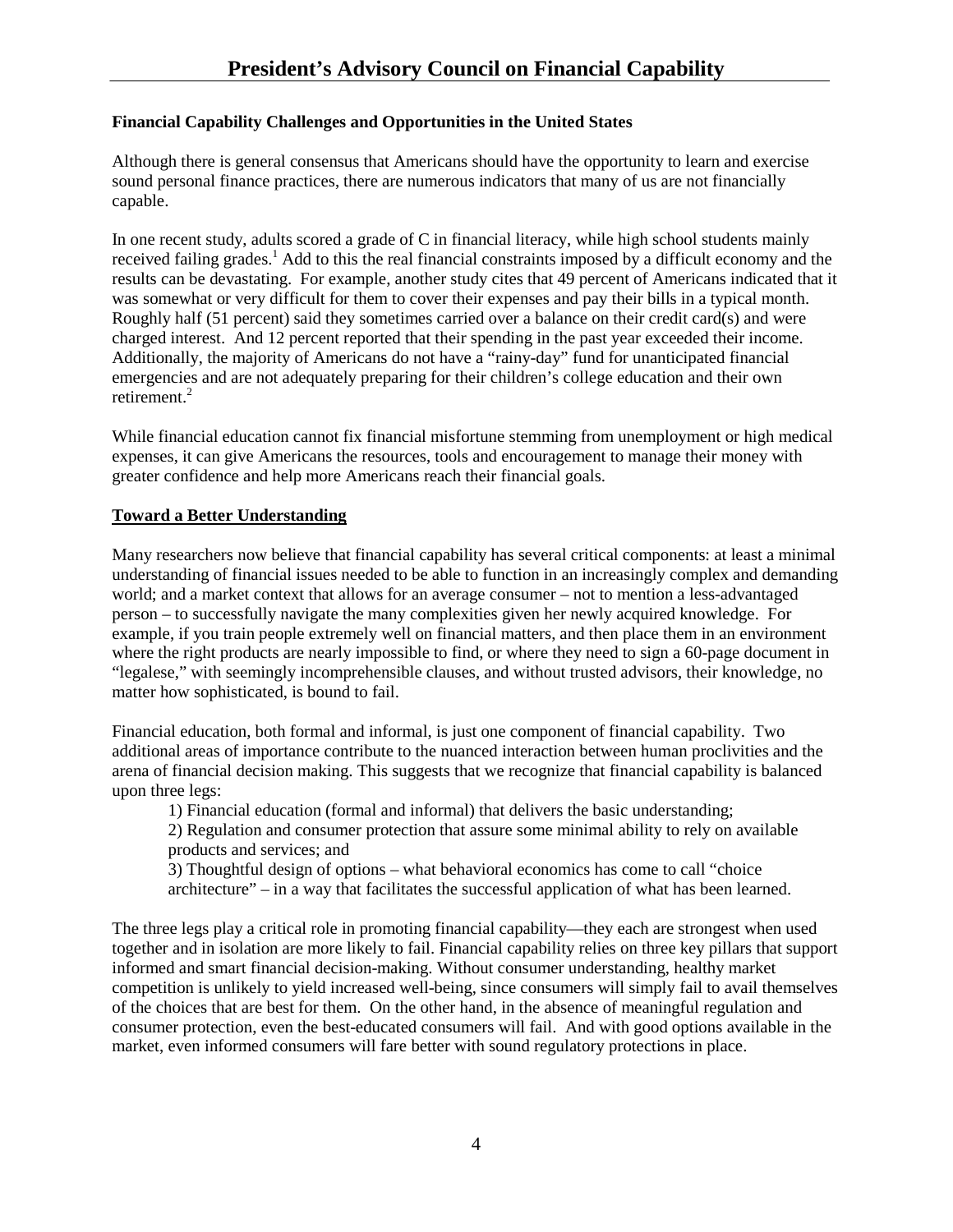**Financial Capability Challenges and Opportunities in the United States**

Although there is general consensus that Americans should have the opportunity to learn and exercise sound personal finance practices, there are numerous indicators that many of us are not financially capable.

In one recent study, adults scored a grade of C in financial literacy, while high school students mainly received failing grades.[1] Add to this the real financial constraints imposed by a difficult economy and the results can be devastating. For example, another study cites that 49 percent of Americans indicated that it was somewhat or very difficult for them to cover their expenses and pay their bills in a typical month. Roughly half (51 percent) said they sometimes carried over a balance on their credit card(s) and were charged interest. And 12 percent reported that their spending in the past year exceeded their income. Additionally, the majority of Americans do not have a "rainy-day" fund for unanticipated financial emergencies and are not adequately preparing for their children's college education and their own retirement.[2]

While financial education cannot fix financial misfortune stemming from unemployment or high medical expenses, it can give Americans the resources, tools and encouragement to manage their money with greater confidence and help more Americans reach their financial goals.

**Toward a Better Understanding**

Many researchers now believe that financial capability has several critical components: at least a minimal understanding of financial issues needed to be able to function in an increasingly complex and demanding world; and a market context that allows for an average consumer – not to mention a less-advantaged person – to successfully navigate the many complexities given her newly acquired knowledge. For example, if you train people extremely well on financial matters, and then place them in an environment where the right products are nearly impossible to find, or where they need to sign a 60-page document in "legalese," with seemingly incomprehensible clauses, and without trusted advisors, their knowledge, no matter how sophisticated, is bound to fail.

Financial education, both formal and informal, is just one component of financial capability. Two additional areas of importance contribute to the nuanced interaction between human proclivities and the arena of financial decision making. This suggests that we recognize that financial capability is balanced upon three legs:

1) Financial education (formal and informal) that delivers the basic understanding;
2) Regulation and consumer protection that assure some minimal ability to rely on available products and services; and
3) Thoughtful design of options – what behavioral economics has come to call "choice architecture" – in a way that facilitates the successful application of what has been learned.

The three legs play a critical role in promoting financial capability—they each are strongest when used together and in isolation are more likely to fail. Financial capability relies on three key pillars that support informed and smart financial decision-making. Without consumer understanding, healthy market competition is unlikely to yield increased well-being, since consumers will simply fail to avail themselves of the choices that are best for them. On the other hand, in the absence of meaningful regulation and consumer protection, even the best-educated consumers will fail. And with good options available in the market, even informed consumers will fare better with sound regulatory protections in place.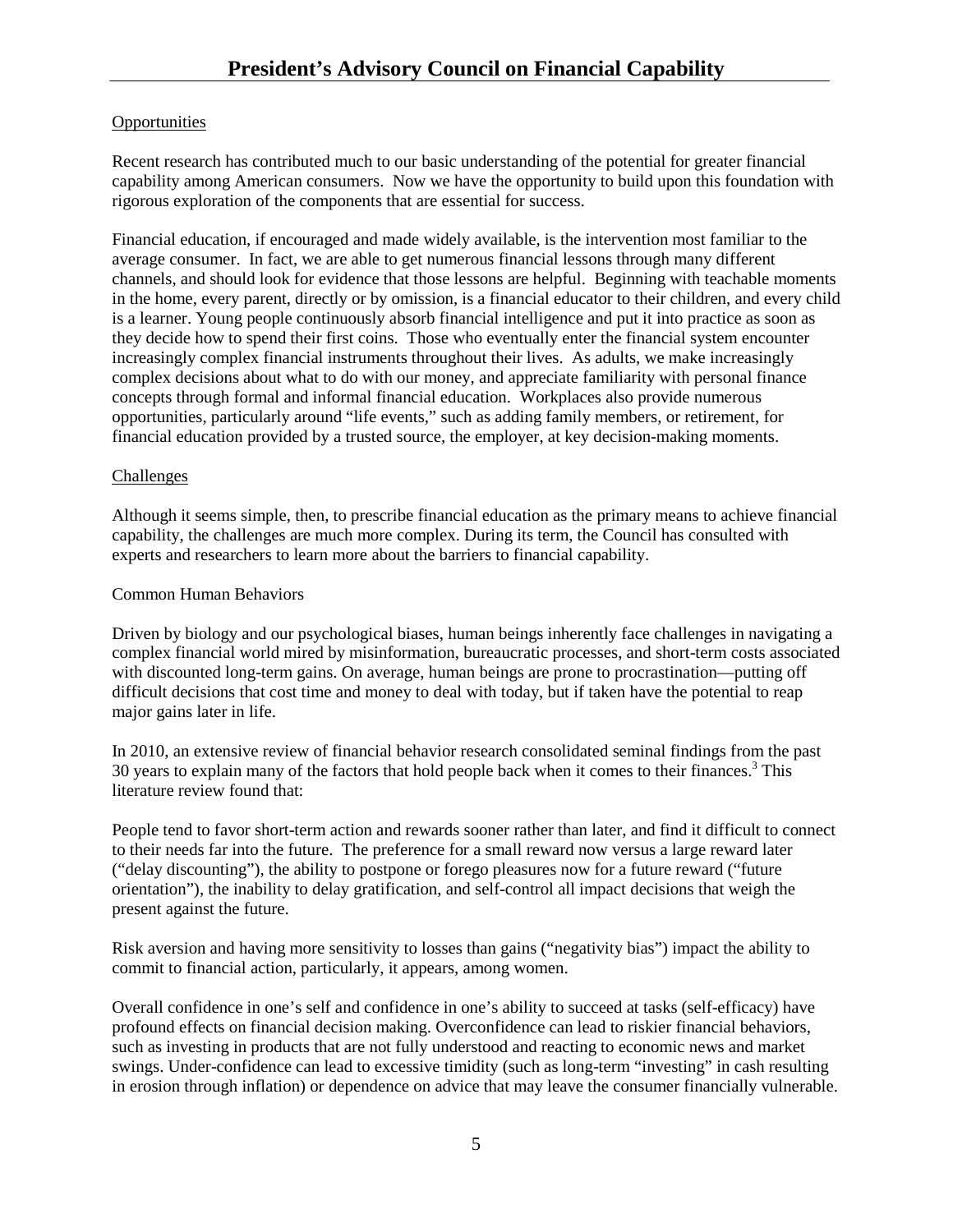Opportunities

Recent research has contributed much to our basic understanding of the potential for greater financial capability among American consumers. Now we have the opportunity to build upon this foundation with rigorous exploration of the components that are essential for success.

Financial education, if encouraged and made widely available, is the intervention most familiar to the average consumer. In fact, we are able to get numerous financial lessons through many different channels, and should look for evidence that those lessons are helpful. Beginning with teachable moments in the home, every parent, directly or by omission, is a financial educator to their children, and every child is a learner. Young people continuously absorb financial intelligence and put it into practice as soon as they decide how to spend their first coins. Those who eventually enter the financial system encounter increasingly complex financial instruments throughout their lives. As adults, we make increasingly complex decisions about what to do with our money, and appreciate familiarity with personal finance concepts through formal and informal financial education. Workplaces also provide numerous opportunities, particularly around "life events," such as adding family members, or retirement, for financial education provided by a trusted source, the employer, at key decision-making moments.

Challenges

Although it seems simple, then, to prescribe financial education as the primary means to achieve financial capability, the challenges are much more complex. During its term, the Council has consulted with experts and researchers to learn more about the barriers to financial capability.

Common Human Behaviors

Driven by biology and our psychological biases, human beings inherently face challenges in navigating a complex financial world mired by misinformation, bureaucratic processes, and short-term costs associated with discounted long-term gains. On average, human beings are prone to procrastination—putting off difficult decisions that cost time and money to deal with today, but if taken have the potential to reap major gains later in life.

In 2010, an extensive review of financial behavior research consolidated seminal findings from the past 30 years to explain many of the factors that hold people back when it comes to their finances.[3] This literature review found that:

People tend to favor short-term action and rewards sooner rather than later, and find it difficult to connect to their needs far into the future. The preference for a small reward now versus a large reward later ("delay discounting"), the ability to postpone or forego pleasures now for a future reward ("future orientation"), the inability to delay gratification, and self-control all impact decisions that weigh the present against the future.

Risk aversion and having more sensitivity to losses than gains ("negativity bias") impact the ability to commit to financial action, particularly, it appears, among women.

Overall confidence in one's self and confidence in one's ability to succeed at tasks (self-efficacy) have profound effects on financial decision making. Overconfidence can lead to riskier financial behaviors, such as investing in products that are not fully understood and reacting to economic news and market swings. Under-confidence can lead to excessive timidity (such as long-term "investing" in cash resulting in erosion through inflation) or dependence on advice that may leave the consumer financially vulnerable.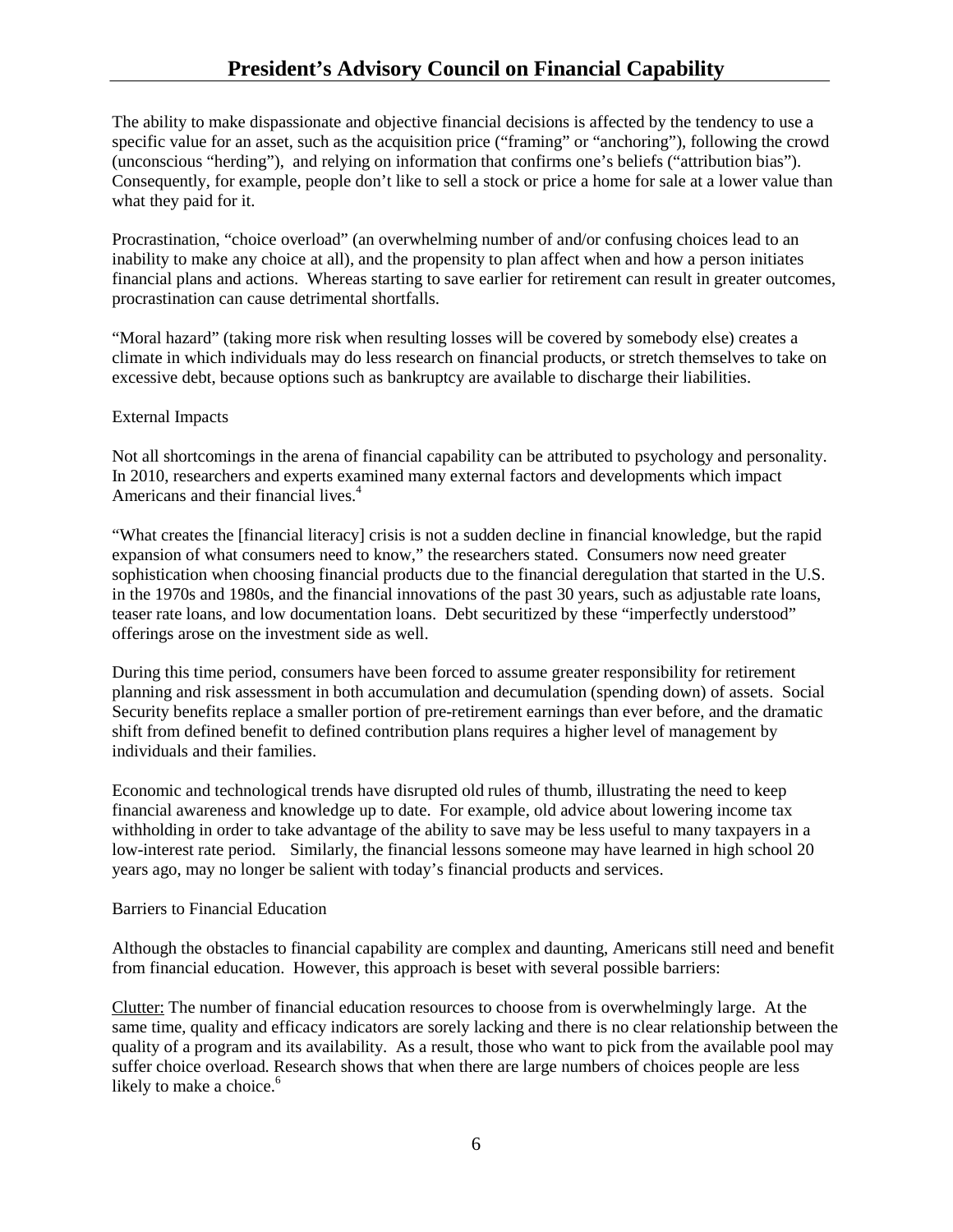The ability to make dispassionate and objective financial decisions is affected by the tendency to use a specific value for an asset, such as the acquisition price ("framing" or "anchoring"), following the crowd (unconscious "herding"), and relying on information that confirms one's beliefs ("attribution bias"). Consequently, for example, people don't like to sell a stock or price a home for sale at a lower value than what they paid for it.

Procrastination, "choice overload" (an overwhelming number of and/or confusing choices lead to an inability to make any choice at all), and the propensity to plan affect when and how a person initiates financial plans and actions. Whereas starting to save earlier for retirement can result in greater outcomes, procrastination can cause detrimental shortfalls.

"Moral hazard" (taking more risk when resulting losses will be covered by somebody else) creates a climate in which individuals may do less research on financial products, or stretch themselves to take on excessive debt, because options such as bankruptcy are available to discharge their liabilities.

External Impacts

Not all shortcomings in the arena of financial capability can be attributed to psychology and personality. In 2010, researchers and experts examined many external factors and developments which impact Americans and their financial lives.[4]

"What creates the [financial literacy] crisis is not a sudden decline in financial knowledge, but the rapid expansion of what consumers need to know," the researchers stated. Consumers now need greater sophistication when choosing financial products due to the financial deregulation that started in the U.S. in the 1970s and 1980s, and the financial innovations of the past 30 years, such as adjustable rate loans, teaser rate loans, and low documentation loans. Debt securitized by these "imperfectly understood" offerings arose on the investment side as well.

During this time period, consumers have been forced to assume greater responsibility for retirement planning and risk assessment in both accumulation and decumulation (spending down) of assets. Social Security benefits replace a smaller portion of pre-retirement earnings than ever before, and the dramatic shift from defined benefit to defined contribution plans requires a higher level of management by individuals and their families.

Economic and technological trends have disrupted old rules of thumb, illustrating the need to keep financial awareness and knowledge up to date. For example, old advice about lowering income tax withholding in order to take advantage of the ability to save may be less useful to many taxpayers in a low-interest rate period. Similarly, the financial lessons someone may have learned in high school 20 years ago, may no longer be salient with today's financial products and services.

Barriers to Financial Education

Although the obstacles to financial capability are complex and daunting, Americans still need and benefit from financial education. However, this approach is beset with several possible barriers:

Clutter: The number of financial education resources to choose from is overwhelmingly large. At the same time, quality and efficacy indicators are sorely lacking and there is no clear relationship between the quality of a program and its availability. As a result, those who want to pick from the available pool may suffer choice overload. Research shows that when there are large numbers of choices people are less likely to make a choice.[6]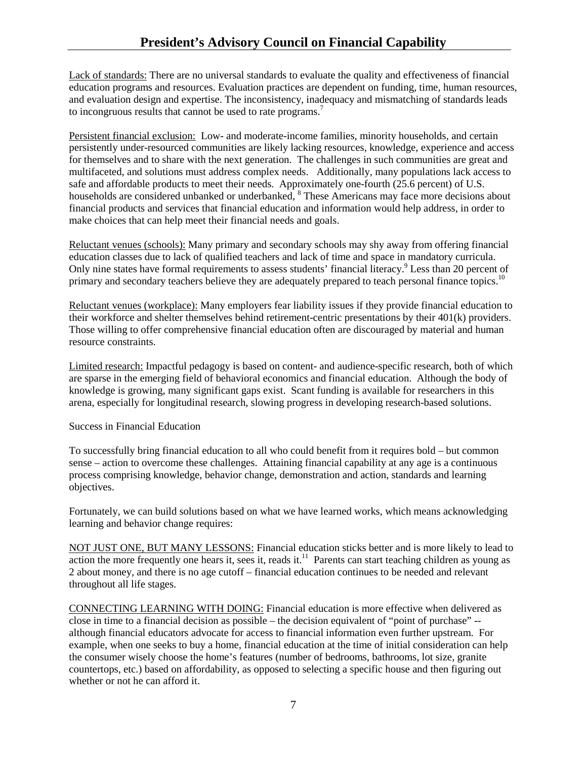Lack of standards: There are no universal standards to evaluate the quality and effectiveness of financial education programs and resources. Evaluation practices are dependent on funding, time, human resources, and evaluation design and expertise. The inconsistency, inadequacy and mismatching of standards leads to incongruous results that cannot be used to rate programs.[7]

Persistent financial exclusion: Low- and moderate-income families, minority households, and certain persistently under-resourced communities are likely lacking resources, knowledge, experience and access for themselves and to share with the next generation. The challenges in such communities are great and multifaceted, and solutions must address complex needs. Additionally, many populations lack access to safe and affordable products to meet their needs. Approximately one-fourth (25.6 percent) of U.S. households are considered unbanked or underbanked, [8] These Americans may face more decisions about financial products and services that financial education and information would help address, in order to make choices that can help meet their financial needs and goals.

Reluctant venues (schools): Many primary and secondary schools may shy away from offering financial education classes due to lack of qualified teachers and lack of time and space in mandatory curricula. Only nine states have formal requirements to assess students' financial literacy.[9] Less than 20 percent of primary and secondary teachers believe they are adequately prepared to teach personal finance topics.[10]

Reluctant venues (workplace): Many employers fear liability issues if they provide financial education to their workforce and shelter themselves behind retirement-centric presentations by their 401(k) providers. Those willing to offer comprehensive financial education often are discouraged by material and human resource constraints.

Limited research: Impactful pedagogy is based on content- and audience-specific research, both of which are sparse in the emerging field of behavioral economics and financial education. Although the body of knowledge is growing, many significant gaps exist. Scant funding is available for researchers in this arena, especially for longitudinal research, slowing progress in developing research-based solutions.

Success in Financial Education

To successfully bring financial education to all who could benefit from it requires bold – but common sense – action to overcome these challenges. Attaining financial capability at any age is a continuous process comprising knowledge, behavior change, demonstration and action, standards and learning objectives.

Fortunately, we can build solutions based on what we have learned works, which means acknowledging learning and behavior change requires:

NOT JUST ONE, BUT MANY LESSONS: Financial education sticks better and is more likely to lead to action the more frequently one hears it, sees it, reads it.[11] Parents can start teaching children as young as 2 about money, and there is no age cutoff – financial education continues to be needed and relevant throughout all life stages.

CONNECTING LEARNING WITH DOING: Financial education is more effective when delivered as close in time to a financial decision as possible – the decision equivalent of "point of purchase" -- although financial educators advocate for access to financial information even further upstream. For example, when one seeks to buy a home, financial education at the time of initial consideration can help the consumer wisely choose the home's features (number of bedrooms, bathrooms, lot size, granite countertops, etc.) based on affordability, as opposed to selecting a specific house and then figuring out whether or not he can afford it.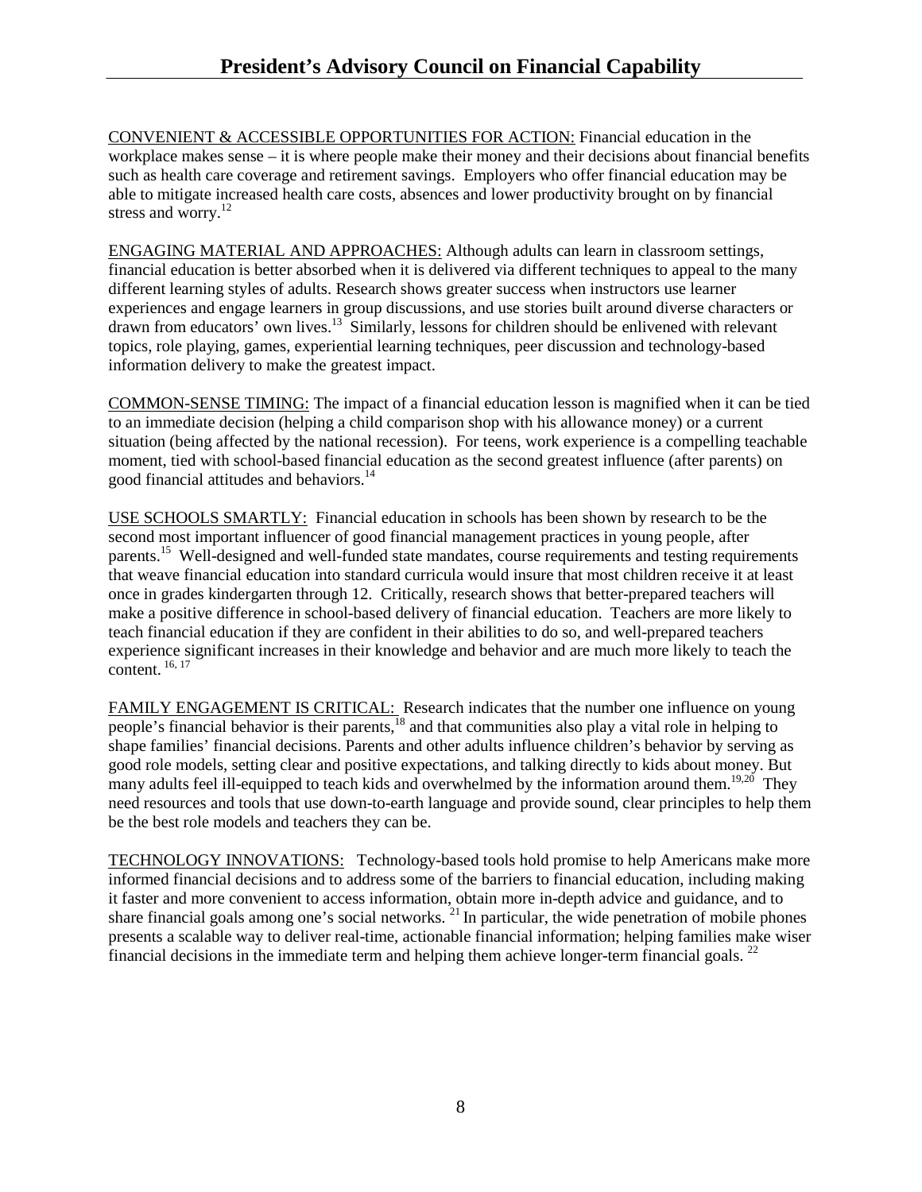CONVENIENT & ACCESSIBLE OPPORTUNITIES FOR ACTION: Financial education in the workplace makes sense – it is where people make their money and their decisions about financial benefits such as health care coverage and retirement savings. Employers who offer financial education may be able to mitigate increased health care costs, absences and lower productivity brought on by financial stress and worry.[12]

ENGAGING MATERIAL AND APPROACHES: Although adults can learn in classroom settings, financial education is better absorbed when it is delivered via different techniques to appeal to the many different learning styles of adults. Research shows greater success when instructors use learner experiences and engage learners in group discussions, and use stories built around diverse characters or drawn from educators' own lives.[13] Similarly, lessons for children should be enlivened with relevant topics, role playing, games, experiential learning techniques, peer discussion and technology-based information delivery to make the greatest impact.

COMMON-SENSE TIMING: The impact of a financial education lesson is magnified when it can be tied to an immediate decision (helping a child comparison shop with his allowance money) or a current situation (being affected by the national recession). For teens, work experience is a compelling teachable moment, tied with school-based financial education as the second greatest influence (after parents) on good financial attitudes and behaviors.[14]

USE SCHOOLS SMARTLY: Financial education in schools has been shown by research to be the second most important influencer of good financial management practices in young people, after parents.[15] Well-designed and well-funded state mandates, course requirements and testing requirements that weave financial education into standard curricula would insure that most children receive it at least once in grades kindergarten through 12. Critically, research shows that better-prepared teachers will make a positive difference in school-based delivery of financial education. Teachers are more likely to teach financial education if they are confident in their abilities to do so, and well-prepared teachers experience significant increases in their knowledge and behavior and are much more likely to teach the content.[16, 17]

FAMILY ENGAGEMENT IS CRITICAL: Research indicates that the number one influence on young people's financial behavior is their parents,[18] and that communities also play a vital role in helping to shape families' financial decisions. Parents and other adults influence children's behavior by serving as good role models, setting clear and positive expectations, and talking directly to kids about money. But many adults feel ill-equipped to teach kids and overwhelmed by the information around them.[19,20] They need resources and tools that use down-to-earth language and provide sound, clear principles to help them be the best role models and teachers they can be.

TECHNOLOGY INNOVATIONS: Technology-based tools hold promise to help Americans make more informed financial decisions and to address some of the barriers to financial education, including making it faster and more convenient to access information, obtain more in-depth advice and guidance, and to share financial goals among one's social networks.[21] In particular, the wide penetration of mobile phones presents a scalable way to deliver real-time, actionable financial information; helping families make wiser financial decisions in the immediate term and helping them achieve longer-term financial goals.[22]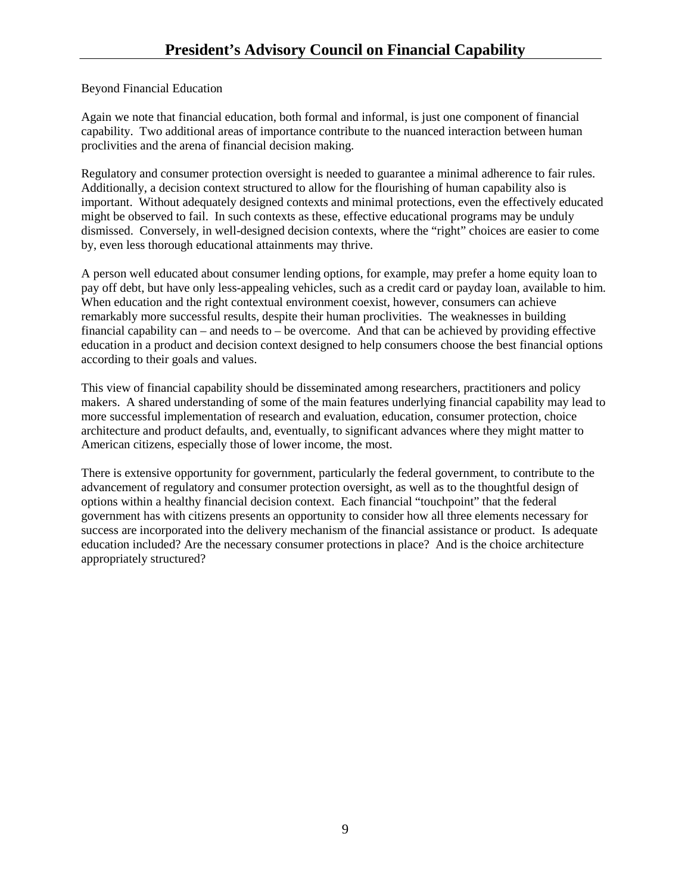Beyond Financial Education

Again we note that financial education, both formal and informal, is just one component of financial capability. Two additional areas of importance contribute to the nuanced interaction between human proclivities and the arena of financial decision making.

Regulatory and consumer protection oversight is needed to guarantee a minimal adherence to fair rules. Additionally, a decision context structured to allow for the flourishing of human capability also is important. Without adequately designed contexts and minimal protections, even the effectively educated might be observed to fail. In such contexts as these, effective educational programs may be unduly dismissed. Conversely, in well-designed decision contexts, where the "right" choices are easier to come by, even less thorough educational attainments may thrive.

A person well educated about consumer lending options, for example, may prefer a home equity loan to pay off debt, but have only less-appealing vehicles, such as a credit card or payday loan, available to him. When education and the right contextual environment coexist, however, consumers can achieve remarkably more successful results, despite their human proclivities. The weaknesses in building financial capability can – and needs to – be overcome. And that can be achieved by providing effective education in a product and decision context designed to help consumers choose the best financial options according to their goals and values.

This view of financial capability should be disseminated among researchers, practitioners and policy makers. A shared understanding of some of the main features underlying financial capability may lead to more successful implementation of research and evaluation, education, consumer protection, choice architecture and product defaults, and, eventually, to significant advances where they might matter to American citizens, especially those of lower income, the most.

There is extensive opportunity for government, particularly the federal government, to contribute to the advancement of regulatory and consumer protection oversight, as well as to the thoughtful design of options within a healthy financial decision context. Each financial "touchpoint" that the federal government has with citizens presents an opportunity to consider how all three elements necessary for success are incorporated into the delivery mechanism of the financial assistance or product. Is adequate education included? Are the necessary consumer protections in place? And is the choice architecture appropriately structured?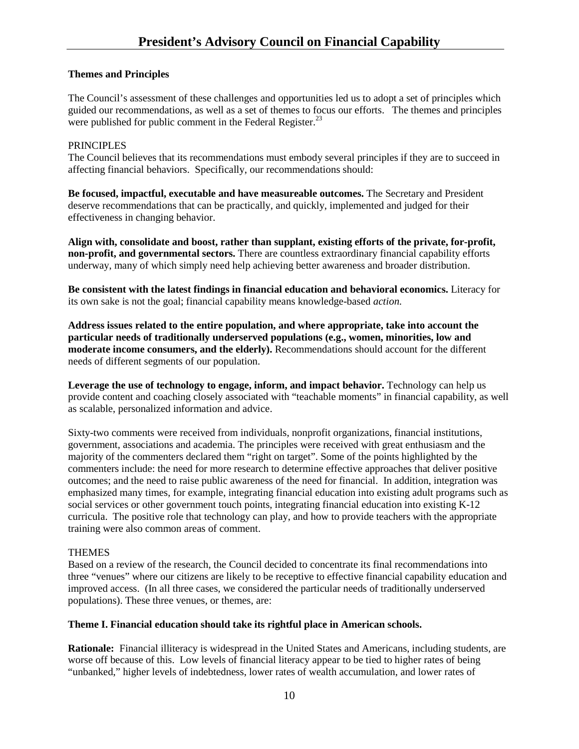**Themes and Principles**

The Council's assessment of these challenges and opportunities led us to adopt a set of principles which guided our recommendations, as well as a set of themes to focus our efforts. The themes and principles were published for public comment in the Federal Register.[23]

PRINCIPLES

The Council believes that its recommendations must embody several principles if they are to succeed in affecting financial behaviors. Specifically, our recommendations should:

**Be focused, impactful, executable and have measureable outcomes.** The Secretary and President deserve recommendations that can be practically, and quickly, implemented and judged for their effectiveness in changing behavior.

**Align with, consolidate and boost, rather than supplant, existing efforts of the private, for-profit, non-profit, and governmental sectors.** There are countless extraordinary financial capability efforts underway, many of which simply need help achieving better awareness and broader distribution.

**Be consistent with the latest findings in financial education and behavioral economics.** Literacy for its own sake is not the goal; financial capability means knowledge-based *action.*

**Address issues related to the entire population, and where appropriate, take into account the particular needs of traditionally underserved populations (e.g., women, minorities, low and moderate income consumers, and the elderly).** Recommendations should account for the different needs of different segments of our population.

**Leverage the use of technology to engage, inform, and impact behavior.** Technology can help us provide content and coaching closely associated with "teachable moments" in financial capability, as well as scalable, personalized information and advice.

Sixty-two comments were received from individuals, nonprofit organizations, financial institutions, government, associations and academia. The principles were received with great enthusiasm and the majority of the commenters declared them "right on target". Some of the points highlighted by the commenters include: the need for more research to determine effective approaches that deliver positive outcomes; and the need to raise public awareness of the need for financial. In addition, integration was emphasized many times, for example, integrating financial education into existing adult programs such as social services or other government touch points, integrating financial education into existing K-12 curricula. The positive role that technology can play, and how to provide teachers with the appropriate training were also common areas of comment.

THEMES

Based on a review of the research, the Council decided to concentrate its final recommendations into three "venues" where our citizens are likely to be receptive to effective financial capability education and improved access. (In all three cases, we considered the particular needs of traditionally underserved populations). These three venues, or themes, are:

**Theme I. Financial education should take its rightful place in American schools.**

**Rationale:** Financial illiteracy is widespread in the United States and Americans, including students, are worse off because of this. Low levels of financial literacy appear to be tied to higher rates of being "unbanked," higher levels of indebtedness, lower rates of wealth accumulation, and lower rates of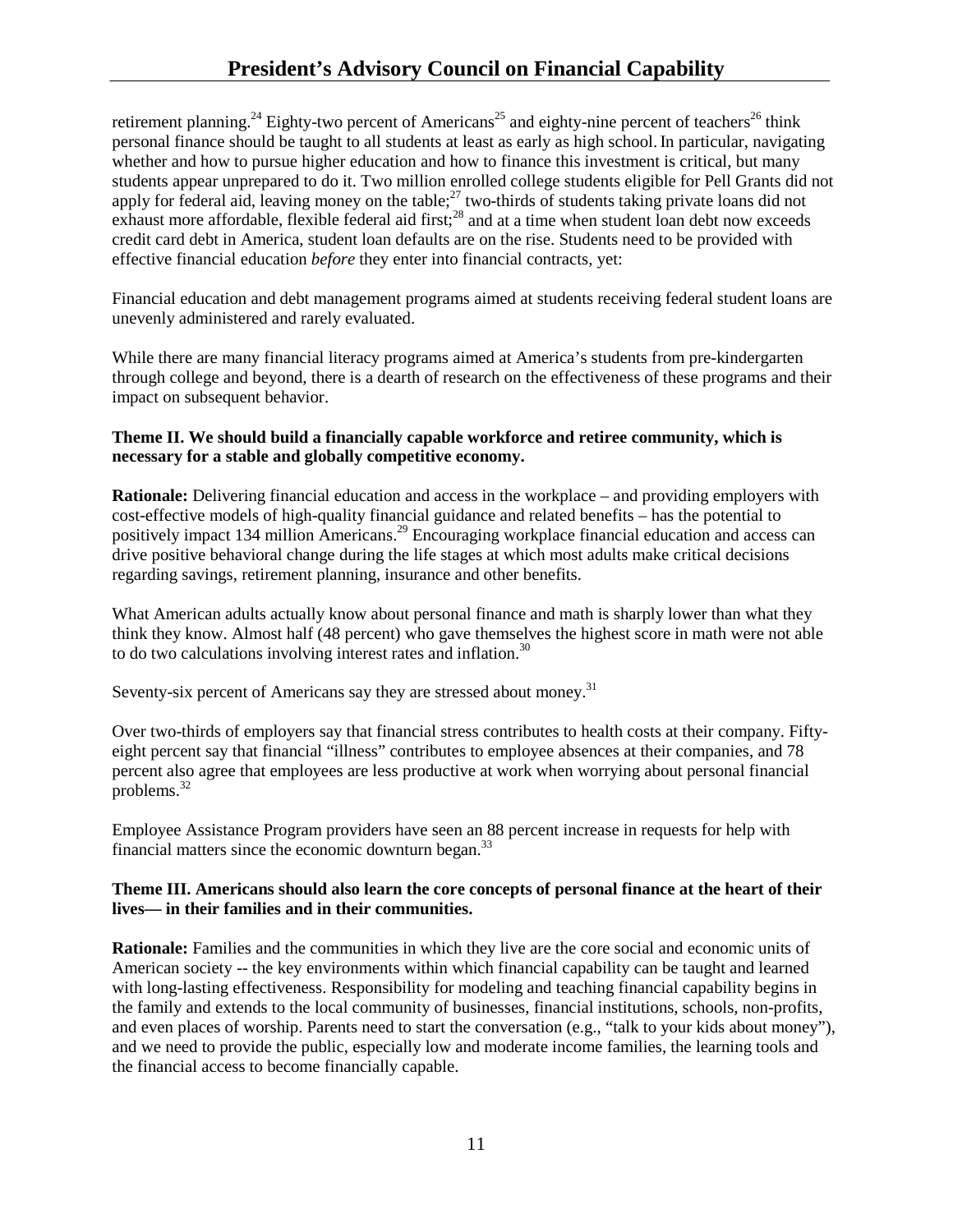retirement planning.[24] Eighty-two percent of Americans[25] and eighty-nine percent of teachers[26] think personal finance should be taught to all students at least as early as high school. In particular, navigating whether and how to pursue higher education and how to finance this investment is critical, but many students appear unprepared to do it. Two million enrolled college students eligible for Pell Grants did not apply for federal aid, leaving money on the table;[27] two-thirds of students taking private loans did not exhaust more affordable, flexible federal aid first;[28] and at a time when student loan debt now exceeds credit card debt in America, student loan defaults are on the rise. Students need to be provided with effective financial education *before* they enter into financial contracts, yet:

Financial education and debt management programs aimed at students receiving federal student loans are unevenly administered and rarely evaluated.

While there are many financial literacy programs aimed at America's students from pre-kindergarten through college and beyond, there is a dearth of research on the effectiveness of these programs and their impact on subsequent behavior.

**Theme II. We should build a financially capable workforce and retiree community, which is necessary for a stable and globally competitive economy.**

**Rationale:** Delivering financial education and access in the workplace – and providing employers with cost-effective models of high-quality financial guidance and related benefits – has the potential to positively impact 134 million Americans.[29] Encouraging workplace financial education and access can drive positive behavioral change during the life stages at which most adults make critical decisions regarding savings, retirement planning, insurance and other benefits.

What American adults actually know about personal finance and math is sharply lower than what they think they know. Almost half (48 percent) who gave themselves the highest score in math were not able to do two calculations involving interest rates and inflation.[30]

Seventy-six percent of Americans say they are stressed about money.[31]

Over two-thirds of employers say that financial stress contributes to health costs at their company. Fifty-eight percent say that financial "illness" contributes to employee absences at their companies, and 78 percent also agree that employees are less productive at work when worrying about personal financial problems.[32]

Employee Assistance Program providers have seen an 88 percent increase in requests for help with financial matters since the economic downturn began.[33]

**Theme III. Americans should also learn the core concepts of personal finance at the heart of their lives— in their families and in their communities.**

**Rationale:** Families and the communities in which they live are the core social and economic units of American society -- the key environments within which financial capability can be taught and learned with long-lasting effectiveness. Responsibility for modeling and teaching financial capability begins in the family and extends to the local community of businesses, financial institutions, schools, non-profits, and even places of worship. Parents need to start the conversation (e.g., "talk to your kids about money"), and we need to provide the public, especially low and moderate income families, the learning tools and the financial access to become financially capable.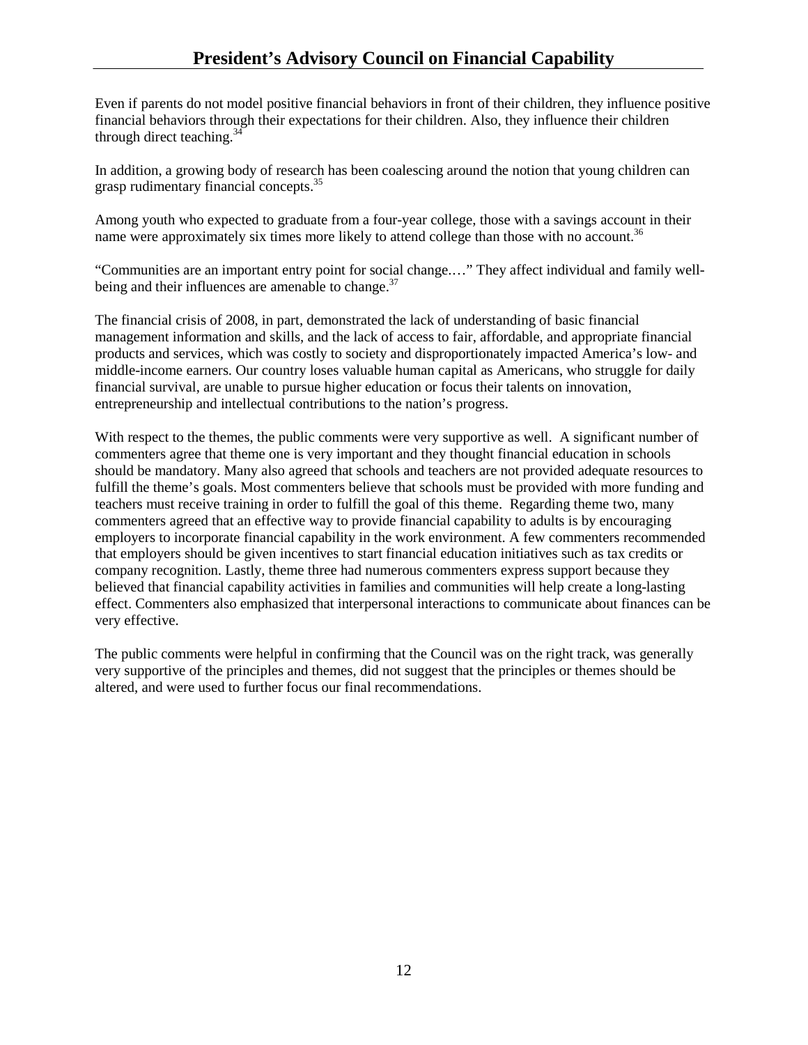Even if parents do not model positive financial behaviors in front of their children, they influence positive financial behaviors through their expectations for their children. Also, they influence their children through direct teaching.[34]

In addition, a growing body of research has been coalescing around the notion that young children can grasp rudimentary financial concepts.[35]

Among youth who expected to graduate from a four-year college, those with a savings account in their name were approximately six times more likely to attend college than those with no account.[36]

"Communities are an important entry point for social change.…" They affect individual and family well-being and their influences are amenable to change.[37]

The financial crisis of 2008, in part, demonstrated the lack of understanding of basic financial management information and skills, and the lack of access to fair, affordable, and appropriate financial products and services, which was costly to society and disproportionately impacted America's low- and middle-income earners. Our country loses valuable human capital as Americans, who struggle for daily financial survival, are unable to pursue higher education or focus their talents on innovation, entrepreneurship and intellectual contributions to the nation's progress.

With respect to the themes, the public comments were very supportive as well. A significant number of commenters agree that theme one is very important and they thought financial education in schools should be mandatory. Many also agreed that schools and teachers are not provided adequate resources to fulfill the theme's goals. Most commenters believe that schools must be provided with more funding and teachers must receive training in order to fulfill the goal of this theme. Regarding theme two, many commenters agreed that an effective way to provide financial capability to adults is by encouraging employers to incorporate financial capability in the work environment. A few commenters recommended that employers should be given incentives to start financial education initiatives such as tax credits or company recognition. Lastly, theme three had numerous commenters express support because they believed that financial capability activities in families and communities will help create a long-lasting effect. Commenters also emphasized that interpersonal interactions to communicate about finances can be very effective.

The public comments were helpful in confirming that the Council was on the right track, was generally very supportive of the principles and themes, did not suggest that the principles or themes should be altered, and were used to further focus our final recommendations.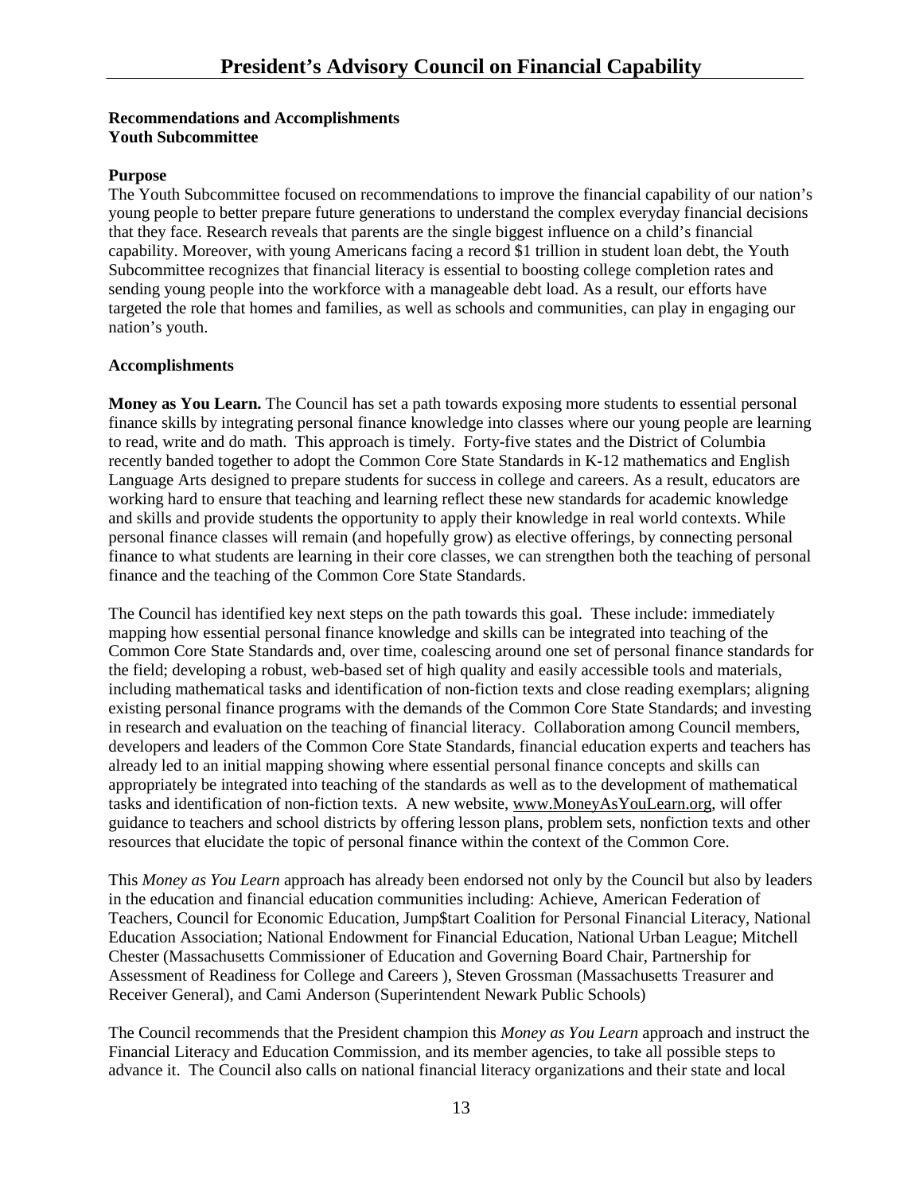**Recommendations and Accomplishments**
**Youth Subcommittee**

**Purpose**

The Youth Subcommittee focused on recommendations to improve the financial capability of our nation's young people to better prepare future generations to understand the complex everyday financial decisions that they face. Research reveals that parents are the single biggest influence on a child's financial capability. Moreover, with young Americans facing a record $1 trillion in student loan debt, the Youth Subcommittee recognizes that financial literacy is essential to boosting college completion rates and sending young people into the workforce with a manageable debt load. As a result, our efforts have targeted the role that homes and families, as well as schools and communities, can play in engaging our nation's youth.

**Accomplishments**

**Money as You Learn.** The Council has set a path towards exposing more students to essential personal finance skills by integrating personal finance knowledge into classes where our young people are learning to read, write and do math. This approach is timely. Forty-five states and the District of Columbia recently banded together to adopt the Common Core State Standards in K-12 mathematics and English Language Arts designed to prepare students for success in college and careers. As a result, educators are working hard to ensure that teaching and learning reflect these new standards for academic knowledge and skills and provide students the opportunity to apply their knowledge in real world contexts. While personal finance classes will remain (and hopefully grow) as elective offerings, by connecting personal finance to what students are learning in their core classes, we can strengthen both the teaching of personal finance and the teaching of the Common Core State Standards.

The Council has identified key next steps on the path towards this goal. These include: immediately mapping how essential personal finance knowledge and skills can be integrated into teaching of the Common Core State Standards and, over time, coalescing around one set of personal finance standards for the field; developing a robust, web-based set of high quality and easily accessible tools and materials, including mathematical tasks and identification of non-fiction texts and close reading exemplars; aligning existing personal finance programs with the demands of the Common Core State Standards; and investing in research and evaluation on the teaching of financial literacy. Collaboration among Council members, developers and leaders of the Common Core State Standards, financial education experts and teachers has already led to an initial mapping showing where essential personal finance concepts and skills can appropriately be integrated into teaching of the standards as well as to the development of mathematical tasks and identification of non-fiction texts. A new website, www.MoneyAsYouLearn.org, will offer guidance to teachers and school districts by offering lesson plans, problem sets, nonfiction texts and other resources that elucidate the topic of personal finance within the context of the Common Core.

This *Money as You Learn* approach has already been endorsed not only by the Council but also by leaders in the education and financial education communities including: Achieve, American Federation of Teachers, Council for Economic Education, Jump$tart Coalition for Personal Financial Literacy, National Education Association; National Endowment for Financial Education, National Urban League; Mitchell Chester (Massachusetts Commissioner of Education and Governing Board Chair, Partnership for Assessment of Readiness for College and Careers ), Steven Grossman (Massachusetts Treasurer and Receiver General), and Cami Anderson (Superintendent Newark Public Schools)

The Council recommends that the President champion this *Money as You Learn* approach and instruct the Financial Literacy and Education Commission, and its member agencies, to take all possible steps to advance it. The Council also calls on national financial literacy organizations and their state and local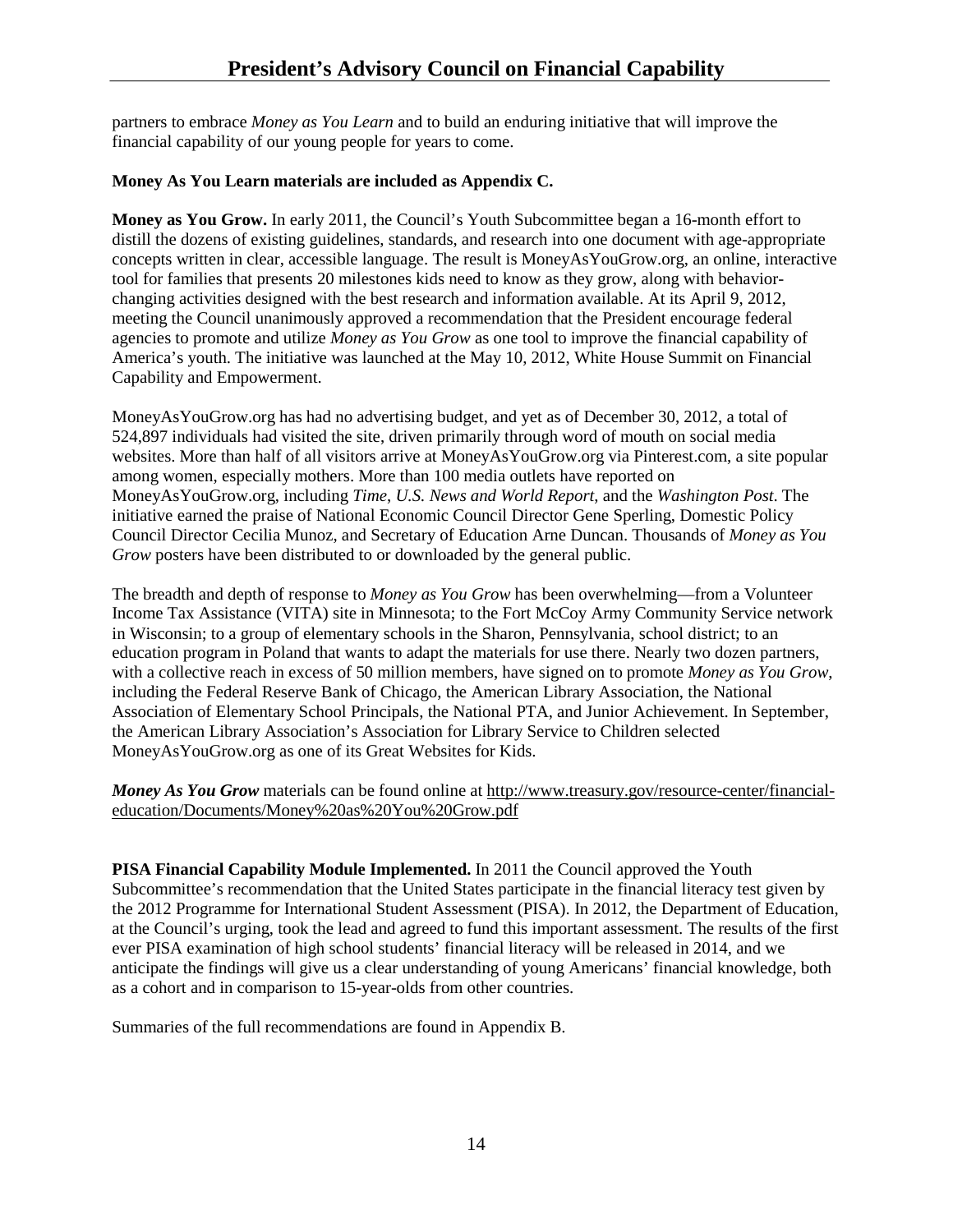partners to embrace *Money as You Learn* and to build an enduring initiative that will improve the financial capability of our young people for years to come.

**Money As You Learn materials are included as Appendix C.**

**Money as You Grow.** In early 2011, the Council's Youth Subcommittee began a 16-month effort to distill the dozens of existing guidelines, standards, and research into one document with age-appropriate concepts written in clear, accessible language. The result is MoneyAsYouGrow.org, an online, interactive tool for families that presents 20 milestones kids need to know as they grow, along with behavior-changing activities designed with the best research and information available. At its April 9, 2012, meeting the Council unanimously approved a recommendation that the President encourage federal agencies to promote and utilize *Money as You Grow* as one tool to improve the financial capability of America's youth. The initiative was launched at the May 10, 2012, White House Summit on Financial Capability and Empowerment.

MoneyAsYouGrow.org has had no advertising budget, and yet as of December 30, 2012, a total of 524,897 individuals had visited the site, driven primarily through word of mouth on social media websites. More than half of all visitors arrive at MoneyAsYouGrow.org via Pinterest.com, a site popular among women, especially mothers. More than 100 media outlets have reported on MoneyAsYouGrow.org, including *Time*, *U.S. News and World Report*, and the *Washington Post*. The initiative earned the praise of National Economic Council Director Gene Sperling, Domestic Policy Council Director Cecilia Munoz, and Secretary of Education Arne Duncan. Thousands of *Money as You Grow* posters have been distributed to or downloaded by the general public.

The breadth and depth of response to *Money as You Grow* has been overwhelming—from a Volunteer Income Tax Assistance (VITA) site in Minnesota; to the Fort McCoy Army Community Service network in Wisconsin; to a group of elementary schools in the Sharon, Pennsylvania, school district; to an education program in Poland that wants to adapt the materials for use there. Nearly two dozen partners, with a collective reach in excess of 50 million members, have signed on to promote *Money as You Grow*, including the Federal Reserve Bank of Chicago, the American Library Association, the National Association of Elementary School Principals, the National PTA, and Junior Achievement. In September, the American Library Association's Association for Library Service to Children selected MoneyAsYouGrow.org as one of its Great Websites for Kids.

***Money As You Grow*** materials can be found online at http://www.treasury.gov/resource-center/financial-education/Documents/Money%20as%20You%20Grow.pdf

**PISA Financial Capability Module Implemented.** In 2011 the Council approved the Youth Subcommittee's recommendation that the United States participate in the financial literacy test given by the 2012 Programme for International Student Assessment (PISA). In 2012, the Department of Education, at the Council's urging, took the lead and agreed to fund this important assessment. The results of the first ever PISA examination of high school students' financial literacy will be released in 2014, and we anticipate the findings will give us a clear understanding of young Americans' financial knowledge, both as a cohort and in comparison to 15-year-olds from other countries.

Summaries of the full recommendations are found in Appendix B.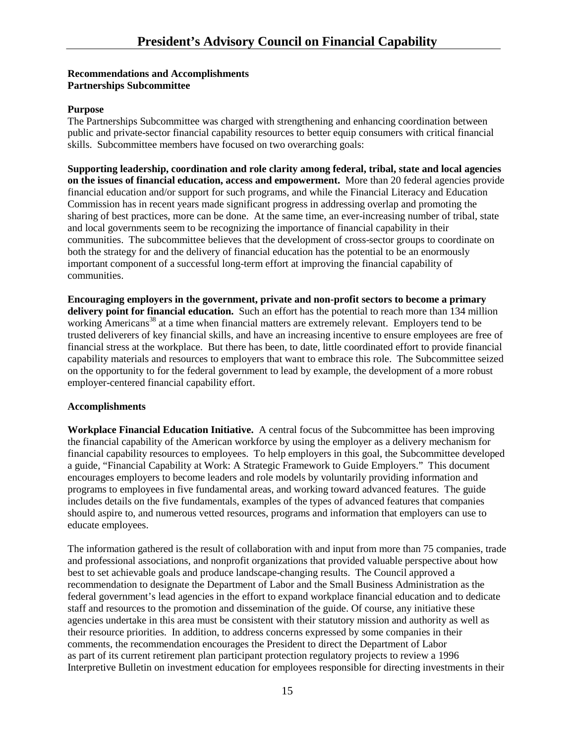**Recommendations and Accomplishments**
**Partnerships Subcommittee**

**Purpose**
The Partnerships Subcommittee was charged with strengthening and enhancing coordination between public and private-sector financial capability resources to better equip consumers with critical financial skills. Subcommittee members have focused on two overarching goals:

**Supporting leadership, coordination and role clarity among federal, tribal, state and local agencies on the issues of financial education, access and empowerment.** More than 20 federal agencies provide financial education and/or support for such programs, and while the Financial Literacy and Education Commission has in recent years made significant progress in addressing overlap and promoting the sharing of best practices, more can be done. At the same time, an ever-increasing number of tribal, state and local governments seem to be recognizing the importance of financial capability in their communities. The subcommittee believes that the development of cross-sector groups to coordinate on both the strategy for and the delivery of financial education has the potential to be an enormously important component of a successful long-term effort at improving the financial capability of communities.

**Encouraging employers in the government, private and non-profit sectors to become a primary delivery point for financial education.** Such an effort has the potential to reach more than 134 million working Americans[38] at a time when financial matters are extremely relevant. Employers tend to be trusted deliverers of key financial skills, and have an increasing incentive to ensure employees are free of financial stress at the workplace. But there has been, to date, little coordinated effort to provide financial capability materials and resources to employers that want to embrace this role. The Subcommittee seized on the opportunity to for the federal government to lead by example, the development of a more robust employer-centered financial capability effort.

**Accomplishments**

**Workplace Financial Education Initiative.** A central focus of the Subcommittee has been improving the financial capability of the American workforce by using the employer as a delivery mechanism for financial capability resources to employees. To help employers in this goal, the Subcommittee developed a guide, "Financial Capability at Work: A Strategic Framework to Guide Employers." This document encourages employers to become leaders and role models by voluntarily providing information and programs to employees in five fundamental areas, and working toward advanced features. The guide includes details on the five fundamentals, examples of the types of advanced features that companies should aspire to, and numerous vetted resources, programs and information that employers can use to educate employees.

The information gathered is the result of collaboration with and input from more than 75 companies, trade and professional associations, and nonprofit organizations that provided valuable perspective about how best to set achievable goals and produce landscape-changing results. The Council approved a recommendation to designate the Department of Labor and the Small Business Administration as the federal government's lead agencies in the effort to expand workplace financial education and to dedicate staff and resources to the promotion and dissemination of the guide. Of course, any initiative these agencies undertake in this area must be consistent with their statutory mission and authority as well as their resource priorities. In addition, to address concerns expressed by some companies in their comments, the recommendation encourages the President to direct the Department of Labor as part of its current retirement plan participant protection regulatory projects to review a 1996 Interpretive Bulletin on investment education for employees responsible for directing investments in their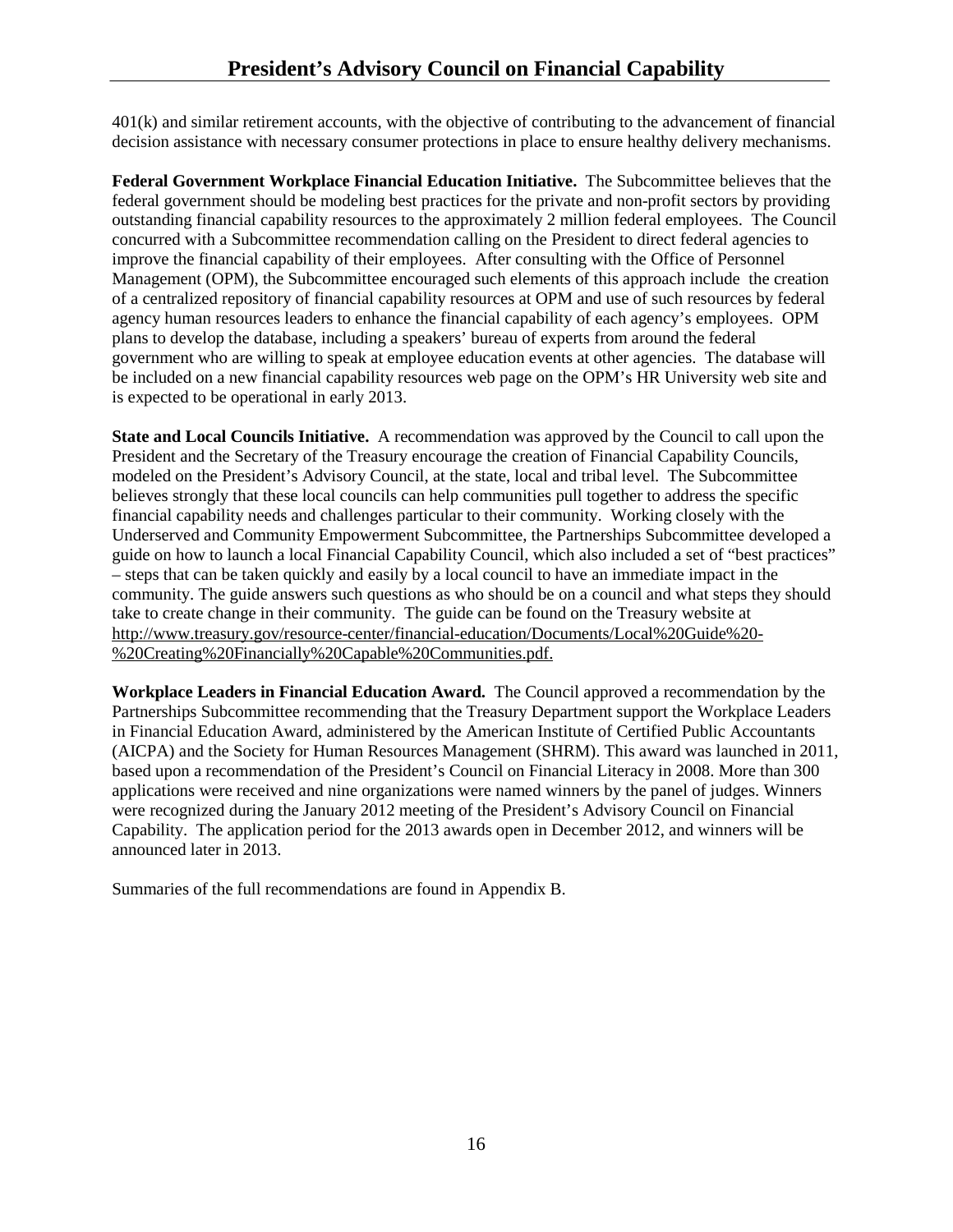401(k) and similar retirement accounts, with the objective of contributing to the advancement of financial decision assistance with necessary consumer protections in place to ensure healthy delivery mechanisms.

**Federal Government Workplace Financial Education Initiative.** The Subcommittee believes that the federal government should be modeling best practices for the private and non-profit sectors by providing outstanding financial capability resources to the approximately 2 million federal employees. The Council concurred with a Subcommittee recommendation calling on the President to direct federal agencies to improve the financial capability of their employees. After consulting with the Office of Personnel Management (OPM), the Subcommittee encouraged such elements of this approach include the creation of a centralized repository of financial capability resources at OPM and use of such resources by federal agency human resources leaders to enhance the financial capability of each agency's employees. OPM plans to develop the database, including a speakers' bureau of experts from around the federal government who are willing to speak at employee education events at other agencies. The database will be included on a new financial capability resources web page on the OPM's HR University web site and is expected to be operational in early 2013.

**State and Local Councils Initiative.** A recommendation was approved by the Council to call upon the President and the Secretary of the Treasury encourage the creation of Financial Capability Councils, modeled on the President's Advisory Council, at the state, local and tribal level. The Subcommittee believes strongly that these local councils can help communities pull together to address the specific financial capability needs and challenges particular to their community. Working closely with the Underserved and Community Empowerment Subcommittee, the Partnerships Subcommittee developed a guide on how to launch a local Financial Capability Council, which also included a set of "best practices" – steps that can be taken quickly and easily by a local council to have an immediate impact in the community. The guide answers such questions as who should be on a council and what steps they should take to create change in their community. The guide can be found on the Treasury website at http://www.treasury.gov/resource-center/financial-education/Documents/Local%20Guide%20-%20Creating%20Financially%20Capable%20Communities.pdf.

**Workplace Leaders in Financial Education Award.** The Council approved a recommendation by the Partnerships Subcommittee recommending that the Treasury Department support the Workplace Leaders in Financial Education Award, administered by the American Institute of Certified Public Accountants (AICPA) and the Society for Human Resources Management (SHRM). This award was launched in 2011, based upon a recommendation of the President's Council on Financial Literacy in 2008. More than 300 applications were received and nine organizations were named winners by the panel of judges. Winners were recognized during the January 2012 meeting of the President's Advisory Council on Financial Capability. The application period for the 2013 awards open in December 2012, and winners will be announced later in 2013.

Summaries of the full recommendations are found in Appendix B.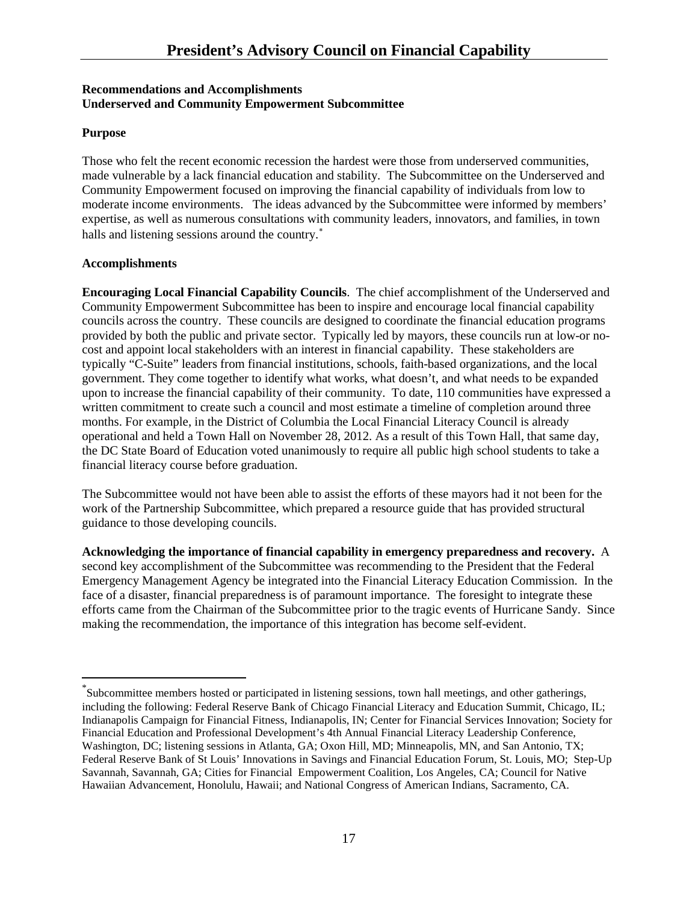**Recommendations and Accomplishments**
**Underserved and Community Empowerment Subcommittee**

**Purpose**

Those who felt the recent economic recession the hardest were those from underserved communities, made vulnerable by a lack financial education and stability. The Subcommittee on the Underserved and Community Empowerment focused on improving the financial capability of individuals from low to moderate income environments. The ideas advanced by the Subcommittee were informed by members' expertise, as well as numerous consultations with community leaders, innovators, and families, in town halls and listening sessions around the country.[*]

**Accomplishments**

**Encouraging Local Financial Capability Councils**. The chief accomplishment of the Underserved and Community Empowerment Subcommittee has been to inspire and encourage local financial capability councils across the country. These councils are designed to coordinate the financial education programs provided by both the public and private sector. Typically led by mayors, these councils run at low-or no-cost and appoint local stakeholders with an interest in financial capability. These stakeholders are typically "C-Suite" leaders from financial institutions, schools, faith-based organizations, and the local government. They come together to identify what works, what doesn't, and what needs to be expanded upon to increase the financial capability of their community. To date, 110 communities have expressed a written commitment to create such a council and most estimate a timeline of completion around three months. For example, in the District of Columbia the Local Financial Literacy Council is already operational and held a Town Hall on November 28, 2012. As a result of this Town Hall, that same day, the DC State Board of Education voted unanimously to require all public high school students to take a financial literacy course before graduation.

The Subcommittee would not have been able to assist the efforts of these mayors had it not been for the work of the Partnership Subcommittee, which prepared a resource guide that has provided structural guidance to those developing councils.

**Acknowledging the importance of financial capability in emergency preparedness and recovery.** A second key accomplishment of the Subcommittee was recommending to the President that the Federal Emergency Management Agency be integrated into the Financial Literacy Education Commission. In the face of a disaster, financial preparedness is of paramount importance. The foresight to integrate these efforts came from the Chairman of the Subcommittee prior to the tragic events of Hurricane Sandy. Since making the recommendation, the importance of this integration has become self-evident.

---

[*] Subcommittee members hosted or participated in listening sessions, town hall meetings, and other gatherings, including the following: Federal Reserve Bank of Chicago Financial Literacy and Education Summit, Chicago, IL; Indianapolis Campaign for Financial Fitness, Indianapolis, IN; Center for Financial Services Innovation; Society for Financial Education and Professional Development's 4th Annual Financial Literacy Leadership Conference, Washington, DC; listening sessions in Atlanta, GA; Oxon Hill, MD; Minneapolis, MN, and San Antonio, TX; Federal Reserve Bank of St Louis' Innovations in Savings and Financial Education Forum, St. Louis, MO; Step-Up Savannah, Savannah, GA; Cities for Financial Empowerment Coalition, Los Angeles, CA; Council for Native Hawaiian Advancement, Honolulu, Hawaii; and National Congress of American Indians, Sacramento, CA.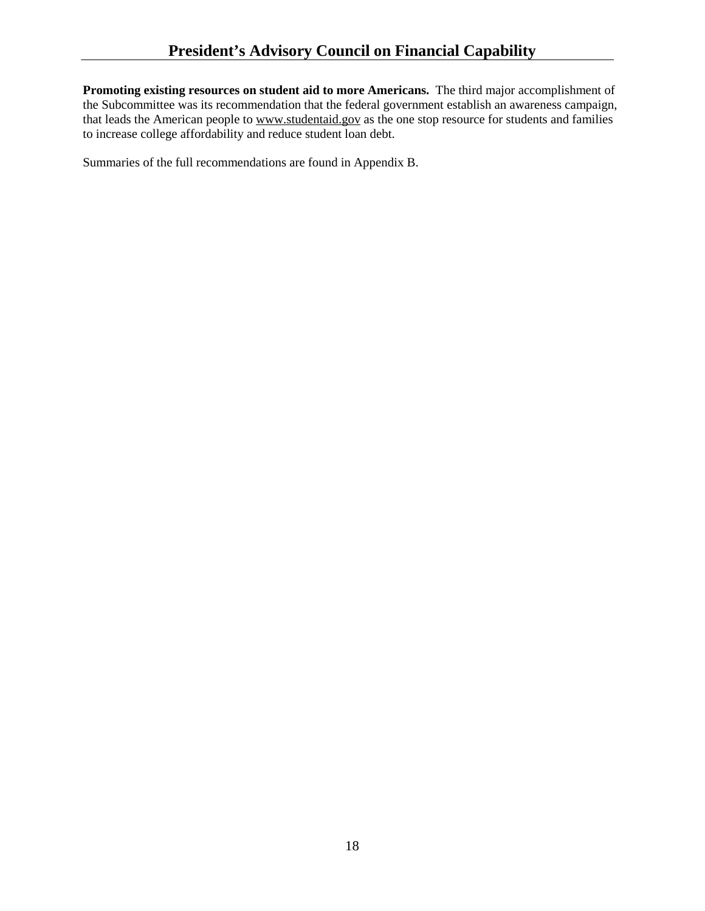**Promoting existing resources on student aid to more Americans.** The third major accomplishment of the Subcommittee was its recommendation that the federal government establish an awareness campaign, that leads the American people to www.studentaid.gov as the one stop resource for students and families to increase college affordability and reduce student loan debt.

Summaries of the full recommendations are found in Appendix B.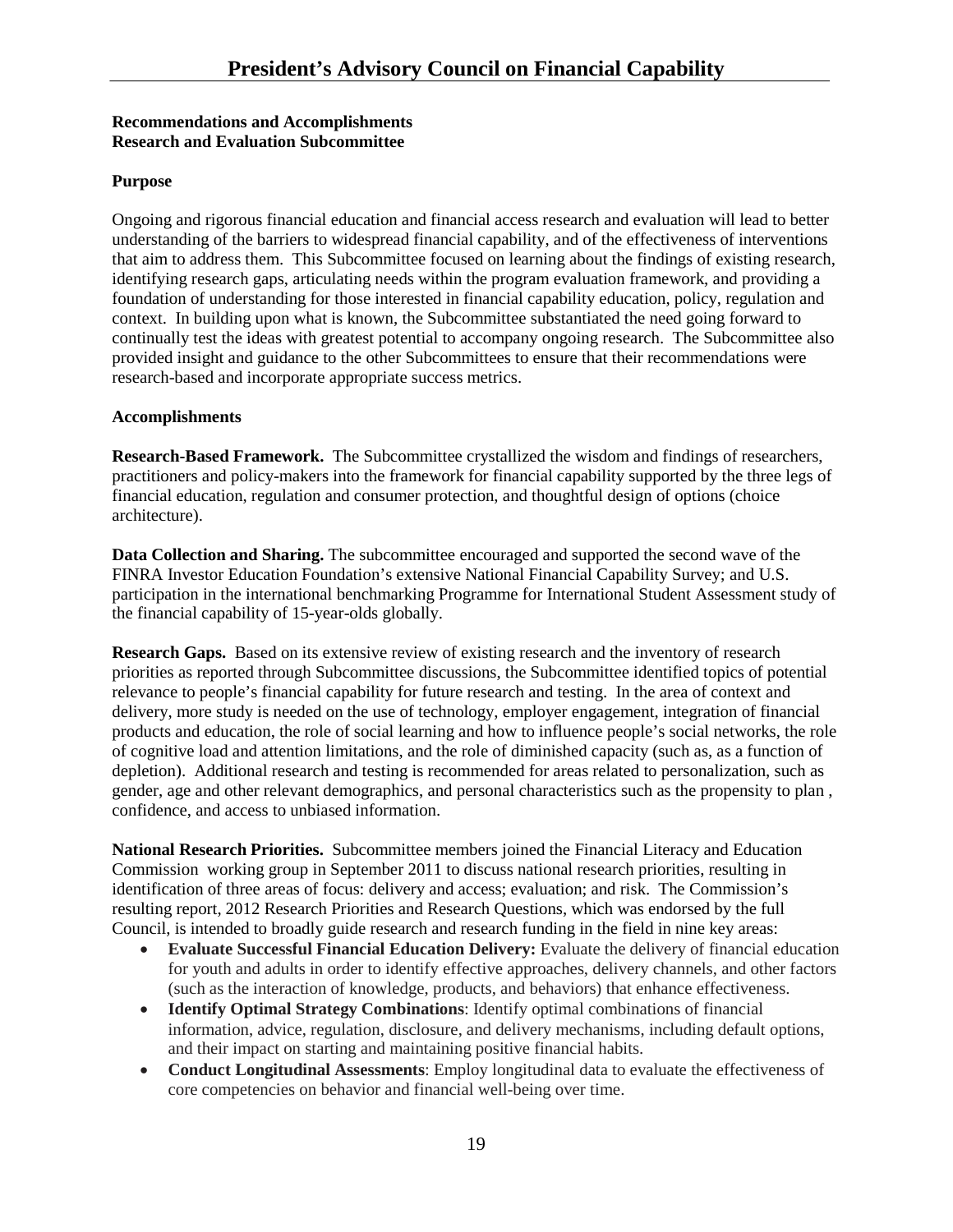**Recommendations and Accomplishments**
**Research and Evaluation Subcommittee**

**Purpose**

Ongoing and rigorous financial education and financial access research and evaluation will lead to better understanding of the barriers to widespread financial capability, and of the effectiveness of interventions that aim to address them. This Subcommittee focused on learning about the findings of existing research, identifying research gaps, articulating needs within the program evaluation framework, and providing a foundation of understanding for those interested in financial capability education, policy, regulation and context. In building upon what is known, the Subcommittee substantiated the need going forward to continually test the ideas with greatest potential to accompany ongoing research. The Subcommittee also provided insight and guidance to the other Subcommittees to ensure that their recommendations were research-based and incorporate appropriate success metrics.

**Accomplishments**

**Research-Based Framework.** The Subcommittee crystallized the wisdom and findings of researchers, practitioners and policy-makers into the framework for financial capability supported by the three legs of financial education, regulation and consumer protection, and thoughtful design of options (choice architecture).

**Data Collection and Sharing.** The subcommittee encouraged and supported the second wave of the FINRA Investor Education Foundation's extensive National Financial Capability Survey; and U.S. participation in the international benchmarking Programme for International Student Assessment study of the financial capability of 15-year-olds globally.

**Research Gaps.** Based on its extensive review of existing research and the inventory of research priorities as reported through Subcommittee discussions, the Subcommittee identified topics of potential relevance to people's financial capability for future research and testing. In the area of context and delivery, more study is needed on the use of technology, employer engagement, integration of financial products and education, the role of social learning and how to influence people's social networks, the role of cognitive load and attention limitations, and the role of diminished capacity (such as, as a function of depletion). Additional research and testing is recommended for areas related to personalization, such as gender, age and other relevant demographics, and personal characteristics such as the propensity to plan , confidence, and access to unbiased information.

**National Research Priorities.** Subcommittee members joined the Financial Literacy and Education Commission working group in September 2011 to discuss national research priorities, resulting in identification of three areas of focus: delivery and access; evaluation; and risk. The Commission's resulting report, 2012 Research Priorities and Research Questions, which was endorsed by the full Council, is intended to broadly guide research and research funding in the field in nine key areas:

- **Evaluate Successful Financial Education Delivery:** Evaluate the delivery of financial education for youth and adults in order to identify effective approaches, delivery channels, and other factors (such as the interaction of knowledge, products, and behaviors) that enhance effectiveness.
- **Identify Optimal Strategy Combinations**: Identify optimal combinations of financial information, advice, regulation, disclosure, and delivery mechanisms, including default options, and their impact on starting and maintaining positive financial habits.
- **Conduct Longitudinal Assessments**: Employ longitudinal data to evaluate the effectiveness of core competencies on behavior and financial well-being over time.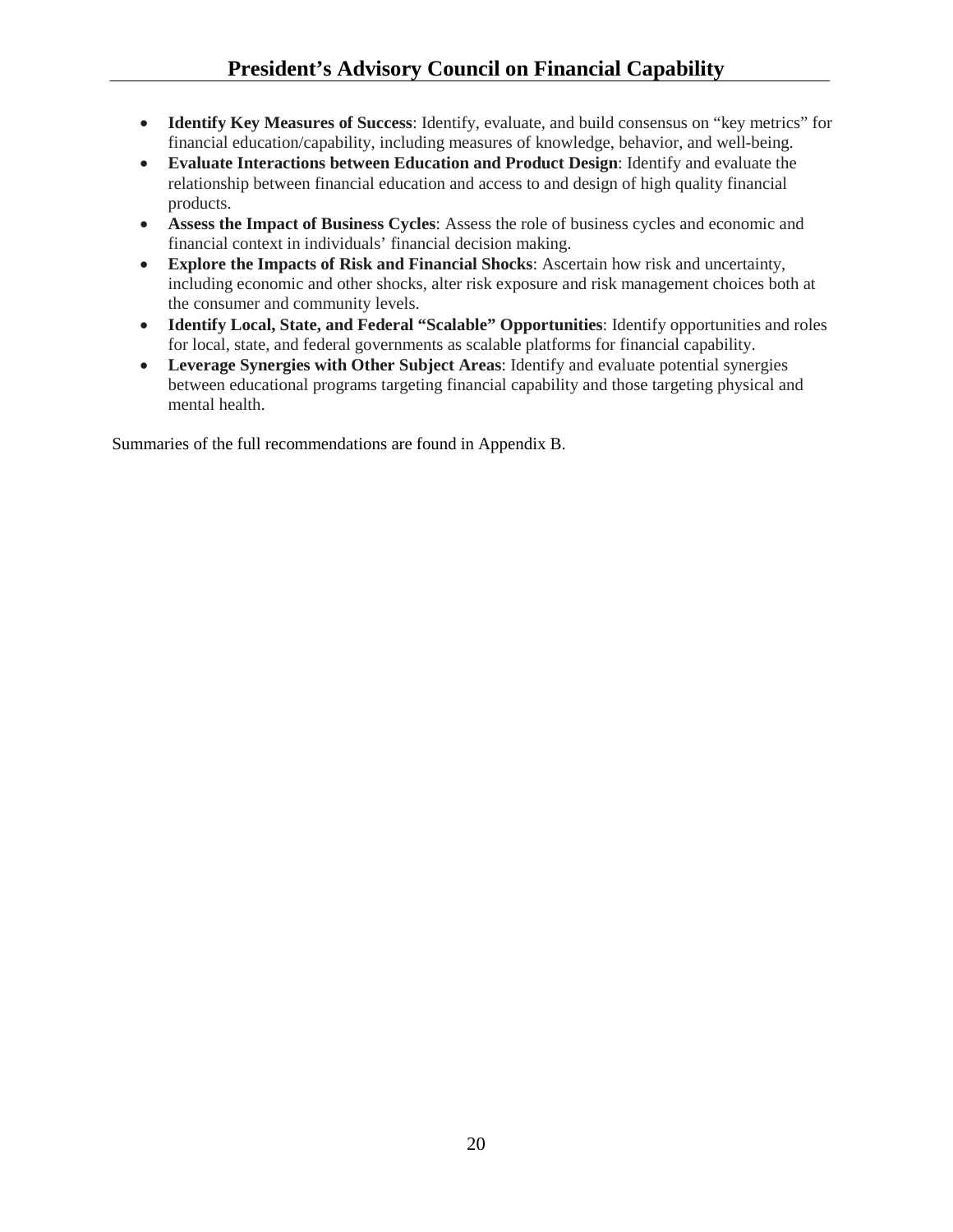- **Identify Key Measures of Success**: Identify, evaluate, and build consensus on "key metrics" for financial education/capability, including measures of knowledge, behavior, and well-being.
- **Evaluate Interactions between Education and Product Design**: Identify and evaluate the relationship between financial education and access to and design of high quality financial products.
- **Assess the Impact of Business Cycles**: Assess the role of business cycles and economic and financial context in individuals' financial decision making.
- **Explore the Impacts of Risk and Financial Shocks**: Ascertain how risk and uncertainty, including economic and other shocks, alter risk exposure and risk management choices both at the consumer and community levels.
- **Identify Local, State, and Federal "Scalable" Opportunities**: Identify opportunities and roles for local, state, and federal governments as scalable platforms for financial capability.
- **Leverage Synergies with Other Subject Areas**: Identify and evaluate potential synergies between educational programs targeting financial capability and those targeting physical and mental health.

Summaries of the full recommendations are found in Appendix B.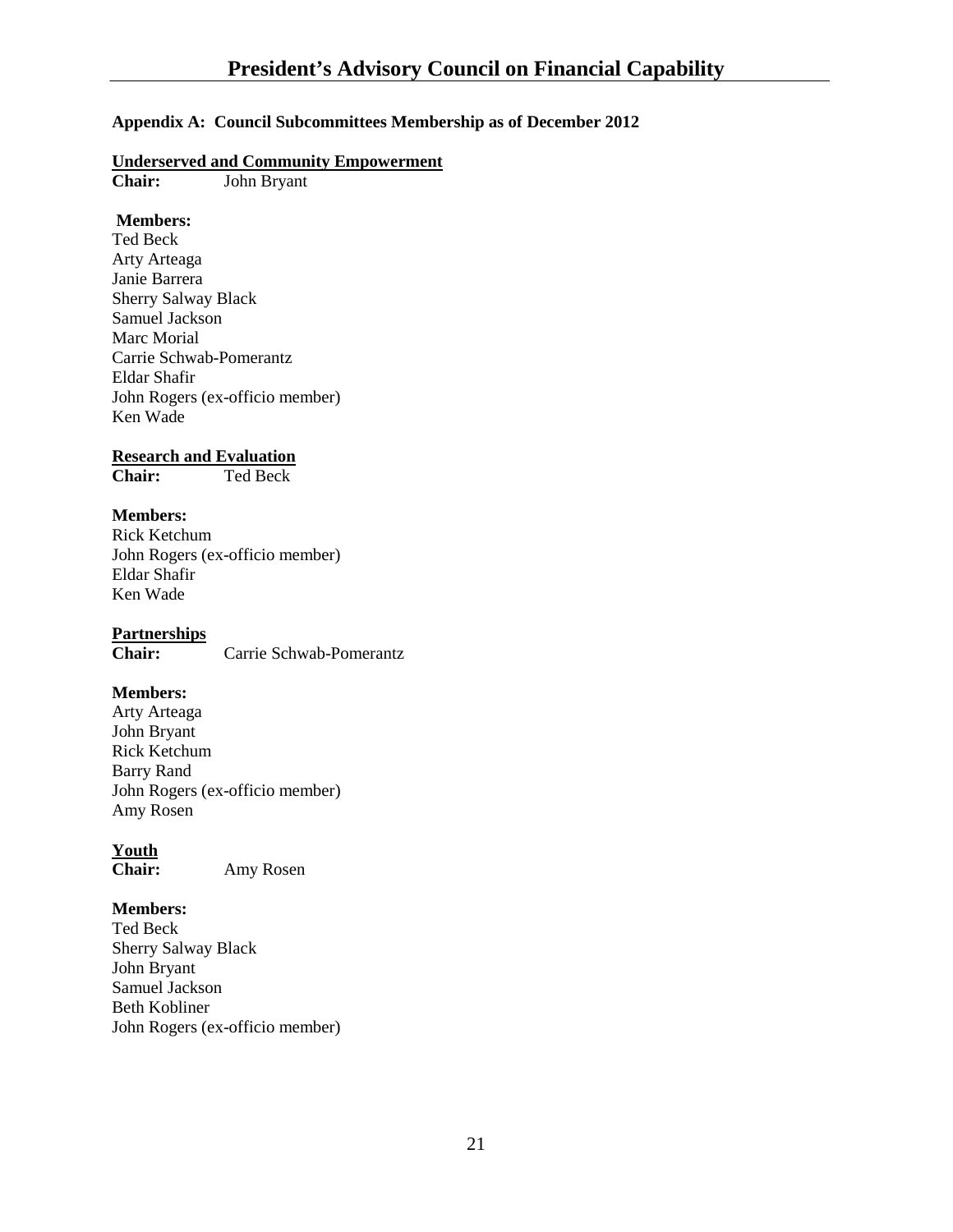### Appendix A: Council Subcommittees Membership as of December 2012

**Underserved and Community Empowerment**

**Chair:** John Bryant

**Members:**

Ted Beck
Arty Arteaga
Janie Barrera
Sherry Salway Black
Samuel Jackson
Marc Morial
Carrie Schwab-Pomerantz
Eldar Shafir
John Rogers (ex-officio member)
Ken Wade

**Research and Evaluation**

**Chair:** Ted Beck

**Members:**

Rick Ketchum
John Rogers (ex-officio member)
Eldar Shafir
Ken Wade

**Partnerships**

**Chair:** Carrie Schwab-Pomerantz

**Members:**

Arty Arteaga
John Bryant
Rick Ketchum
Barry Rand
John Rogers (ex-officio member)
Amy Rosen

**Youth**

**Chair:** Amy Rosen

**Members:**

Ted Beck
Sherry Salway Black
John Bryant
Samuel Jackson
Beth Kobliner
John Rogers (ex-officio member)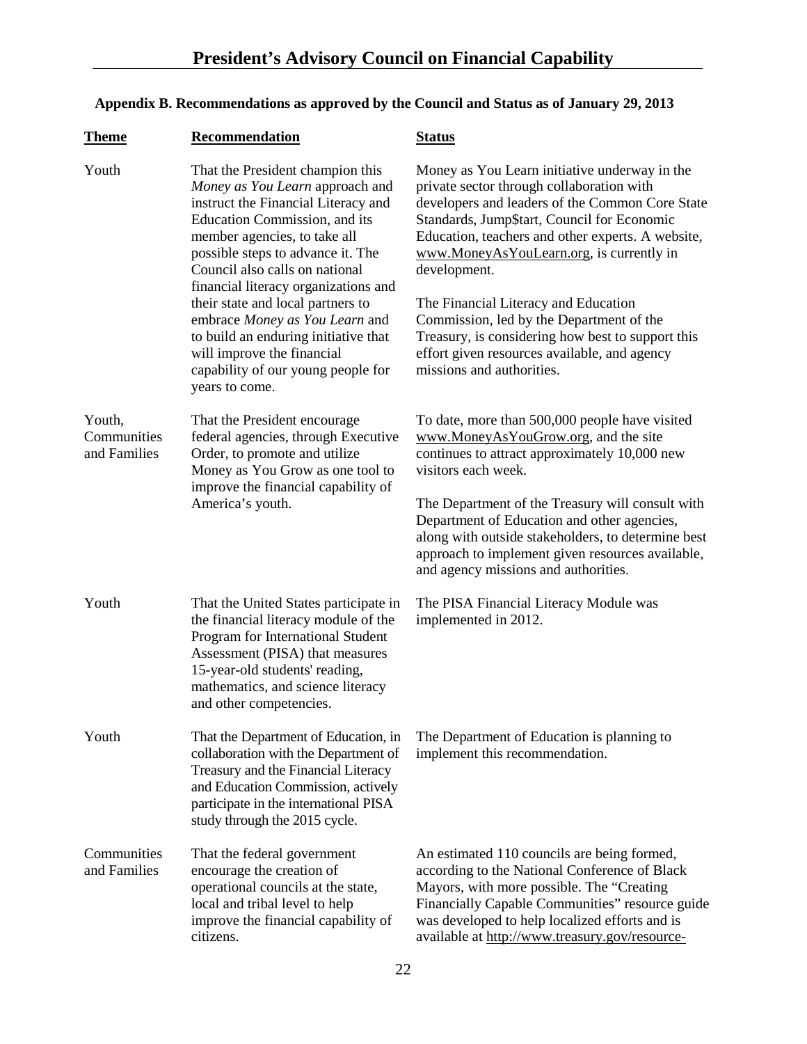## Appendix B. Recommendations as approved by the Council and Status as of January 29, 2013

| Theme | Recommendation | Status |
| --- | --- | --- |
| Youth | That the President champion this *Money as You Learn* approach and instruct the Financial Literacy and Education Commission, and its member agencies, to take all possible steps to advance it. The Council also calls on national financial literacy organizations and their state and local partners to embrace *Money as You Learn* and to build an enduring initiative that will improve the financial capability of our young people for years to come. | Money as You Learn initiative underway in the private sector through collaboration with developers and leaders of the Common Core State Standards, Jump$tart, Council for Economic Education, teachers and other experts. A website, www.MoneyAsYouLearn.org, is currently in development. <br><br> The Financial Literacy and Education Commission, led by the Department of the Treasury, is considering how best to support this effort given resources available, and agency missions and authorities. |
| Youth, Communities and Families | That the President encourage federal agencies, through Executive Order, to promote and utilize Money as You Grow as one tool to improve the financial capability of America's youth. | To date, more than 500,000 people have visited www.MoneyAsYouGrow.org, and the site continues to attract approximately 10,000 new visitors each week. <br><br> The Department of the Treasury will consult with Department of Education and other agencies, along with outside stakeholders, to determine best approach to implement given resources available, and agency missions and authorities. |
| Youth | That the United States participate in the financial literacy module of the Program for International Student Assessment (PISA) that measures 15-year-old students' reading, mathematics, and science literacy and other competencies. | The PISA Financial Literacy Module was implemented in 2012. |
| Youth | That the Department of Education, in collaboration with the Department of Treasury and the Financial Literacy and Education Commission, actively participate in the international PISA study through the 2015 cycle. | The Department of Education is planning to implement this recommendation. |
| Communities and Families | That the federal government encourage the creation of operational councils at the state, local and tribal level to help improve the financial capability of citizens. | An estimated 110 councils are being formed, according to the National Conference of Black Mayors, with more possible. The "Creating Financially Capable Communities" resource guide was developed to help localized efforts and is available at http://www.treasury.gov/resource- |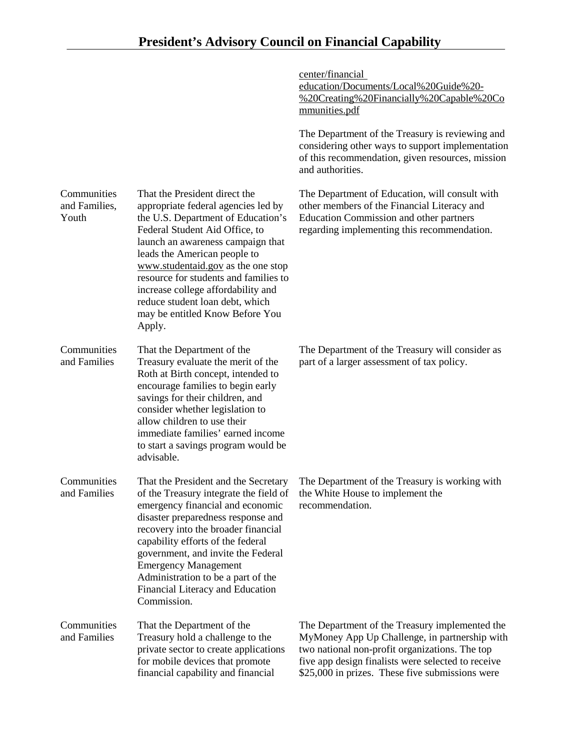| | | |
|---|---|---|
| | | center/financial education/Documents/Local%20Guide%20-%20Creating%20Financially%20Capable%20Communities.pdf<br><br>The Department of the Treasury is reviewing and considering other ways to support implementation of this recommendation, given resources, mission and authorities. |
| Communities and Families, Youth | That the President direct the appropriate federal agencies led by the U.S. Department of Education's Federal Student Aid Office, to launch an awareness campaign that leads the American people to www.studentaid.gov as the one stop resource for students and families to increase college affordability and reduce student loan debt, which may be entitled Know Before You Apply. | The Department of Education, will consult with other members of the Financial Literacy and Education Commission and other partners regarding implementing this recommendation. |
| Communities and Families | That the Department of the Treasury evaluate the merit of the Roth at Birth concept, intended to encourage families to begin early savings for their children, and consider whether legislation to allow children to use their immediate families' earned income to start a savings program would be advisable. | The Department of the Treasury will consider as part of a larger assessment of tax policy. |
| Communities and Families | That the President and the Secretary of the Treasury integrate the field of emergency financial and economic disaster preparedness response and recovery into the broader financial capability efforts of the federal government, and invite the Federal Emergency Management Administration to be a part of the Financial Literacy and Education Commission. | The Department of the Treasury is working with the White House to implement the recommendation. |
| Communities and Families | That the Department of the Treasury hold a challenge to the private sector to create applications for mobile devices that promote financial capability and financial | The Department of the Treasury implemented the MyMoney App Up Challenge, in partnership with two national non-profit organizations. The top five app design finalists were selected to receive $25,000 in prizes. These five submissions were |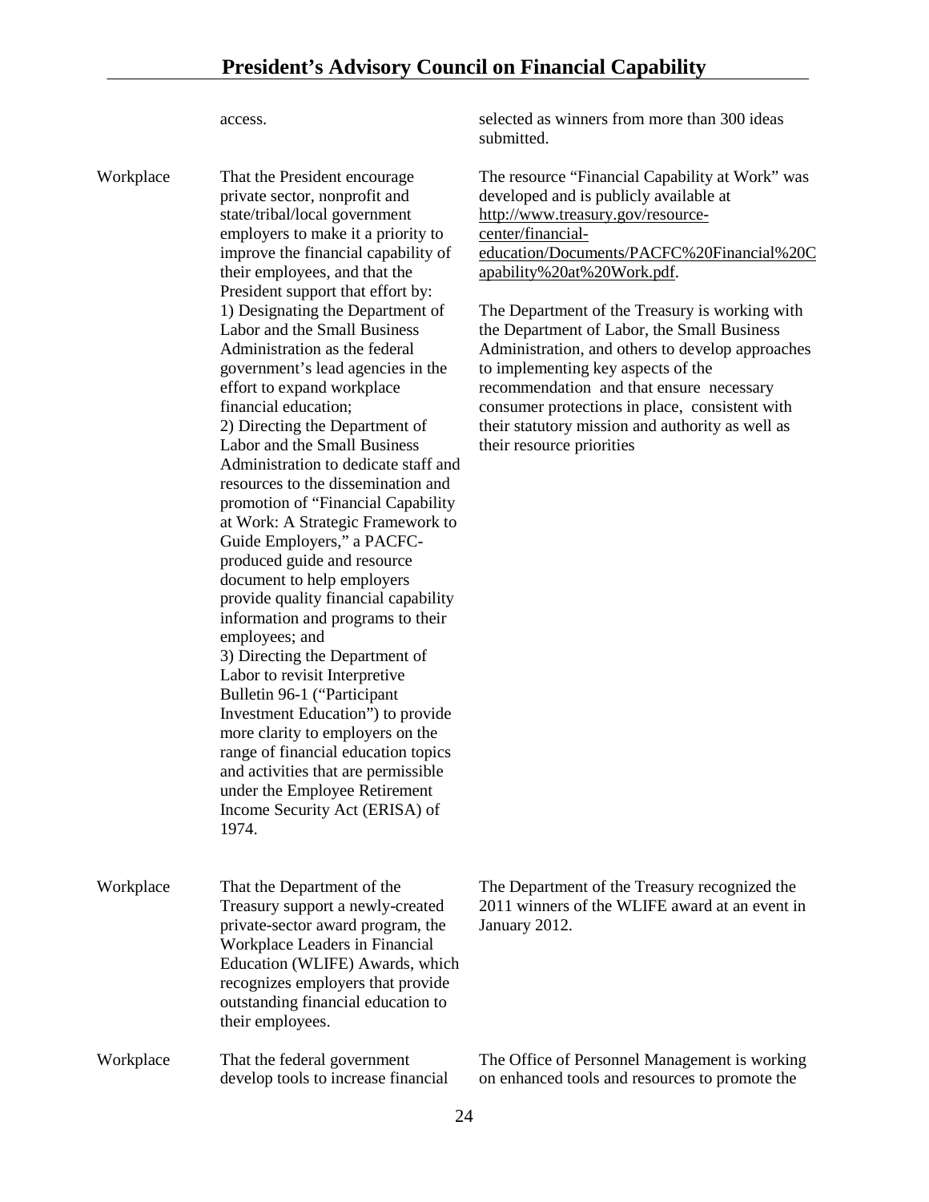| | | |
|---|---|---|
| | access. | selected as winners from more than 300 ideas submitted. |
| Workplace | That the President encourage private sector, nonprofit and state/tribal/local government employers to make it a priority to improve the financial capability of their employees, and that the President support that effort by:<br>1) Designating the Department of Labor and the Small Business Administration as the federal government's lead agencies in the effort to expand workplace financial education;<br>2) Directing the Department of Labor and the Small Business Administration to dedicate staff and resources to the dissemination and promotion of "Financial Capability at Work: A Strategic Framework to Guide Employers," a PACFC-produced guide and resource document to help employers provide quality financial capability information and programs to their employees; and<br>3) Directing the Department of Labor to revisit Interpretive Bulletin 96-1 ("Participant Investment Education") to provide more clarity to employers on the range of financial education topics and activities that are permissible under the Employee Retirement Income Security Act (ERISA) of 1974. | The resource "Financial Capability at Work" was developed and is publicly available at http://www.treasury.gov/resource-center/financial-education/Documents/PACFC%20Financial%20Capability%20at%20Work.pdf.<br><br>The Department of the Treasury is working with the Department of Labor, the Small Business Administration, and others to develop approaches to implementing key aspects of the recommendation and that ensure necessary consumer protections in place, consistent with their statutory mission and authority as well as their resource priorities |
| Workplace | That the Department of the Treasury support a newly-created private-sector award program, the Workplace Leaders in Financial Education (WLIFE) Awards, which recognizes employers that provide outstanding financial education to their employees. | The Department of the Treasury recognized the 2011 winners of the WLIFE award at an event in January 2012. |
| Workplace | That the federal government develop tools to increase financial | The Office of Personnel Management is working on enhanced tools and resources to promote the |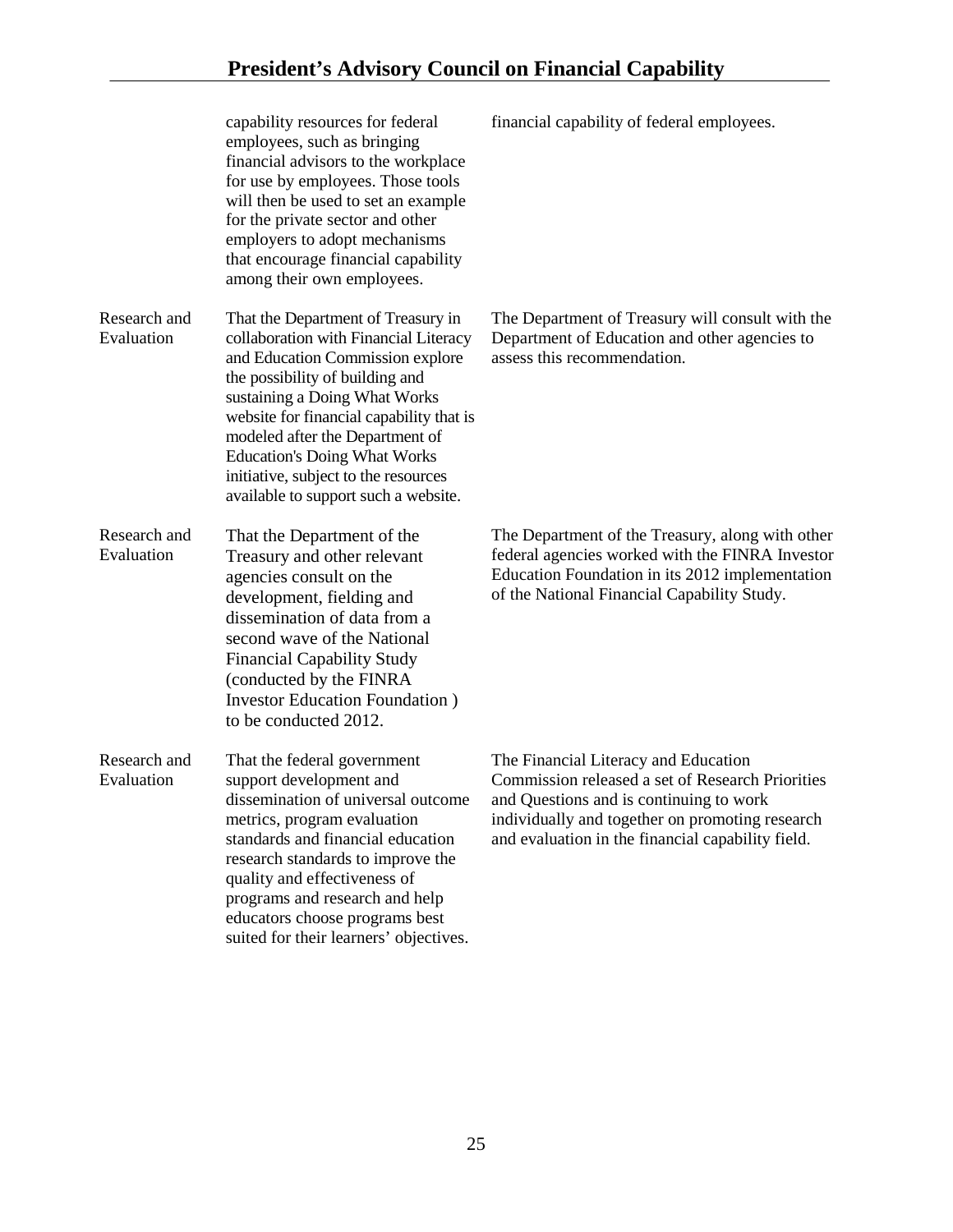| | | |
|---|---|---|
| | capability resources for federal employees, such as bringing financial advisors to the workplace for use by employees. Those tools will then be used to set an example for the private sector and other employers to adopt mechanisms that encourage financial capability among their own employees. | financial capability of federal employees. |
| Research and Evaluation | That the Department of Treasury in collaboration with Financial Literacy and Education Commission explore the possibility of building and sustaining a Doing What Works website for financial capability that is modeled after the Department of Education's Doing What Works initiative, subject to the resources available to support such a website. | The Department of Treasury will consult with the Department of Education and other agencies to assess this recommendation. |
| Research and Evaluation | That the Department of the Treasury and other relevant agencies consult on the development, fielding and dissemination of data from a second wave of the National Financial Capability Study (conducted by the FINRA Investor Education Foundation ) to be conducted 2012. | The Department of the Treasury, along with other federal agencies worked with the FINRA Investor Education Foundation in its 2012 implementation of the National Financial Capability Study. |
| Research and Evaluation | That the federal government support development and dissemination of universal outcome metrics, program evaluation standards and financial education research standards to improve the quality and effectiveness of programs and research and help educators choose programs best suited for their learners' objectives. | The Financial Literacy and Education Commission released a set of Research Priorities and Questions and is continuing to work individually and together on promoting research and evaluation in the financial capability field. |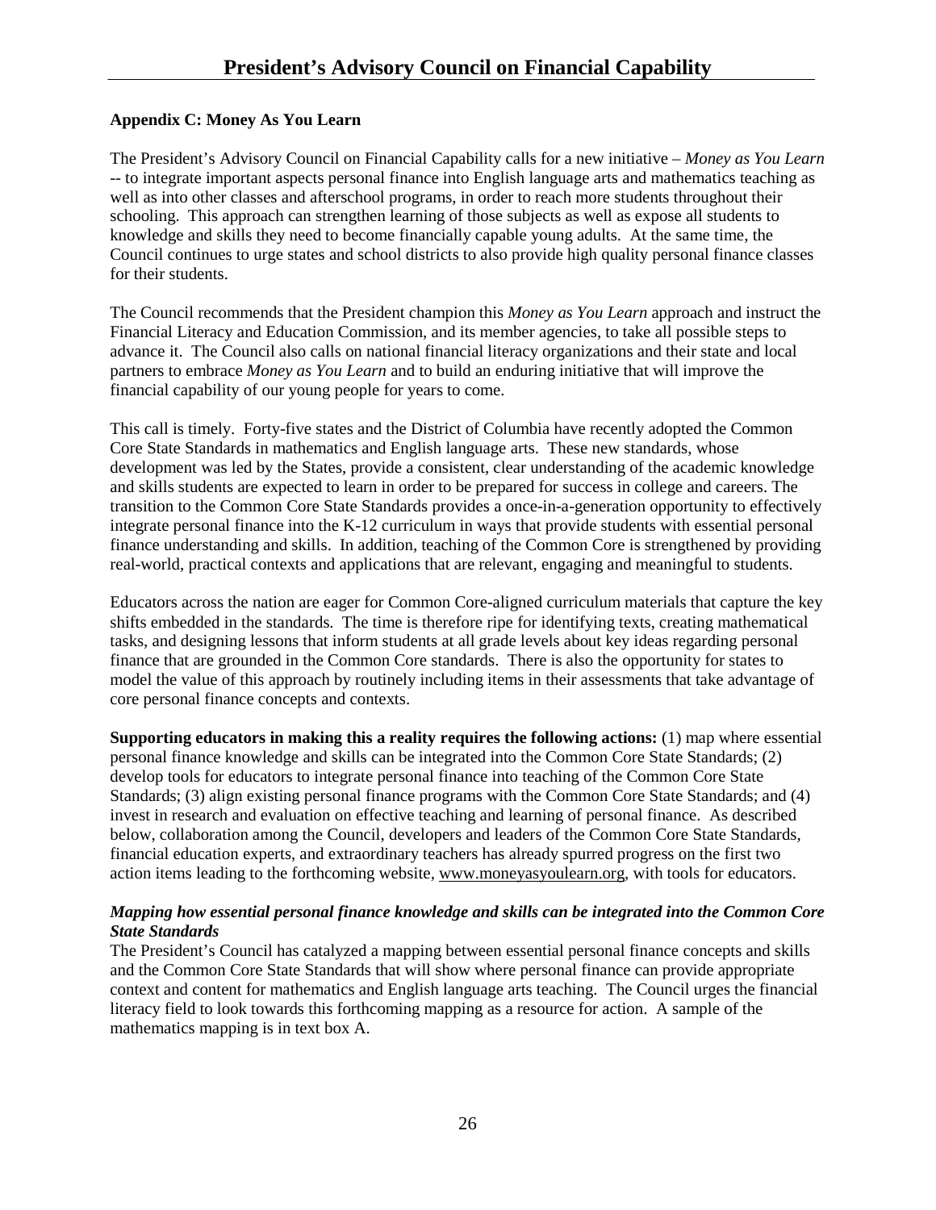## Appendix C: Money As You Learn

The President's Advisory Council on Financial Capability calls for a new initiative – *Money as You Learn* -- to integrate important aspects personal finance into English language arts and mathematics teaching as well as into other classes and afterschool programs, in order to reach more students throughout their schooling. This approach can strengthen learning of those subjects as well as expose all students to knowledge and skills they need to become financially capable young adults. At the same time, the Council continues to urge states and school districts to also provide high quality personal finance classes for their students.

The Council recommends that the President champion this *Money as You Learn* approach and instruct the Financial Literacy and Education Commission, and its member agencies, to take all possible steps to advance it. The Council also calls on national financial literacy organizations and their state and local partners to embrace *Money as You Learn* and to build an enduring initiative that will improve the financial capability of our young people for years to come.

This call is timely. Forty-five states and the District of Columbia have recently adopted the Common Core State Standards in mathematics and English language arts. These new standards, whose development was led by the States, provide a consistent, clear understanding of the academic knowledge and skills students are expected to learn in order to be prepared for success in college and careers. The transition to the Common Core State Standards provides a once-in-a-generation opportunity to effectively integrate personal finance into the K-12 curriculum in ways that provide students with essential personal finance understanding and skills. In addition, teaching of the Common Core is strengthened by providing real-world, practical contexts and applications that are relevant, engaging and meaningful to students.

Educators across the nation are eager for Common Core-aligned curriculum materials that capture the key shifts embedded in the standards. The time is therefore ripe for identifying texts, creating mathematical tasks, and designing lessons that inform students at all grade levels about key ideas regarding personal finance that are grounded in the Common Core standards. There is also the opportunity for states to model the value of this approach by routinely including items in their assessments that take advantage of core personal finance concepts and contexts.

**Supporting educators in making this a reality requires the following actions:** (1) map where essential personal finance knowledge and skills can be integrated into the Common Core State Standards; (2) develop tools for educators to integrate personal finance into teaching of the Common Core State Standards; (3) align existing personal finance programs with the Common Core State Standards; and (4) invest in research and evaluation on effective teaching and learning of personal finance. As described below, collaboration among the Council, developers and leaders of the Common Core State Standards, financial education experts, and extraordinary teachers has already spurred progress on the first two action items leading to the forthcoming website, www.moneyasyoulearn.org, with tools for educators.

### *Mapping how essential personal finance knowledge and skills can be integrated into the Common Core State Standards*

The President's Council has catalyzed a mapping between essential personal finance concepts and skills and the Common Core State Standards that will show where personal finance can provide appropriate context and content for mathematics and English language arts teaching. The Council urges the financial literacy field to look towards this forthcoming mapping as a resource for action. A sample of the mathematics mapping is in text box A.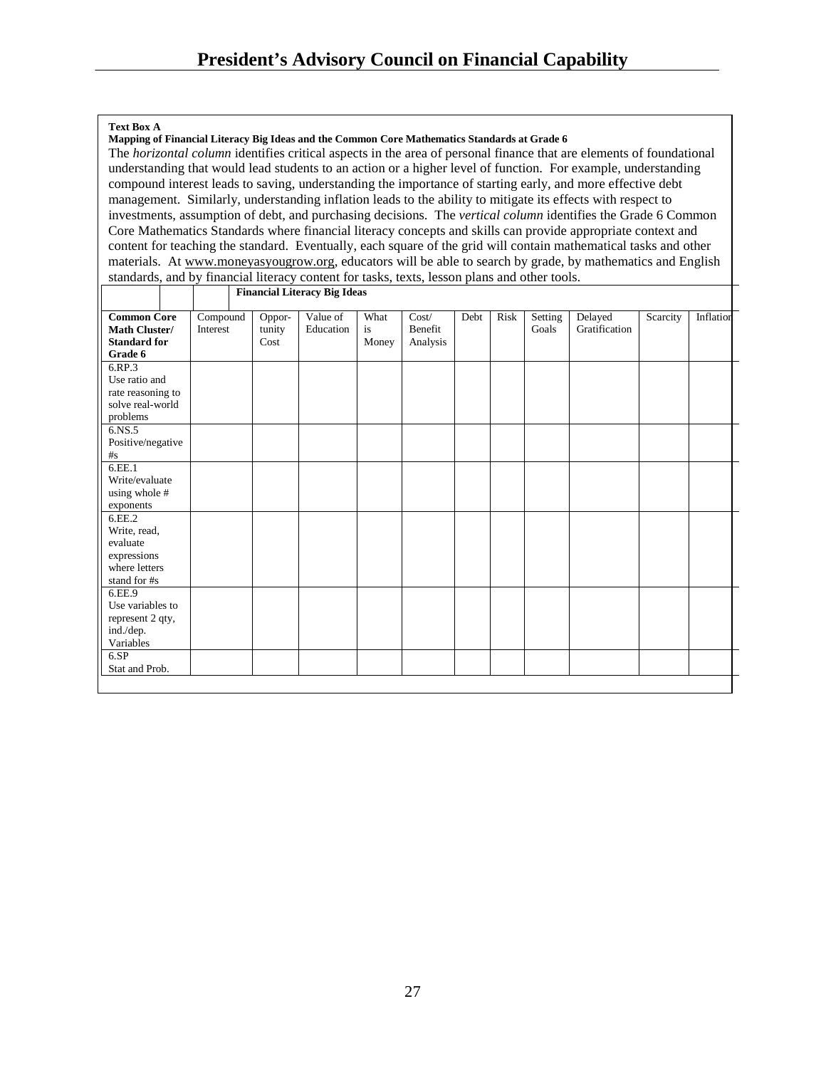**Text Box A**

**Mapping of Financial Literacy Big Ideas and the Common Core Mathematics Standards at Grade 6**

The *horizontal column* identifies critical aspects in the area of personal finance that are elements of foundational understanding that would lead students to an action or a higher level of function. For example, understanding compound interest leads to saving, understanding the importance of starting early, and more effective debt management. Similarly, understanding inflation leads to the ability to mitigate its effects with respect to investments, assumption of debt, and purchasing decisions. The *vertical column* identifies the Grade 6 Common Core Mathematics Standards where financial literacy concepts and skills can provide appropriate context and content for teaching the standard. Eventually, each square of the grid will contain mathematical tasks and other materials. At www.moneyasyougrow.org, educators will be able to search by grade, by mathematics and English standards, and by financial literacy content for tasks, texts, lesson plans and other tools.

| | Financial Literacy Big Ideas | | | | | | | | | | |
|---|---|---|---|---|---|---|---|---|---|---|---|
| **Common Core Math Cluster/ Standard for Grade 6** | Compound Interest | Oppor-tunity Cost | Value of Education | What is Money | Cost/ Benefit Analysis | Debt | Risk | Setting Goals | Delayed Gratification | Scarcity | Inflation |
| 6.RP.3 Use ratio and rate reasoning to solve real-world problems | | | | | | | | | | | |
| 6.NS.5 Positive/negative #s | | | | | | | | | | | |
| 6.EE.1 Write/evaluate using whole # exponents | | | | | | | | | | | |
| 6.EE.2 Write, read, evaluate expressions where letters stand for #s | | | | | | | | | | | |
| 6.EE.9 Use variables to represent 2 qty, ind./dep. Variables | | | | | | | | | | | |
| 6.SP Stat and Prob. | | | | | | | | | | | |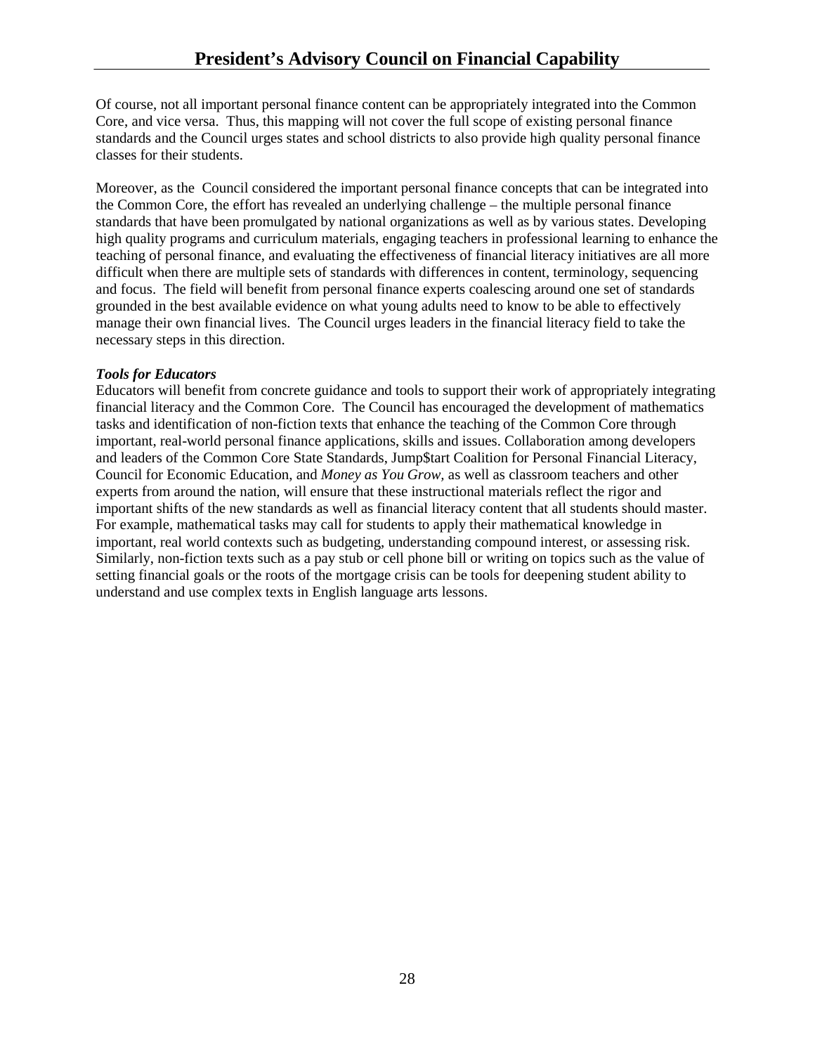Of course, not all important personal finance content can be appropriately integrated into the Common Core, and vice versa. Thus, this mapping will not cover the full scope of existing personal finance standards and the Council urges states and school districts to also provide high quality personal finance classes for their students.

Moreover, as the Council considered the important personal finance concepts that can be integrated into the Common Core, the effort has revealed an underlying challenge – the multiple personal finance standards that have been promulgated by national organizations as well as by various states. Developing high quality programs and curriculum materials, engaging teachers in professional learning to enhance the teaching of personal finance, and evaluating the effectiveness of financial literacy initiatives are all more difficult when there are multiple sets of standards with differences in content, terminology, sequencing and focus. The field will benefit from personal finance experts coalescing around one set of standards grounded in the best available evidence on what young adults need to know to be able to effectively manage their own financial lives. The Council urges leaders in the financial literacy field to take the necessary steps in this direction.

***Tools for Educators***

Educators will benefit from concrete guidance and tools to support their work of appropriately integrating financial literacy and the Common Core. The Council has encouraged the development of mathematics tasks and identification of non-fiction texts that enhance the teaching of the Common Core through important, real-world personal finance applications, skills and issues. Collaboration among developers and leaders of the Common Core State Standards, Jump$tart Coalition for Personal Financial Literacy, Council for Economic Education, and *Money as You Grow*, as well as classroom teachers and other experts from around the nation, will ensure that these instructional materials reflect the rigor and important shifts of the new standards as well as financial literacy content that all students should master. For example, mathematical tasks may call for students to apply their mathematical knowledge in important, real world contexts such as budgeting, understanding compound interest, or assessing risk. Similarly, non-fiction texts such as a pay stub or cell phone bill or writing on topics such as the value of setting financial goals or the roots of the mortgage crisis can be tools for deepening student ability to understand and use complex texts in English language arts lessons.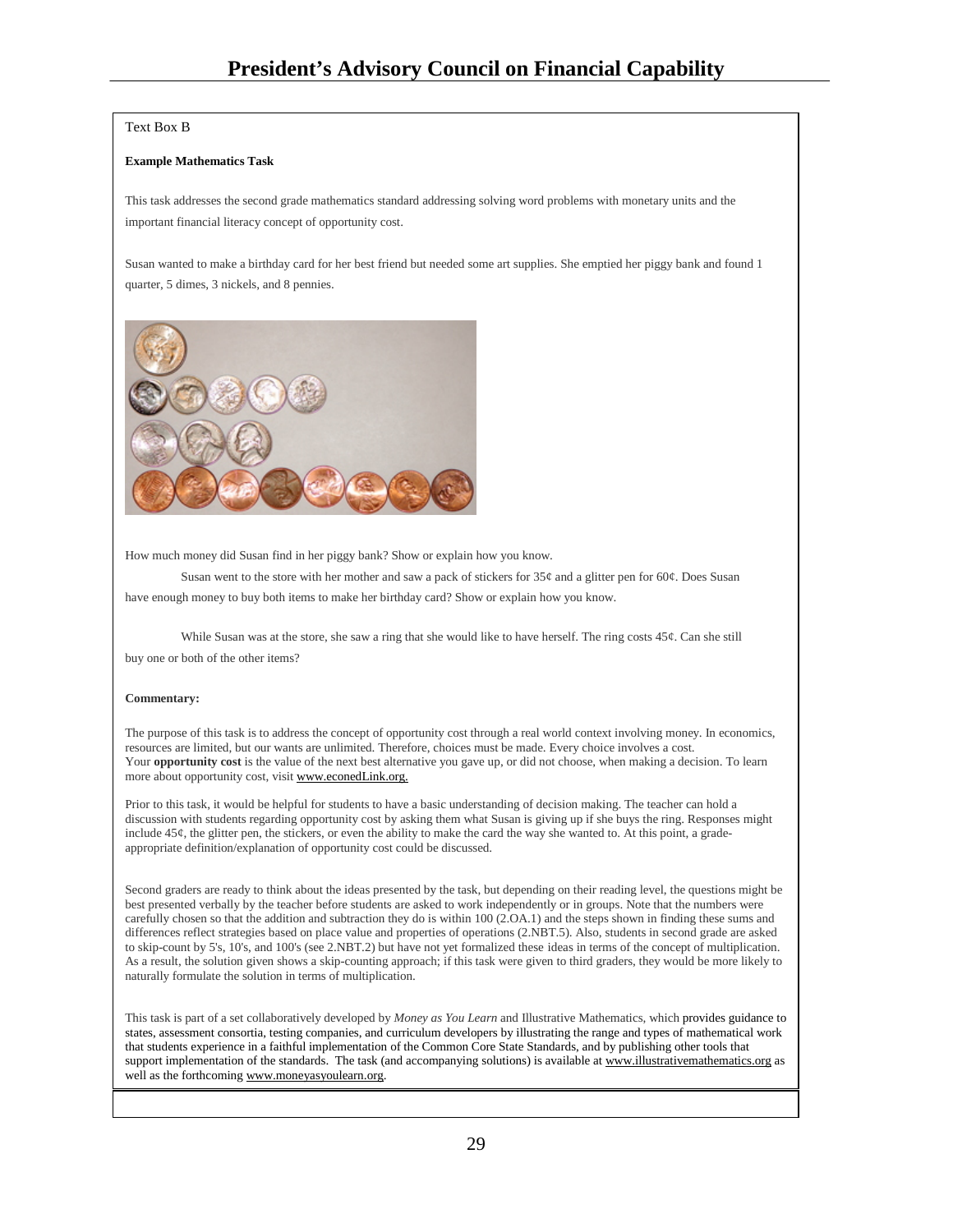Text Box B

**Example Mathematics Task**

This task addresses the second grade mathematics standard addressing solving word problems with monetary units and the important financial literacy concept of opportunity cost.

Susan wanted to make a birthday card for her best friend but needed some art supplies. She emptied her piggy bank and found 1 quarter, 5 dimes, 3 nickels, and 8 pennies.

How much money did Susan find in her piggy bank? Show or explain how you know.

Susan went to the store with her mother and saw a pack of stickers for 35¢ and a glitter pen for 60¢. Does Susan have enough money to buy both items to make her birthday card? Show or explain how you know.

While Susan was at the store, she saw a ring that she would like to have herself. The ring costs 45¢. Can she still buy one or both of the other items?

**Commentary:**

The purpose of this task is to address the concept of opportunity cost through a real world context involving money. In economics, resources are limited, but our wants are unlimited. Therefore, choices must be made. Every choice involves a cost. Your **opportunity cost** is the value of the next best alternative you gave up, or did not choose, when making a decision. To learn more about opportunity cost, visit www.econedLink.org.

Prior to this task, it would be helpful for students to have a basic understanding of decision making. The teacher can hold a discussion with students regarding opportunity cost by asking them what Susan is giving up if she buys the ring. Responses might include 45¢, the glitter pen, the stickers, or even the ability to make the card the way she wanted to. At this point, a grade-appropriate definition/explanation of opportunity cost could be discussed.

Second graders are ready to think about the ideas presented by the task, but depending on their reading level, the questions might be best presented verbally by the teacher before students are asked to work independently or in groups. Note that the numbers were carefully chosen so that the addition and subtraction they do is within 100 (2.OA.1) and the steps shown in finding these sums and differences reflect strategies based on place value and properties of operations (2.NBT.5). Also, students in second grade are asked to skip-count by 5's, 10's, and 100's (see 2.NBT.2) but have not yet formalized these ideas in terms of the concept of multiplication. As a result, the solution given shows a skip-counting approach; if this task were given to third graders, they would be more likely to naturally formulate the solution in terms of multiplication.

This task is part of a set collaboratively developed by *Money as You Learn* and Illustrative Mathematics, which provides guidance to states, assessment consortia, testing companies, and curriculum developers by illustrating the range and types of mathematical work that students experience in a faithful implementation of the Common Core State Standards, and by publishing other tools that support implementation of the standards. The task (and accompanying solutions) is available at www.illustrativemathematics.org as well as the forthcoming www.moneyasyoulearn.org.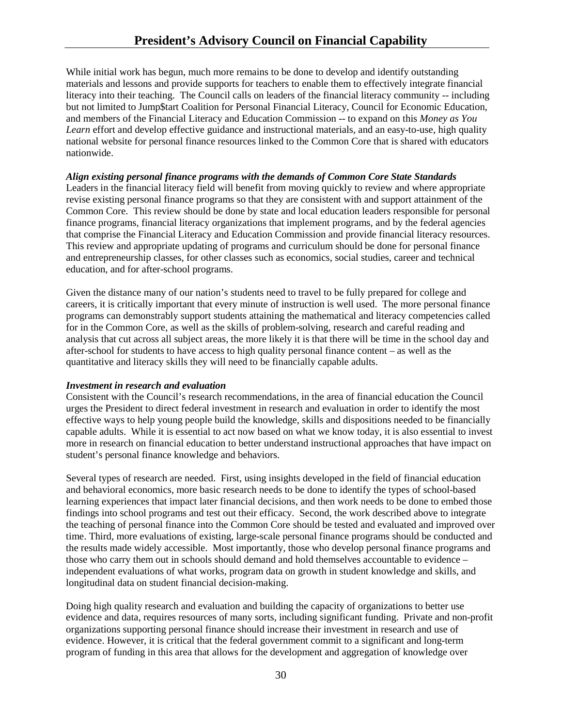While initial work has begun, much more remains to be done to develop and identify outstanding materials and lessons and provide supports for teachers to enable them to effectively integrate financial literacy into their teaching. The Council calls on leaders of the financial literacy community -- including but not limited to Jump$tart Coalition for Personal Financial Literacy, Council for Economic Education, and members of the Financial Literacy and Education Commission -- to expand on this *Money as You Learn* effort and develop effective guidance and instructional materials, and an easy-to-use, high quality national website for personal finance resources linked to the Common Core that is shared with educators nationwide.

***Align existing personal finance programs with the demands of Common Core State Standards***

Leaders in the financial literacy field will benefit from moving quickly to review and where appropriate revise existing personal finance programs so that they are consistent with and support attainment of the Common Core. This review should be done by state and local education leaders responsible for personal finance programs, financial literacy organizations that implement programs, and by the federal agencies that comprise the Financial Literacy and Education Commission and provide financial literacy resources. This review and appropriate updating of programs and curriculum should be done for personal finance and entrepreneurship classes, for other classes such as economics, social studies, career and technical education, and for after-school programs.

Given the distance many of our nation's students need to travel to be fully prepared for college and careers, it is critically important that every minute of instruction is well used. The more personal finance programs can demonstrably support students attaining the mathematical and literacy competencies called for in the Common Core, as well as the skills of problem-solving, research and careful reading and analysis that cut across all subject areas, the more likely it is that there will be time in the school day and after-school for students to have access to high quality personal finance content – as well as the quantitative and literacy skills they will need to be financially capable adults.

***Investment in research and evaluation***

Consistent with the Council's research recommendations, in the area of financial education the Council urges the President to direct federal investment in research and evaluation in order to identify the most effective ways to help young people build the knowledge, skills and dispositions needed to be financially capable adults. While it is essential to act now based on what we know today, it is also essential to invest more in research on financial education to better understand instructional approaches that have impact on student's personal finance knowledge and behaviors.

Several types of research are needed. First, using insights developed in the field of financial education and behavioral economics, more basic research needs to be done to identify the types of school-based learning experiences that impact later financial decisions, and then work needs to be done to embed those findings into school programs and test out their efficacy. Second, the work described above to integrate the teaching of personal finance into the Common Core should be tested and evaluated and improved over time. Third, more evaluations of existing, large-scale personal finance programs should be conducted and the results made widely accessible. Most importantly, those who develop personal finance programs and those who carry them out in schools should demand and hold themselves accountable to evidence – independent evaluations of what works, program data on growth in student knowledge and skills, and longitudinal data on student financial decision-making.

Doing high quality research and evaluation and building the capacity of organizations to better use evidence and data, requires resources of many sorts, including significant funding. Private and non-profit organizations supporting personal finance should increase their investment in research and use of evidence. However, it is critical that the federal government commit to a significant and long-term program of funding in this area that allows for the development and aggregation of knowledge over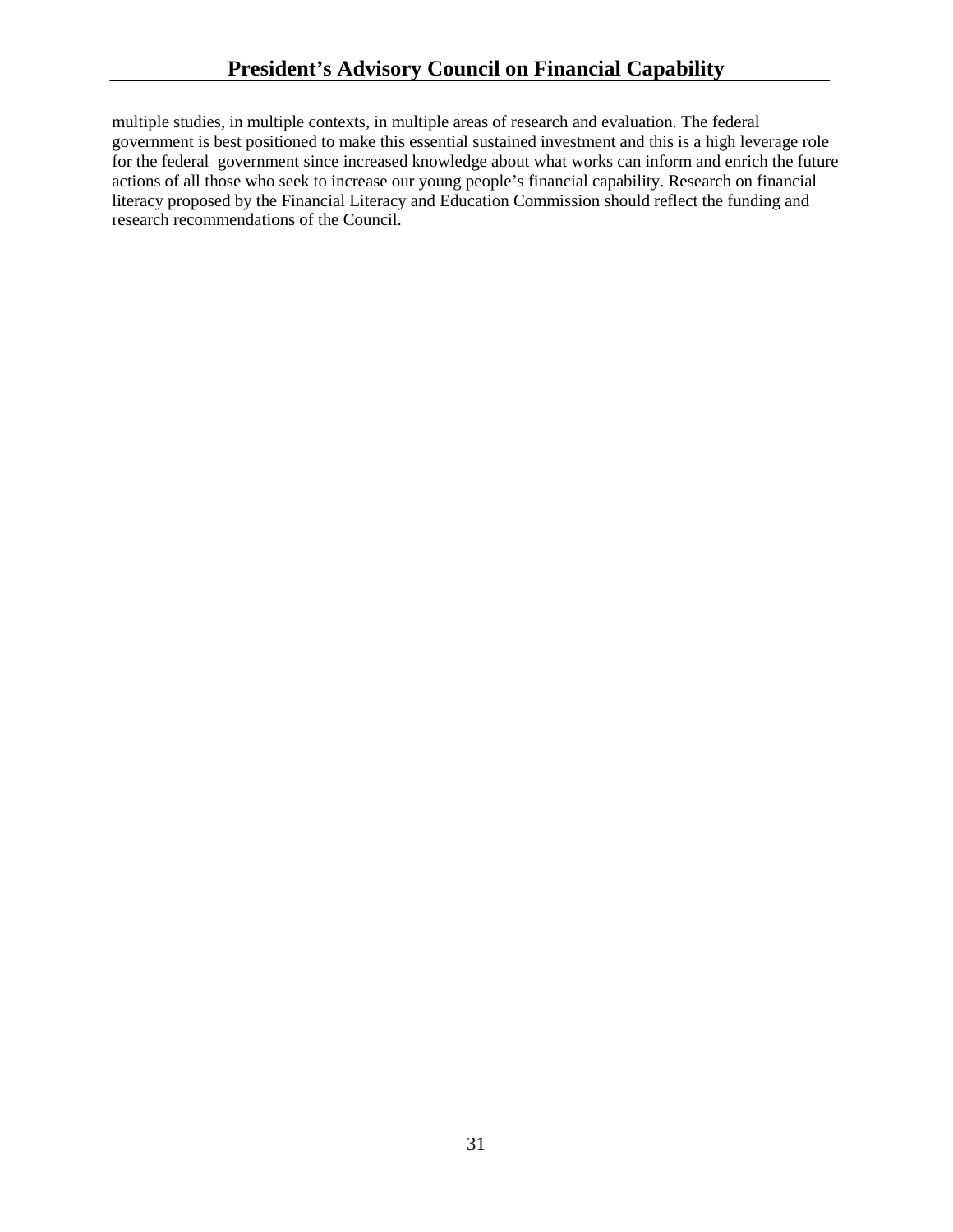multiple studies, in multiple contexts, in multiple areas of research and evaluation. The federal government is best positioned to make this essential sustained investment and this is a high leverage role for the federal government since increased knowledge about what works can inform and enrich the future actions of all those who seek to increase our young people's financial capability. Research on financial literacy proposed by the Financial Literacy and Education Commission should reflect the funding and research recommendations of the Council.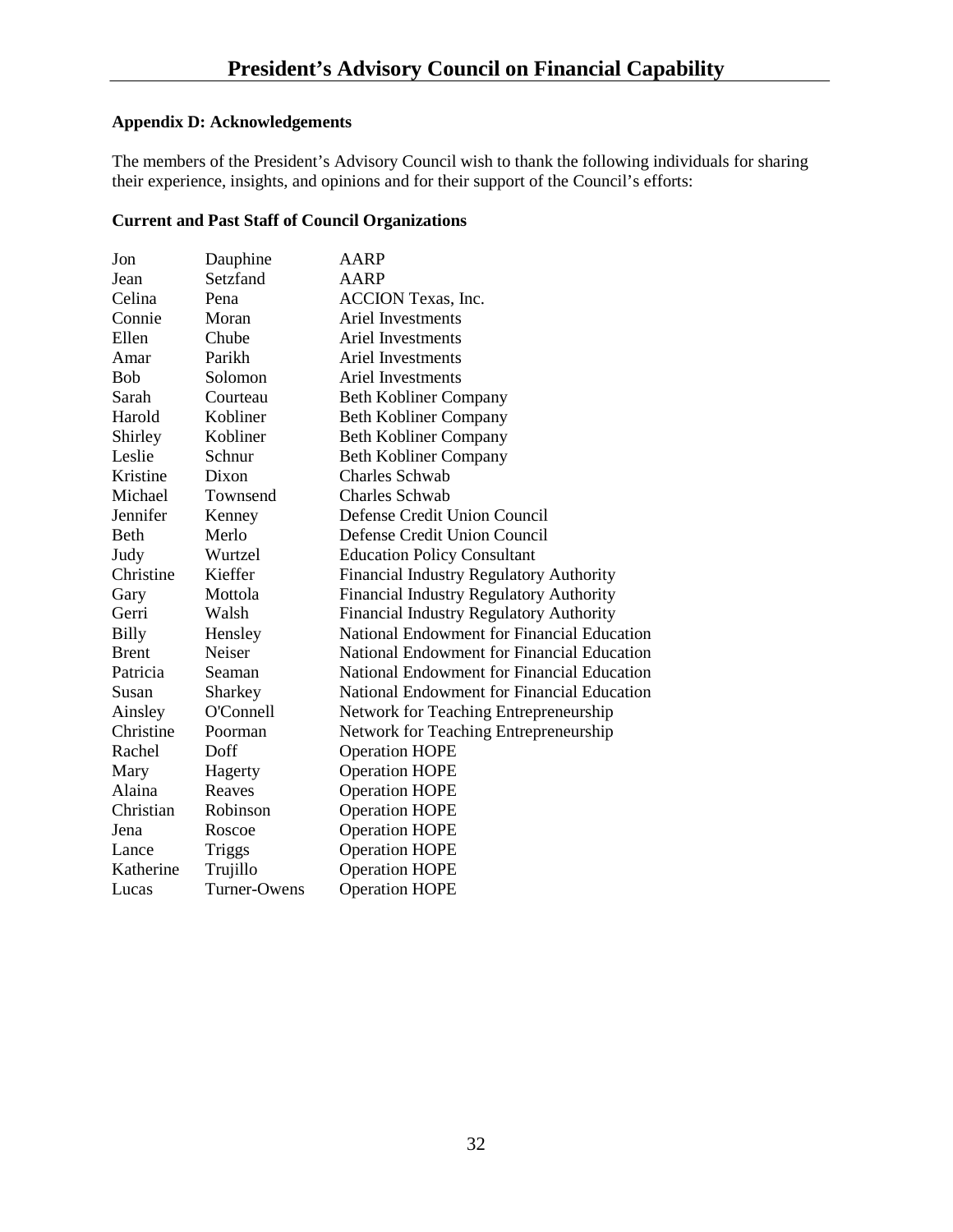## Appendix D: Acknowledgements

The members of the President's Advisory Council wish to thank the following individuals for sharing their experience, insights, and opinions and for their support of the Council's efforts:

### Current and Past Staff of Council Organizations

| | | |
|---|---|---|
| Jon | Dauphine | AARP |
| Jean | Setzfand | AARP |
| Celina | Pena | ACCION Texas, Inc. |
| Connie | Moran | Ariel Investments |
| Ellen | Chube | Ariel Investments |
| Amar | Parikh | Ariel Investments |
| Bob | Solomon | Ariel Investments |
| Sarah | Courteau | Beth Kobliner Company |
| Harold | Kobliner | Beth Kobliner Company |
| Shirley | Kobliner | Beth Kobliner Company |
| Leslie | Schnur | Beth Kobliner Company |
| Kristine | Dixon | Charles Schwab |
| Michael | Townsend | Charles Schwab |
| Jennifer | Kenney | Defense Credit Union Council |
| Beth | Merlo | Defense Credit Union Council |
| Judy | Wurtzel | Education Policy Consultant |
| Christine | Kieffer | Financial Industry Regulatory Authority |
| Gary | Mottola | Financial Industry Regulatory Authority |
| Gerri | Walsh | Financial Industry Regulatory Authority |
| Billy | Hensley | National Endowment for Financial Education |
| Brent | Neiser | National Endowment for Financial Education |
| Patricia | Seaman | National Endowment for Financial Education |
| Susan | Sharkey | National Endowment for Financial Education |
| Ainsley | O'Connell | Network for Teaching Entrepreneurship |
| Christine | Poorman | Network for Teaching Entrepreneurship |
| Rachel | Doff | Operation HOPE |
| Mary | Hagerty | Operation HOPE |
| Alaina | Reaves | Operation HOPE |
| Christian | Robinson | Operation HOPE |
| Jena | Roscoe | Operation HOPE |
| Lance | Triggs | Operation HOPE |
| Katherine | Trujillo | Operation HOPE |
| Lucas | Turner-Owens | Operation HOPE |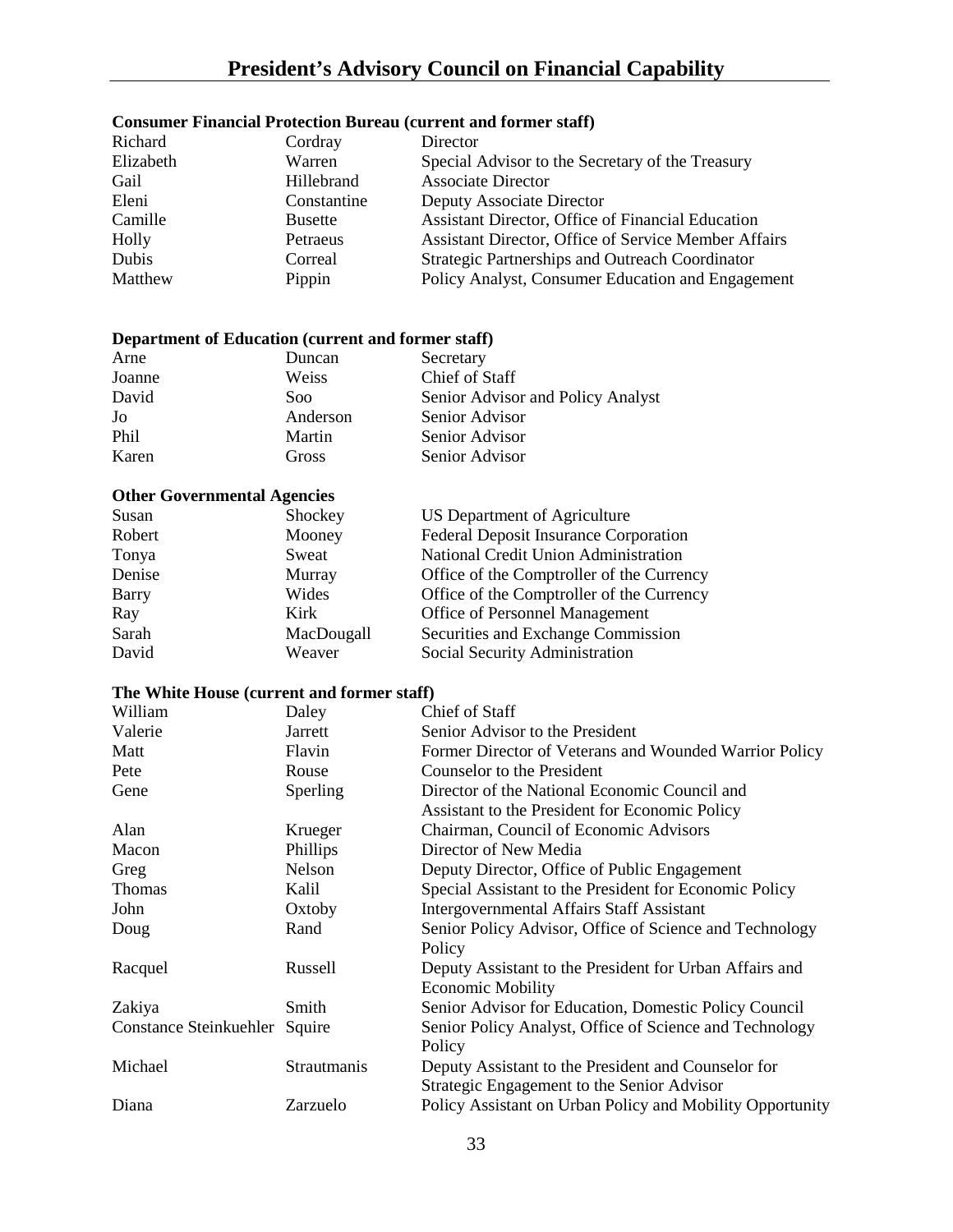## Consumer Financial Protection Bureau (current and former staff)

| | | |
|---|---|---|
| Richard | Cordray | Director |
| Elizabeth | Warren | Special Advisor to the Secretary of the Treasury |
| Gail | Hillebrand | Associate Director |
| Eleni | Constantine | Deputy Associate Director |
| Camille | Busette | Assistant Director, Office of Financial Education |
| Holly | Petraeus | Assistant Director, Office of Service Member Affairs |
| Dubis | Correal | Strategic Partnerships and Outreach Coordinator |
| Matthew | Pippin | Policy Analyst, Consumer Education and Engagement |

## Department of Education (current and former staff)

| | | |
|---|---|---|
| Arne | Duncan | Secretary |
| Joanne | Weiss | Chief of Staff |
| David | Soo | Senior Advisor and Policy Analyst |
| Jo | Anderson | Senior Advisor |
| Phil | Martin | Senior Advisor |
| Karen | Gross | Senior Advisor |

## Other Governmental Agencies

| | | |
|---|---|---|
| Susan | Shockey | US Department of Agriculture |
| Robert | Mooney | Federal Deposit Insurance Corporation |
| Tonya | Sweat | National Credit Union Administration |
| Denise | Murray | Office of the Comptroller of the Currency |
| Barry | Wides | Office of the Comptroller of the Currency |
| Ray | Kirk | Office of Personnel Management |
| Sarah | MacDougall | Securities and Exchange Commission |
| David | Weaver | Social Security Administration |

## The White House (current and former staff)

| | | |
|---|---|---|
| William | Daley | Chief of Staff |
| Valerie | Jarrett | Senior Advisor to the President |
| Matt | Flavin | Former Director of Veterans and Wounded Warrior Policy |
| Pete | Rouse | Counselor to the President |
| Gene | Sperling | Director of the National Economic Council and Assistant to the President for Economic Policy |
| Alan | Krueger | Chairman, Council of Economic Advisors |
| Macon | Phillips | Director of New Media |
| Greg | Nelson | Deputy Director, Office of Public Engagement |
| Thomas | Kalil | Special Assistant to the President for Economic Policy |
| John | Oxtoby | Intergovernmental Affairs Staff Assistant |
| Doug | Rand | Senior Policy Advisor, Office of Science and Technology Policy |
| Racquel | Russell | Deputy Assistant to the President for Urban Affairs and Economic Mobility |
| Zakiya | Smith | Senior Advisor for Education, Domestic Policy Council |
| Constance Steinkuehler | Squire | Senior Policy Analyst, Office of Science and Technology Policy |
| Michael | Strautmanis | Deputy Assistant to the President and Counselor for Strategic Engagement to the Senior Advisor |
| Diana | Zarzuelo | Policy Assistant on Urban Policy and Mobility Opportunity |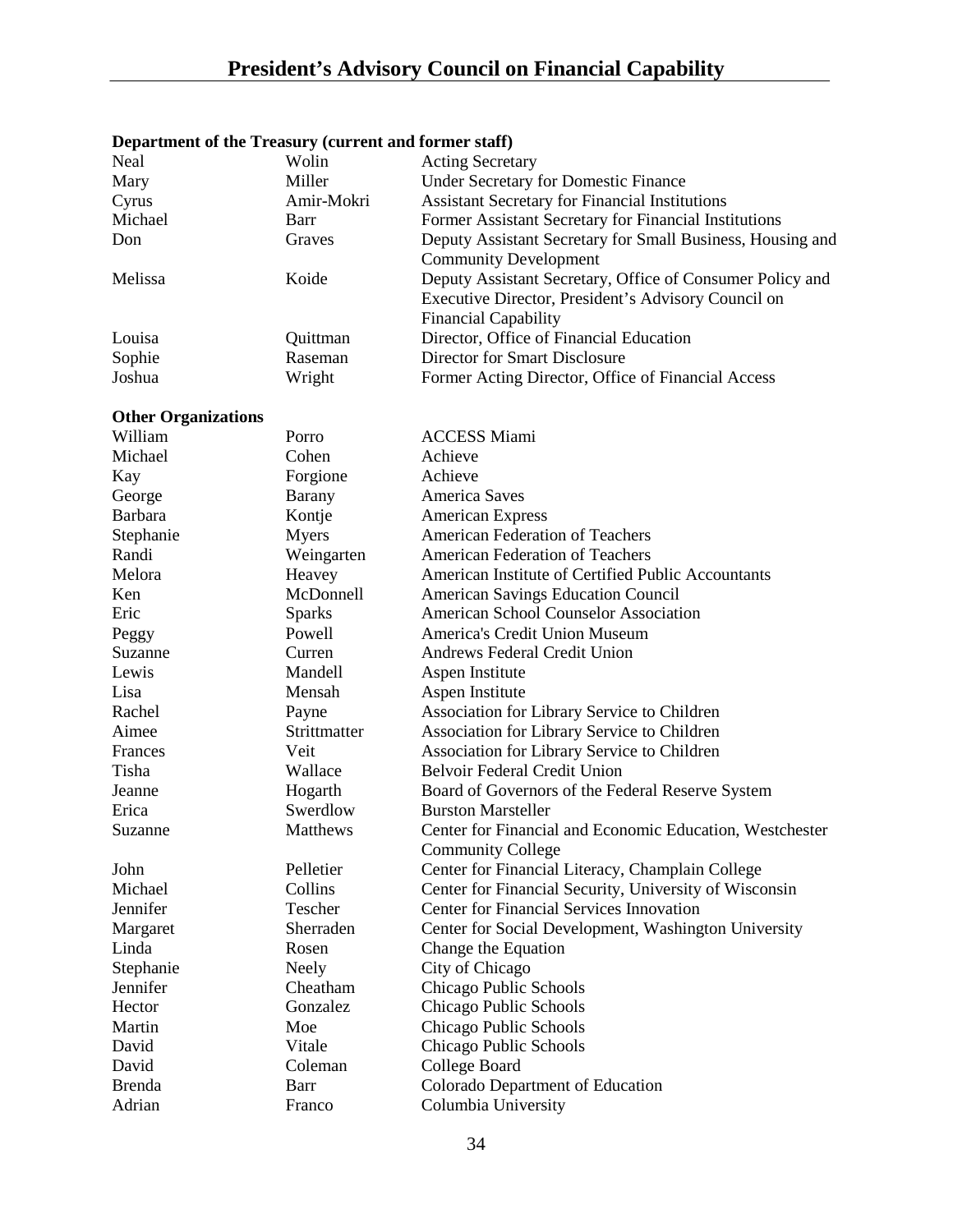# President's Advisory Council on Financial Capability

**Department of the Treasury (current and former staff)**

| | | |
|---|---|---|
| Neal | Wolin | Acting Secretary |
| Mary | Miller | Under Secretary for Domestic Finance |
| Cyrus | Amir-Mokri | Assistant Secretary for Financial Institutions |
| Michael | Barr | Former Assistant Secretary for Financial Institutions |
| Don | Graves | Deputy Assistant Secretary for Small Business, Housing and Community Development |
| Melissa | Koide | Deputy Assistant Secretary, Office of Consumer Policy and Executive Director, President's Advisory Council on Financial Capability |
| Louisa | Quittman | Director, Office of Financial Education |
| Sophie | Raseman | Director for Smart Disclosure |
| Joshua | Wright | Former Acting Director, Office of Financial Access |

**Other Organizations**

| | | |
|---|---|---|
| William | Porro | ACCESS Miami |
| Michael | Cohen | Achieve |
| Kay | Forgione | Achieve |
| George | Barany | America Saves |
| Barbara | Kontje | American Express |
| Stephanie | Myers | American Federation of Teachers |
| Randi | Weingarten | American Federation of Teachers |
| Melora | Heavey | American Institute of Certified Public Accountants |
| Ken | McDonnell | American Savings Education Council |
| Eric | Sparks | American School Counselor Association |
| Peggy | Powell | America's Credit Union Museum |
| Suzanne | Curren | Andrews Federal Credit Union |
| Lewis | Mandell | Aspen Institute |
| Lisa | Mensah | Aspen Institute |
| Rachel | Payne | Association for Library Service to Children |
| Aimee | Strittmatter | Association for Library Service to Children |
| Frances | Veit | Association for Library Service to Children |
| Tisha | Wallace | Belvoir Federal Credit Union |
| Jeanne | Hogarth | Board of Governors of the Federal Reserve System |
| Erica | Swerdlow | Burston Marsteller |
| Suzanne | Matthews | Center for Financial and Economic Education, Westchester Community College |
| John | Pelletier | Center for Financial Literacy, Champlain College |
| Michael | Collins | Center for Financial Security, University of Wisconsin |
| Jennifer | Tescher | Center for Financial Services Innovation |
| Margaret | Sherraden | Center for Social Development, Washington University |
| Linda | Rosen | Change the Equation |
| Stephanie | Neely | City of Chicago |
| Jennifer | Cheatham | Chicago Public Schools |
| Hector | Gonzalez | Chicago Public Schools |
| Martin | Moe | Chicago Public Schools |
| David | Vitale | Chicago Public Schools |
| David | Coleman | College Board |
| Brenda | Barr | Colorado Department of Education |
| Adrian | Franco | Columbia University |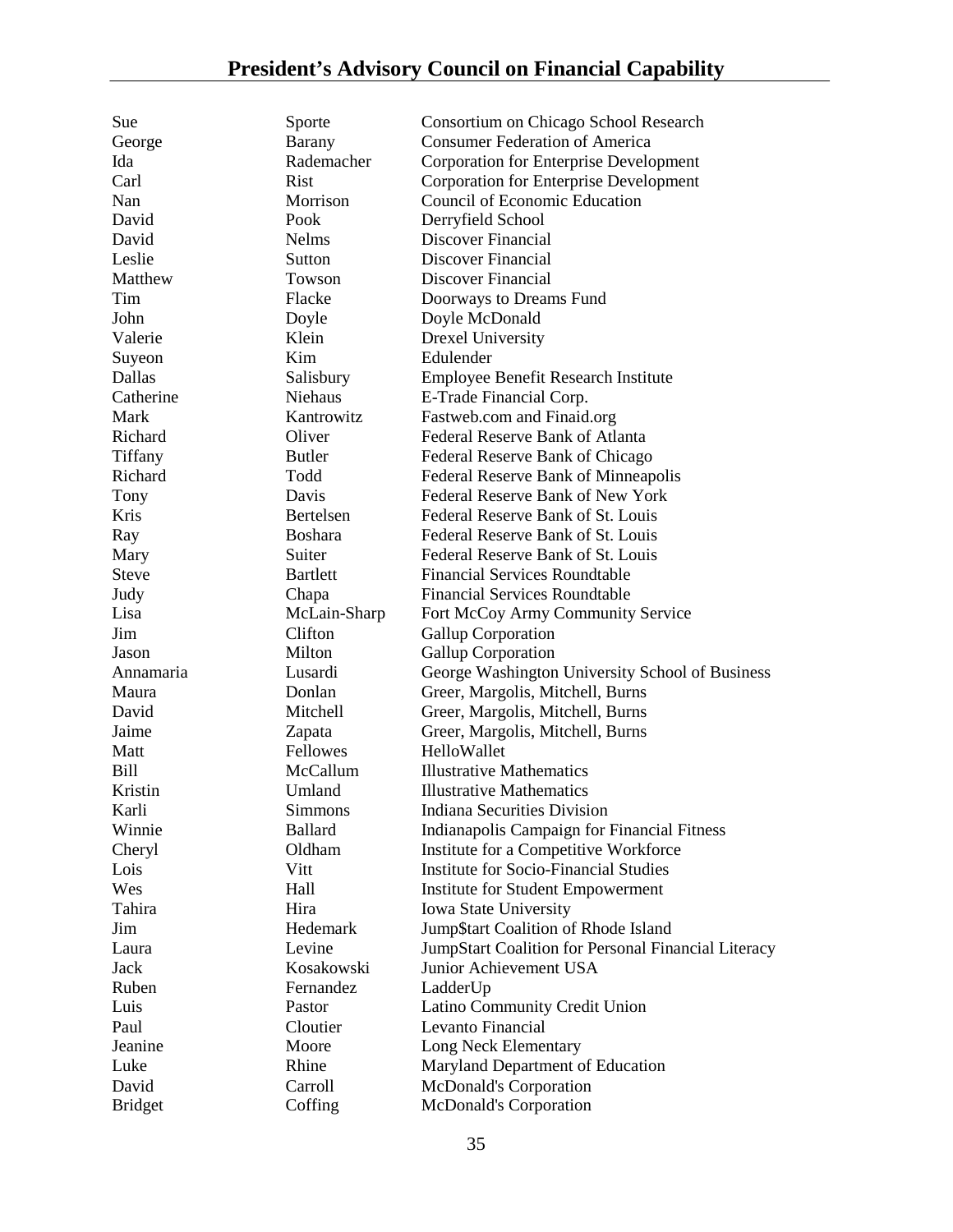## President's Advisory Council on Financial Capability

| | | |
|---|---|---|
| Sue | Sporte | Consortium on Chicago School Research |
| George | Barany | Consumer Federation of America |
| Ida | Rademacher | Corporation for Enterprise Development |
| Carl | Rist | Corporation for Enterprise Development |
| Nan | Morrison | Council of Economic Education |
| David | Pook | Derryfield School |
| David | Nelms | Discover Financial |
| Leslie | Sutton | Discover Financial |
| Matthew | Towson | Discover Financial |
| Tim | Flacke | Doorways to Dreams Fund |
| John | Doyle | Doyle McDonald |
| Valerie | Klein | Drexel University |
| Suyeon | Kim | Edulender |
| Dallas | Salisbury | Employee Benefit Research Institute |
| Catherine | Niehaus | E-Trade Financial Corp. |
| Mark | Kantrowitz | Fastweb.com and Finaid.org |
| Richard | Oliver | Federal Reserve Bank of Atlanta |
| Tiffany | Butler | Federal Reserve Bank of Chicago |
| Richard | Todd | Federal Reserve Bank of Minneapolis |
| Tony | Davis | Federal Reserve Bank of New York |
| Kris | Bertelsen | Federal Reserve Bank of St. Louis |
| Ray | Boshara | Federal Reserve Bank of St. Louis |
| Mary | Suiter | Federal Reserve Bank of St. Louis |
| Steve | Bartlett | Financial Services Roundtable |
| Judy | Chapa | Financial Services Roundtable |
| Lisa | McLain-Sharp | Fort McCoy Army Community Service |
| Jim | Clifton | Gallup Corporation |
| Jason | Milton | Gallup Corporation |
| Annamaria | Lusardi | George Washington University School of Business |
| Maura | Donlan | Greer, Margolis, Mitchell, Burns |
| David | Mitchell | Greer, Margolis, Mitchell, Burns |
| Jaime | Zapata | Greer, Margolis, Mitchell, Burns |
| Matt | Fellowes | HelloWallet |
| Bill | McCallum | Illustrative Mathematics |
| Kristin | Umland | Illustrative Mathematics |
| Karli | Simmons | Indiana Securities Division |
| Winnie | Ballard | Indianapolis Campaign for Financial Fitness |
| Cheryl | Oldham | Institute for a Competitive Workforce |
| Lois | Vitt | Institute for Socio-Financial Studies |
| Wes | Hall | Institute for Student Empowerment |
| Tahira | Hira | Iowa State University |
| Jim | Hedemark | Jump$tart Coalition of Rhode Island |
| Laura | Levine | JumpStart Coalition for Personal Financial Literacy |
| Jack | Kosakowski | Junior Achievement USA |
| Ruben | Fernandez | LadderUp |
| Luis | Pastor | Latino Community Credit Union |
| Paul | Cloutier | Levanto Financial |
| Jeanine | Moore | Long Neck Elementary |
| Luke | Rhine | Maryland Department of Education |
| David | Carroll | McDonald's Corporation |
| Bridget | Coffing | McDonald's Corporation |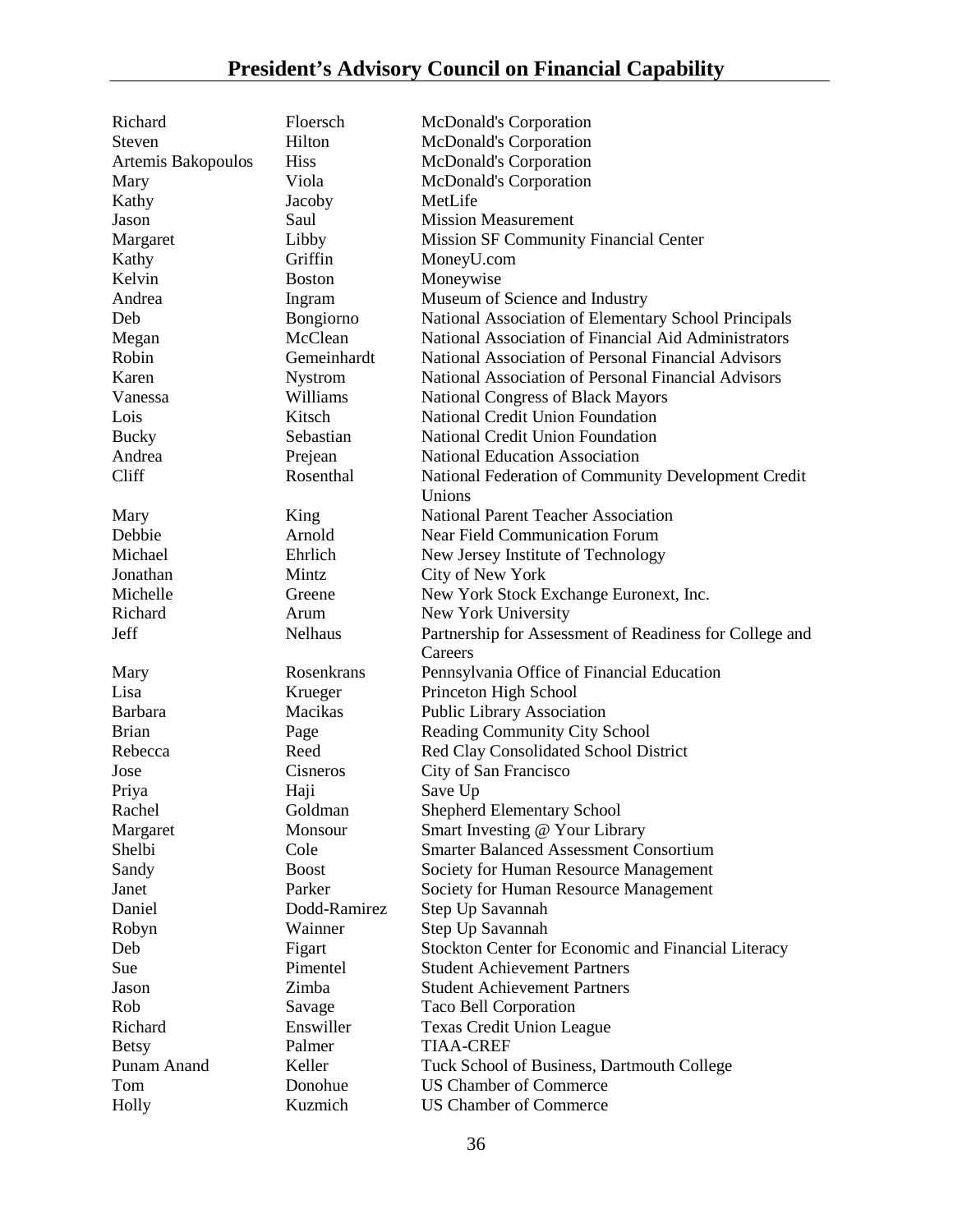| | | |
|---|---|---|
| Richard | Floersch | McDonald's Corporation |
| Steven | Hilton | McDonald's Corporation |
| Artemis Bakopoulos | Hiss | McDonald's Corporation |
| Mary | Viola | McDonald's Corporation |
| Kathy | Jacoby | MetLife |
| Jason | Saul | Mission Measurement |
| Margaret | Libby | Mission SF Community Financial Center |
| Kathy | Griffin | MoneyU.com |
| Kelvin | Boston | Moneywise |
| Andrea | Ingram | Museum of Science and Industry |
| Deb | Bongiorno | National Association of Elementary School Principals |
| Megan | McClean | National Association of Financial Aid Administrators |
| Robin | Gemeinhardt | National Association of Personal Financial Advisors |
| Karen | Nystrom | National Association of Personal Financial Advisors |
| Vanessa | Williams | National Congress of Black Mayors |
| Lois | Kitsch | National Credit Union Foundation |
| Bucky | Sebastian | National Credit Union Foundation |
| Andrea | Prejean | National Education Association |
| Cliff | Rosenthal | National Federation of Community Development Credit Unions |
| Mary | King | National Parent Teacher Association |
| Debbie | Arnold | Near Field Communication Forum |
| Michael | Ehrlich | New Jersey Institute of Technology |
| Jonathan | Mintz | City of New York |
| Michelle | Greene | New York Stock Exchange Euronext, Inc. |
| Richard | Arum | New York University |
| Jeff | Nelhaus | Partnership for Assessment of Readiness for College and Careers |
| Mary | Rosenkrans | Pennsylvania Office of Financial Education |
| Lisa | Krueger | Princeton High School |
| Barbara | Macikas | Public Library Association |
| Brian | Page | Reading Community City School |
| Rebecca | Reed | Red Clay Consolidated School District |
| Jose | Cisneros | City of San Francisco |
| Priya | Haji | Save Up |
| Rachel | Goldman | Shepherd Elementary School |
| Margaret | Monsour | Smart Investing @ Your Library |
| Shelbi | Cole | Smarter Balanced Assessment Consortium |
| Sandy | Boost | Society for Human Resource Management |
| Janet | Parker | Society for Human Resource Management |
| Daniel | Dodd-Ramirez | Step Up Savannah |
| Robyn | Wainner | Step Up Savannah |
| Deb | Figart | Stockton Center for Economic and Financial Literacy |
| Sue | Pimentel | Student Achievement Partners |
| Jason | Zimba | Student Achievement Partners |
| Rob | Savage | Taco Bell Corporation |
| Richard | Enswiller | Texas Credit Union League |
| Betsy | Palmer | TIAA-CREF |
| Punam Anand | Keller | Tuck School of Business, Dartmouth College |
| Tom | Donohue | US Chamber of Commerce |
| Holly | Kuzmich | US Chamber of Commerce |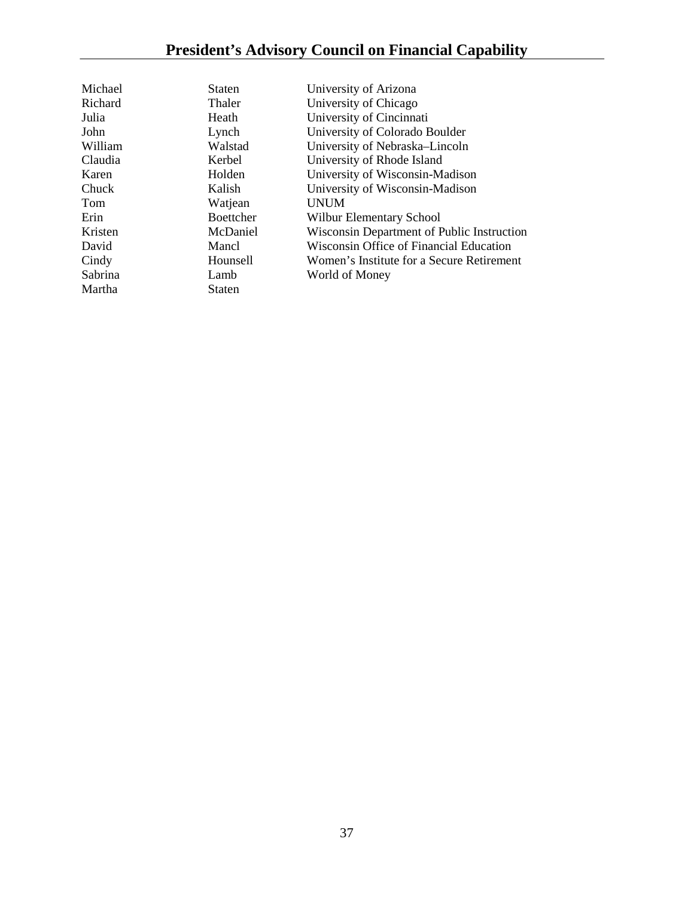## President's Advisory Council on Financial Capability

| | | |
|---|---|---|
| Michael | Staten | University of Arizona |
| Richard | Thaler | University of Chicago |
| Julia | Heath | University of Cincinnati |
| John | Lynch | University of Colorado Boulder |
| William | Walstad | University of Nebraska–Lincoln |
| Claudia | Kerbel | University of Rhode Island |
| Karen | Holden | University of Wisconsin-Madison |
| Chuck | Kalish | University of Wisconsin-Madison |
| Tom | Watjean | UNUM |
| Erin | Boettcher | Wilbur Elementary School |
| Kristen | McDaniel | Wisconsin Department of Public Instruction |
| David | Mancl | Wisconsin Office of Financial Education |
| Cindy | Hounsell | Women's Institute for a Secure Retirement |
| Sabrina | Lamb | World of Money |
| Martha | Staten | |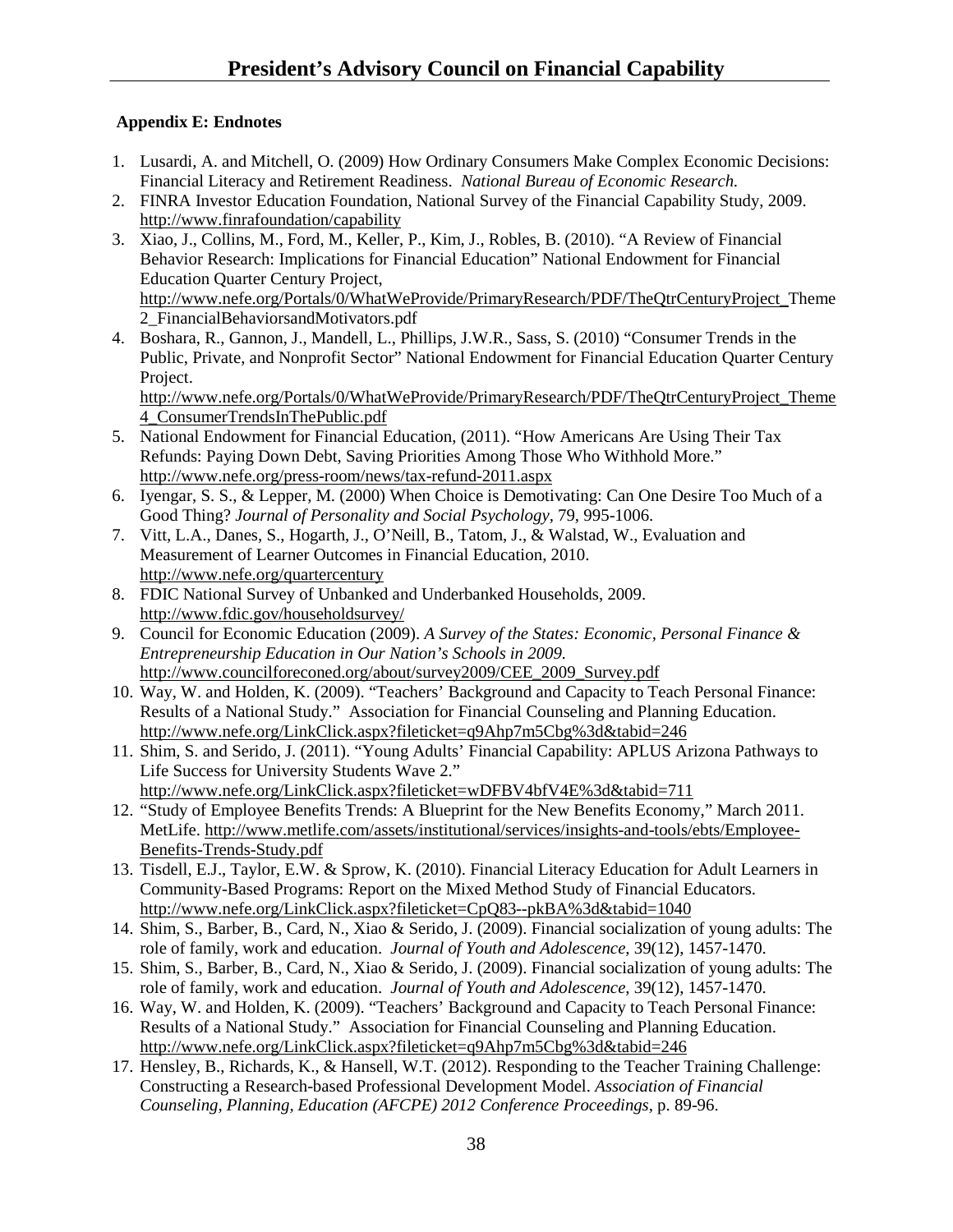## Appendix E: Endnotes

1. Lusardi, A. and Mitchell, O. (2009) How Ordinary Consumers Make Complex Economic Decisions: Financial Literacy and Retirement Readiness. *National Bureau of Economic Research.*
2. FINRA Investor Education Foundation, National Survey of the Financial Capability Study, 2009. http://www.finrafoundation/capability
3. Xiao, J., Collins, M., Ford, M., Keller, P., Kim, J., Robles, B. (2010). "A Review of Financial Behavior Research: Implications for Financial Education" National Endowment for Financial Education Quarter Century Project, http://www.nefe.org/Portals/0/WhatWeProvide/PrimaryResearch/PDF/TheQtrCenturyProject_Theme2_FinancialBehaviorsandMotivators.pdf
4. Boshara, R., Gannon, J., Mandell, L., Phillips, J.W.R., Sass, S. (2010) "Consumer Trends in the Public, Private, and Nonprofit Sector" National Endowment for Financial Education Quarter Century Project. http://www.nefe.org/Portals/0/WhatWeProvide/PrimaryResearch/PDF/TheQtrCenturyProject_Theme4_ConsumerTrendsInThePublic.pdf
5. National Endowment for Financial Education, (2011). "How Americans Are Using Their Tax Refunds: Paying Down Debt, Saving Priorities Among Those Who Withhold More." http://www.nefe.org/press-room/news/tax-refund-2011.aspx
6. Iyengar, S. S., & Lepper, M. (2000) When Choice is Demotivating: Can One Desire Too Much of a Good Thing? *Journal of Personality and Social Psychology*, 79, 995-1006.
7. Vitt, L.A., Danes, S., Hogarth, J., O'Neill, B., Tatom, J., & Walstad, W., Evaluation and Measurement of Learner Outcomes in Financial Education, 2010. http://www.nefe.org/quartercentury
8. FDIC National Survey of Unbanked and Underbanked Households, 2009. http://www.fdic.gov/householdsurvey/
9. Council for Economic Education (2009). *A Survey of the States: Economic, Personal Finance & Entrepreneurship Education in Our Nation's Schools in 2009.* http://www.councilforeconed.org/about/survey2009/CEE_2009_Survey.pdf
10. Way, W. and Holden, K. (2009). "Teachers' Background and Capacity to Teach Personal Finance: Results of a National Study." Association for Financial Counseling and Planning Education. http://www.nefe.org/LinkClick.aspx?fileticket=q9Ahp7m5Cbg%3d&tabid=246
11. Shim, S. and Serido, J. (2011). "Young Adults' Financial Capability: APLUS Arizona Pathways to Life Success for University Students Wave 2." http://www.nefe.org/LinkClick.aspx?fileticket=wDFBV4bfV4E%3d&tabid=711
12. "Study of Employee Benefits Trends: A Blueprint for the New Benefits Economy," March 2011. MetLife. http://www.metlife.com/assets/institutional/services/insights-and-tools/ebts/Employee-Benefits-Trends-Study.pdf
13. Tisdell, E.J., Taylor, E.W. & Sprow, K. (2010). Financial Literacy Education for Adult Learners in Community-Based Programs: Report on the Mixed Method Study of Financial Educators. http://www.nefe.org/LinkClick.aspx?fileticket=CpQ83--pkBA%3d&tabid=1040
14. Shim, S., Barber, B., Card, N., Xiao & Serido, J. (2009). Financial socialization of young adults: The role of family, work and education. *Journal of Youth and Adolescence*, 39(12), 1457-1470.
15. Shim, S., Barber, B., Card, N., Xiao & Serido, J. (2009). Financial socialization of young adults: The role of family, work and education. *Journal of Youth and Adolescence,* 39(12), 1457-1470.
16. Way, W. and Holden, K. (2009). "Teachers' Background and Capacity to Teach Personal Finance: Results of a National Study." Association for Financial Counseling and Planning Education. http://www.nefe.org/LinkClick.aspx?fileticket=q9Ahp7m5Cbg%3d&tabid=246
17. Hensley, B., Richards, K., & Hansell, W.T. (2012). Responding to the Teacher Training Challenge: Constructing a Research-based Professional Development Model. *Association of Financial Counseling, Planning, Education (AFCPE) 2012 Conference Proceedings*, p. 89-96.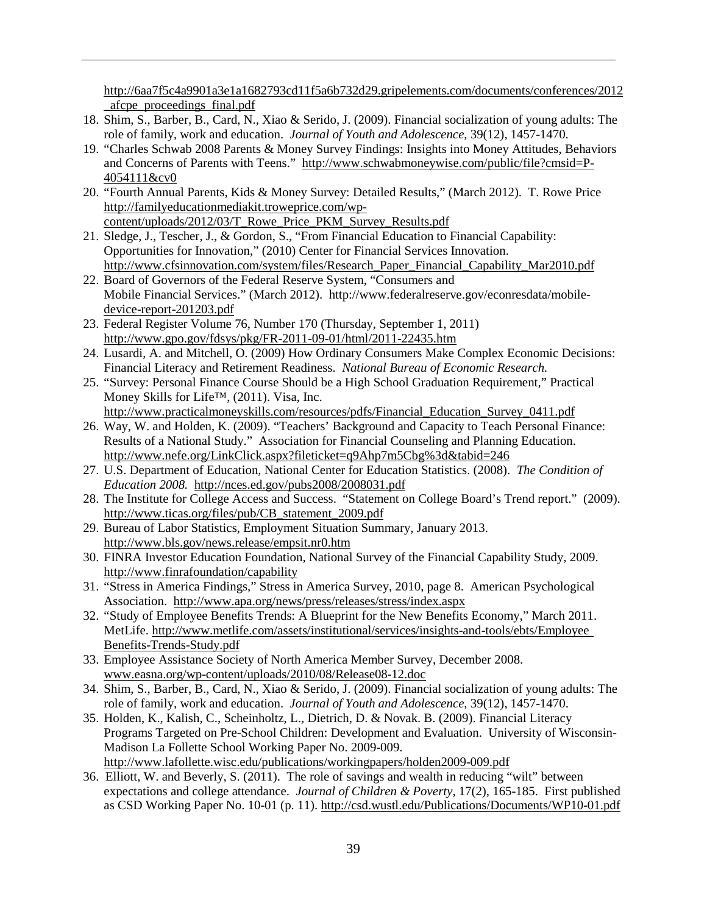http://6aa7f5c4a9901a3e1a1682793cd11f5a6b732d29.gripelements.com/documents/conferences/2012_afcpe_proceedings_final.pdf

18. Shim, S., Barber, B., Card, N., Xiao & Serido, J. (2009). Financial socialization of young adults: The role of family, work and education. *Journal of Youth and Adolescence*, 39(12), 1457-1470.
19. "Charles Schwab 2008 Parents & Money Survey Findings: Insights into Money Attitudes, Behaviors and Concerns of Parents with Teens." http://www.schwabmoneywise.com/public/file?cmsid=P-4054111&cv0
20. "Fourth Annual Parents, Kids & Money Survey: Detailed Results," (March 2012). T. Rowe Price http://familyeducationmediakit.troweprice.com/wp-content/uploads/2012/03/T_Rowe_Price_PKM_Survey_Results.pdf
21. Sledge, J., Tescher, J., & Gordon, S., "From Financial Education to Financial Capability: Opportunities for Innovation," (2010) Center for Financial Services Innovation. http://www.cfsinnovation.com/system/files/Research_Paper_Financial_Capability_Mar2010.pdf
22. Board of Governors of the Federal Reserve System, "Consumers and Mobile Financial Services." (March 2012). http://www.federalreserve.gov/econresdata/mobile-device-report-201203.pdf
23. Federal Register Volume 76, Number 170 (Thursday, September 1, 2011) http://www.gpo.gov/fdsys/pkg/FR-2011-09-01/html/2011-22435.htm
24. Lusardi, A. and Mitchell, O. (2009) How Ordinary Consumers Make Complex Economic Decisions: Financial Literacy and Retirement Readiness. *National Bureau of Economic Research.*
25. "Survey: Personal Finance Course Should be a High School Graduation Requirement," Practical Money Skills for Life™, (2011). Visa, Inc. http://www.practicalmoneyskills.com/resources/pdfs/Financial_Education_Survey_0411.pdf
26. Way, W. and Holden, K. (2009). "Teachers' Background and Capacity to Teach Personal Finance: Results of a National Study." Association for Financial Counseling and Planning Education. http://www.nefe.org/LinkClick.aspx?fileticket=q9Ahp7m5Cbg%3d&tabid=246
27. U.S. Department of Education, National Center for Education Statistics. (2008). *The Condition of Education 2008.* http://nces.ed.gov/pubs2008/2008031.pdf
28. The Institute for College Access and Success. "Statement on College Board's Trend report." (2009). http://www.ticas.org/files/pub/CB_statement_2009.pdf
29. Bureau of Labor Statistics, Employment Situation Summary, January 2013. http://www.bls.gov/news.release/empsit.nr0.htm
30. FINRA Investor Education Foundation, National Survey of the Financial Capability Study, 2009. http://www.finrafoundation/capability
31. "Stress in America Findings," Stress in America Survey, 2010, page 8. American Psychological Association. http://www.apa.org/news/press/releases/stress/index.aspx
32. "Study of Employee Benefits Trends: A Blueprint for the New Benefits Economy," March 2011. MetLife. http://www.metlife.com/assets/institutional/services/insights-and-tools/ebts/Employee Benefits-Trends-Study.pdf
33. Employee Assistance Society of North America Member Survey, December 2008. www.easna.org/wp-content/uploads/2010/08/Release08-12.doc
34. Shim, S., Barber, B., Card, N., Xiao & Serido, J. (2009). Financial socialization of young adults: The role of family, work and education. *Journal of Youth and Adolescence*, 39(12), 1457-1470.
35. Holden, K., Kalish, C., Scheinholtz, L., Dietrich, D. & Novak. B. (2009). Financial Literacy Programs Targeted on Pre-School Children: Development and Evaluation. University of Wisconsin-Madison La Follette School Working Paper No. 2009-009. http://www.lafollette.wisc.edu/publications/workingpapers/holden2009-009.pdf
36. Elliott, W. and Beverly, S. (2011). The role of savings and wealth in reducing "wilt" between expectations and college attendance. *Journal of Children & Poverty*, 17(2), 165-185. First published as CSD Working Paper No. 10-01 (p. 11). http://csd.wustl.edu/Publications/Documents/WP10-01.pdf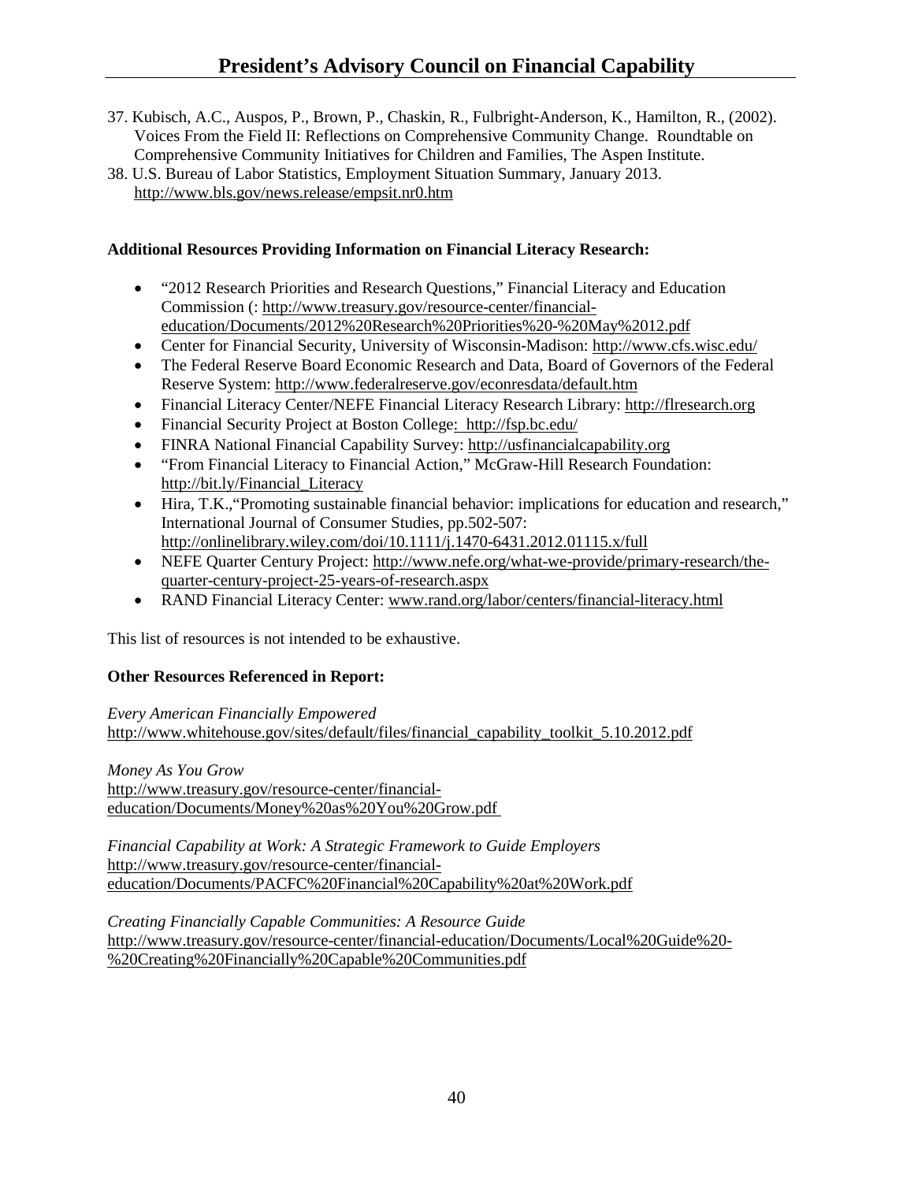37. Kubisch, A.C., Auspos, P., Brown, P., Chaskin, R., Fulbright-Anderson, K., Hamilton, R., (2002). Voices From the Field II: Reflections on Comprehensive Community Change. Roundtable on Comprehensive Community Initiatives for Children and Families, The Aspen Institute.
38. U.S. Bureau of Labor Statistics, Employment Situation Summary, January 2013. http://www.bls.gov/news.release/empsit.nr0.htm

**Additional Resources Providing Information on Financial Literacy Research:**

- "2012 Research Priorities and Research Questions," Financial Literacy and Education Commission (: http://www.treasury.gov/resource-center/financial-education/Documents/2012%20Research%20Priorities%20-%20May%2012.pdf
- Center for Financial Security, University of Wisconsin-Madison: http://www.cfs.wisc.edu/
- The Federal Reserve Board Economic Research and Data, Board of Governors of the Federal Reserve System: http://www.federalreserve.gov/econresdata/default.htm
- Financial Literacy Center/NEFE Financial Literacy Research Library: http://flresearch.org
- Financial Security Project at Boston College: http://fsp.bc.edu/
- FINRA National Financial Capability Survey: http://usfinancialcapability.org
- "From Financial Literacy to Financial Action," McGraw-Hill Research Foundation: http://bit.ly/Financial_Literacy
- Hira, T.K.,"Promoting sustainable financial behavior: implications for education and research," International Journal of Consumer Studies, pp.502-507: http://onlinelibrary.wiley.com/doi/10.1111/j.1470-6431.2012.01115.x/full
- NEFE Quarter Century Project: http://www.nefe.org/what-we-provide/primary-research/the-quarter-century-project-25-years-of-research.aspx
- RAND Financial Literacy Center: www.rand.org/labor/centers/financial-literacy.html

This list of resources is not intended to be exhaustive.

**Other Resources Referenced in Report:**

*Every American Financially Empowered*
http://www.whitehouse.gov/sites/default/files/financial_capability_toolkit_5.10.2012.pdf

*Money As You Grow*
http://www.treasury.gov/resource-center/financial-education/Documents/Money%20as%20You%20Grow.pdf

*Financial Capability at Work: A Strategic Framework to Guide Employers*
http://www.treasury.gov/resource-center/financial-education/Documents/PACFC%20Financial%20Capability%20at%20Work.pdf

*Creating Financially Capable Communities: A Resource Guide*
http://www.treasury.gov/resource-center/financial-education/Documents/Local%20Guide%20-%20Creating%20Financially%20Capable%20Communities.pdf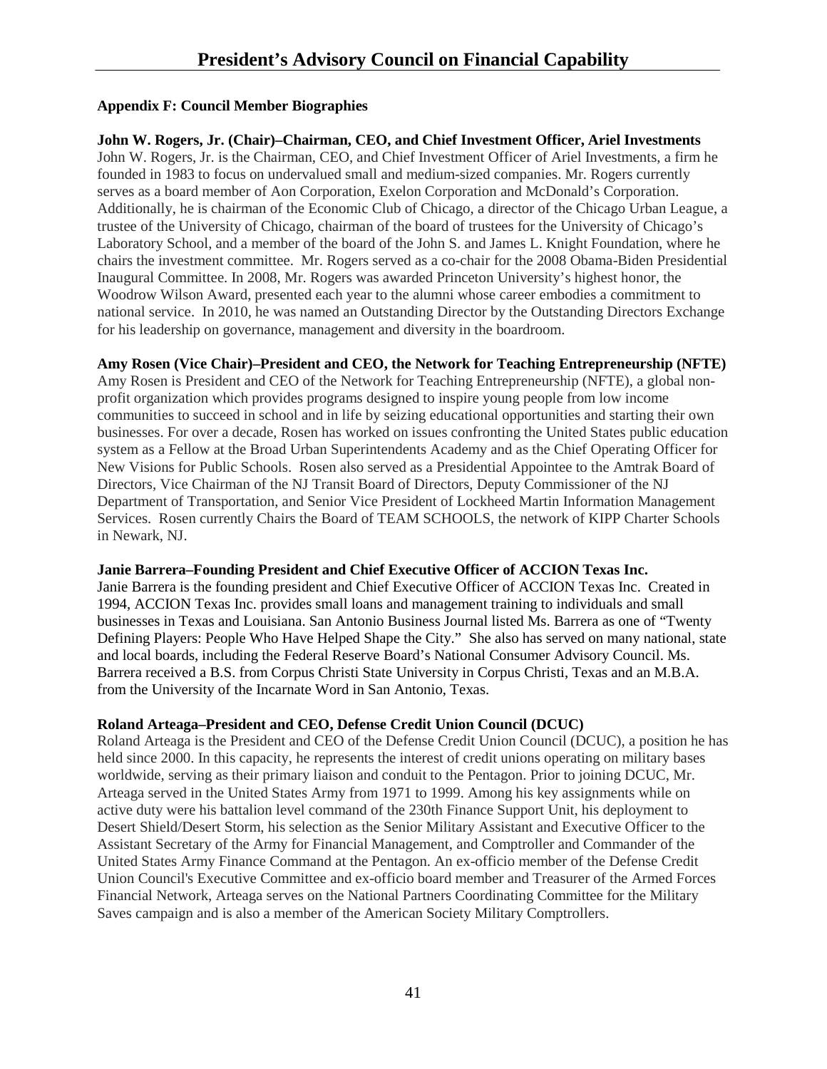## Appendix F: Council Member Biographies

**John W. Rogers, Jr. (Chair)–Chairman, CEO, and Chief Investment Officer, Ariel Investments**
John W. Rogers, Jr. is the Chairman, CEO, and Chief Investment Officer of Ariel Investments, a firm he founded in 1983 to focus on undervalued small and medium-sized companies. Mr. Rogers currently serves as a board member of Aon Corporation, Exelon Corporation and McDonald's Corporation. Additionally, he is chairman of the Economic Club of Chicago, a director of the Chicago Urban League, a trustee of the University of Chicago, chairman of the board of trustees for the University of Chicago's Laboratory School, and a member of the board of the John S. and James L. Knight Foundation, where he chairs the investment committee. Mr. Rogers served as a co-chair for the 2008 Obama-Biden Presidential Inaugural Committee. In 2008, Mr. Rogers was awarded Princeton University's highest honor, the Woodrow Wilson Award, presented each year to the alumni whose career embodies a commitment to national service. In 2010, he was named an Outstanding Director by the Outstanding Directors Exchange for his leadership on governance, management and diversity in the boardroom.

**Amy Rosen (Vice Chair)–President and CEO, the Network for Teaching Entrepreneurship (NFTE)**
Amy Rosen is President and CEO of the Network for Teaching Entrepreneurship (NFTE), a global non-profit organization which provides programs designed to inspire young people from low income communities to succeed in school and in life by seizing educational opportunities and starting their own businesses. For over a decade, Rosen has worked on issues confronting the United States public education system as a Fellow at the Broad Urban Superintendents Academy and as the Chief Operating Officer for New Visions for Public Schools. Rosen also served as a Presidential Appointee to the Amtrak Board of Directors, Vice Chairman of the NJ Transit Board of Directors, Deputy Commissioner of the NJ Department of Transportation, and Senior Vice President of Lockheed Martin Information Management Services. Rosen currently Chairs the Board of TEAM SCHOOLS, the network of KIPP Charter Schools in Newark, NJ.

**Janie Barrera–Founding President and Chief Executive Officer of ACCION Texas Inc.**
Janie Barrera is the founding president and Chief Executive Officer of ACCION Texas Inc. Created in 1994, ACCION Texas Inc. provides small loans and management training to individuals and small businesses in Texas and Louisiana. San Antonio Business Journal listed Ms. Barrera as one of "Twenty Defining Players: People Who Have Helped Shape the City." She also has served on many national, state and local boards, including the Federal Reserve Board's National Consumer Advisory Council. Ms. Barrera received a B.S. from Corpus Christi State University in Corpus Christi, Texas and an M.B.A. from the University of the Incarnate Word in San Antonio, Texas.

**Roland Arteaga–President and CEO, Defense Credit Union Council (DCUC)**
Roland Arteaga is the President and CEO of the Defense Credit Union Council (DCUC), a position he has held since 2000. In this capacity, he represents the interest of credit unions operating on military bases worldwide, serving as their primary liaison and conduit to the Pentagon. Prior to joining DCUC, Mr. Arteaga served in the United States Army from 1971 to 1999. Among his key assignments while on active duty were his battalion level command of the 230th Finance Support Unit, his deployment to Desert Shield/Desert Storm, his selection as the Senior Military Assistant and Executive Officer to the Assistant Secretary of the Army for Financial Management, and Comptroller and Commander of the United States Army Finance Command at the Pentagon. An ex-officio member of the Defense Credit Union Council's Executive Committee and ex-officio board member and Treasurer of the Armed Forces Financial Network, Arteaga serves on the National Partners Coordinating Committee for the Military Saves campaign and is also a member of the American Society Military Comptrollers.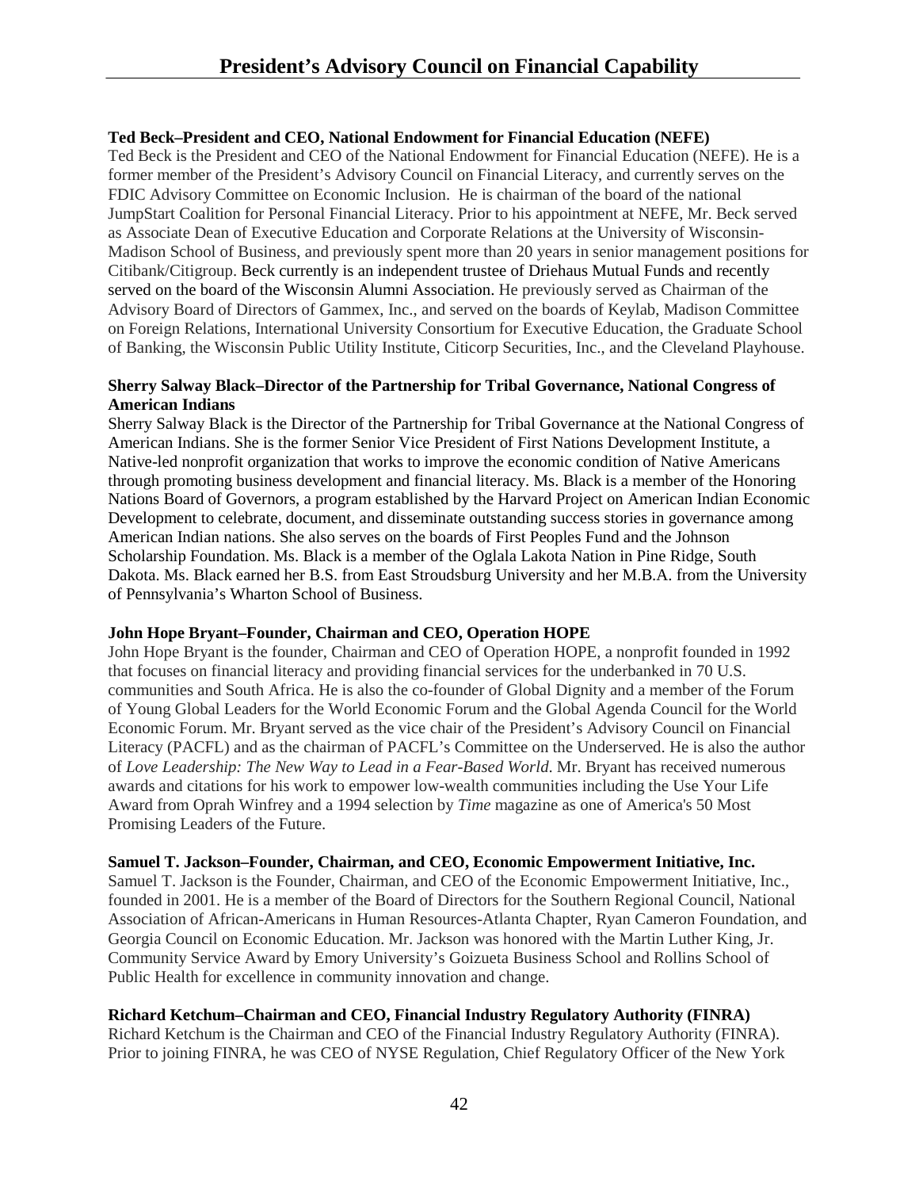**Ted Beck–President and CEO, National Endowment for Financial Education (NEFE)**
Ted Beck is the President and CEO of the National Endowment for Financial Education (NEFE). He is a former member of the President's Advisory Council on Financial Literacy, and currently serves on the FDIC Advisory Committee on Economic Inclusion. He is chairman of the board of the national JumpStart Coalition for Personal Financial Literacy. Prior to his appointment at NEFE, Mr. Beck served as Associate Dean of Executive Education and Corporate Relations at the University of Wisconsin-Madison School of Business, and previously spent more than 20 years in senior management positions for Citibank/Citigroup. Beck currently is an independent trustee of Driehaus Mutual Funds and recently served on the board of the Wisconsin Alumni Association. He previously served as Chairman of the Advisory Board of Directors of Gammex, Inc., and served on the boards of Keylab, Madison Committee on Foreign Relations, International University Consortium for Executive Education, the Graduate School of Banking, the Wisconsin Public Utility Institute, Citicorp Securities, Inc., and the Cleveland Playhouse.

**Sherry Salway Black–Director of the Partnership for Tribal Governance, National Congress of American Indians**
Sherry Salway Black is the Director of the Partnership for Tribal Governance at the National Congress of American Indians. She is the former Senior Vice President of First Nations Development Institute, a Native-led nonprofit organization that works to improve the economic condition of Native Americans through promoting business development and financial literacy. Ms. Black is a member of the Honoring Nations Board of Governors, a program established by the Harvard Project on American Indian Economic Development to celebrate, document, and disseminate outstanding success stories in governance among American Indian nations. She also serves on the boards of First Peoples Fund and the Johnson Scholarship Foundation. Ms. Black is a member of the Oglala Lakota Nation in Pine Ridge, South Dakota. Ms. Black earned her B.S. from East Stroudsburg University and her M.B.A. from the University of Pennsylvania's Wharton School of Business.

**John Hope Bryant–Founder, Chairman and CEO, Operation HOPE**
John Hope Bryant is the founder, Chairman and CEO of Operation HOPE, a nonprofit founded in 1992 that focuses on financial literacy and providing financial services for the underbanked in 70 U.S. communities and South Africa. He is also the co-founder of Global Dignity and a member of the Forum of Young Global Leaders for the World Economic Forum and the Global Agenda Council for the World Economic Forum. Mr. Bryant served as the vice chair of the President's Advisory Council on Financial Literacy (PACFL) and as the chairman of PACFL's Committee on the Underserved. He is also the author of *Love Leadership: The New Way to Lead in a Fear-Based World*. Mr. Bryant has received numerous awards and citations for his work to empower low-wealth communities including the Use Your Life Award from Oprah Winfrey and a 1994 selection by *Time* magazine as one of America's 50 Most Promising Leaders of the Future.

**Samuel T. Jackson–Founder, Chairman, and CEO, Economic Empowerment Initiative, Inc.**
Samuel T. Jackson is the Founder, Chairman, and CEO of the Economic Empowerment Initiative, Inc., founded in 2001. He is a member of the Board of Directors for the Southern Regional Council, National Association of African-Americans in Human Resources-Atlanta Chapter, Ryan Cameron Foundation, and Georgia Council on Economic Education. Mr. Jackson was honored with the Martin Luther King, Jr. Community Service Award by Emory University's Goizueta Business School and Rollins School of Public Health for excellence in community innovation and change.

**Richard Ketchum–Chairman and CEO, Financial Industry Regulatory Authority (FINRA)**
Richard Ketchum is the Chairman and CEO of the Financial Industry Regulatory Authority (FINRA). Prior to joining FINRA, he was CEO of NYSE Regulation, Chief Regulatory Officer of the New York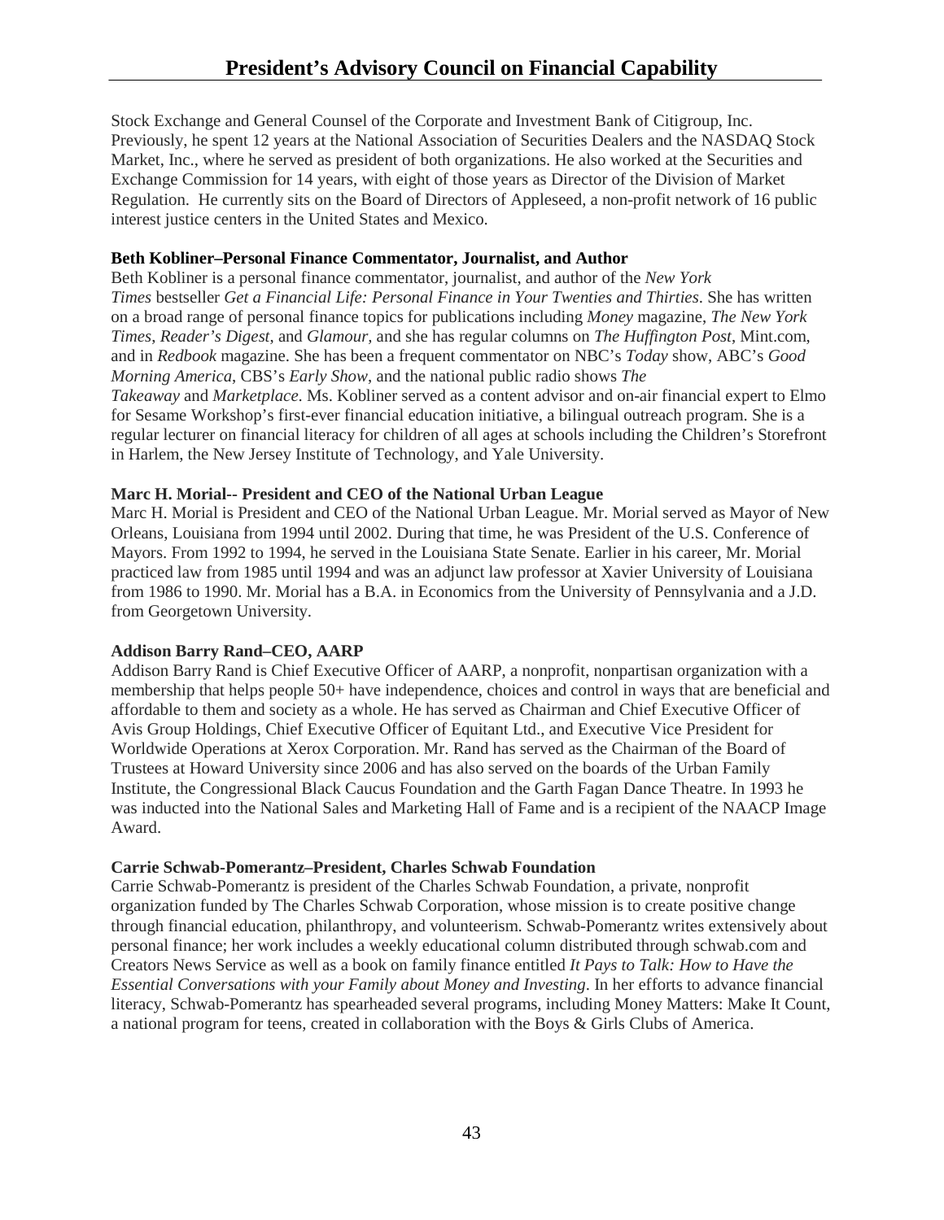Stock Exchange and General Counsel of the Corporate and Investment Bank of Citigroup, Inc. Previously, he spent 12 years at the National Association of Securities Dealers and the NASDAQ Stock Market, Inc., where he served as president of both organizations. He also worked at the Securities and Exchange Commission for 14 years, with eight of those years as Director of the Division of Market Regulation. He currently sits on the Board of Directors of Appleseed, a non-profit network of 16 public interest justice centers in the United States and Mexico.

**Beth Kobliner–Personal Finance Commentator, Journalist, and Author**

Beth Kobliner is a personal finance commentator, journalist, and author of the *New York Times* bestseller *Get a Financial Life: Personal Finance in Your Twenties and Thirties*. She has written on a broad range of personal finance topics for publications including *Money* magazine, *The New York Times*, *Reader's Digest*, and *Glamour*, and she has regular columns on *The Huffington Post*, Mint.com, and in *Redbook* magazine. She has been a frequent commentator on NBC's *Today* show, ABC's *Good Morning America*, CBS's *Early Show*, and the national public radio shows *The Takeaway* and *Marketplace*. Ms. Kobliner served as a content advisor and on-air financial expert to Elmo for Sesame Workshop's first-ever financial education initiative, a bilingual outreach program. She is a regular lecturer on financial literacy for children of all ages at schools including the Children's Storefront in Harlem, the New Jersey Institute of Technology, and Yale University.

**Marc H. Morial-- President and CEO of the National Urban League**

Marc H. Morial is President and CEO of the National Urban League. Mr. Morial served as Mayor of New Orleans, Louisiana from 1994 until 2002. During that time, he was President of the U.S. Conference of Mayors. From 1992 to 1994, he served in the Louisiana State Senate. Earlier in his career, Mr. Morial practiced law from 1985 until 1994 and was an adjunct law professor at Xavier University of Louisiana from 1986 to 1990. Mr. Morial has a B.A. in Economics from the University of Pennsylvania and a J.D. from Georgetown University.

**Addison Barry Rand–CEO, AARP**

Addison Barry Rand is Chief Executive Officer of AARP, a nonprofit, nonpartisan organization with a membership that helps people 50+ have independence, choices and control in ways that are beneficial and affordable to them and society as a whole. He has served as Chairman and Chief Executive Officer of Avis Group Holdings, Chief Executive Officer of Equitant Ltd., and Executive Vice President for Worldwide Operations at Xerox Corporation. Mr. Rand has served as the Chairman of the Board of Trustees at Howard University since 2006 and has also served on the boards of the Urban Family Institute, the Congressional Black Caucus Foundation and the Garth Fagan Dance Theatre. In 1993 he was inducted into the National Sales and Marketing Hall of Fame and is a recipient of the NAACP Image Award.

**Carrie Schwab-Pomerantz–President, Charles Schwab Foundation**

Carrie Schwab-Pomerantz is president of the Charles Schwab Foundation, a private, nonprofit organization funded by The Charles Schwab Corporation, whose mission is to create positive change through financial education, philanthropy, and volunteerism. Schwab-Pomerantz writes extensively about personal finance; her work includes a weekly educational column distributed through schwab.com and Creators News Service as well as a book on family finance entitled *It Pays to Talk: How to Have the Essential Conversations with your Family about Money and Investing*. In her efforts to advance financial literacy, Schwab-Pomerantz has spearheaded several programs, including Money Matters: Make It Count, a national program for teens, created in collaboration with the Boys & Girls Clubs of America.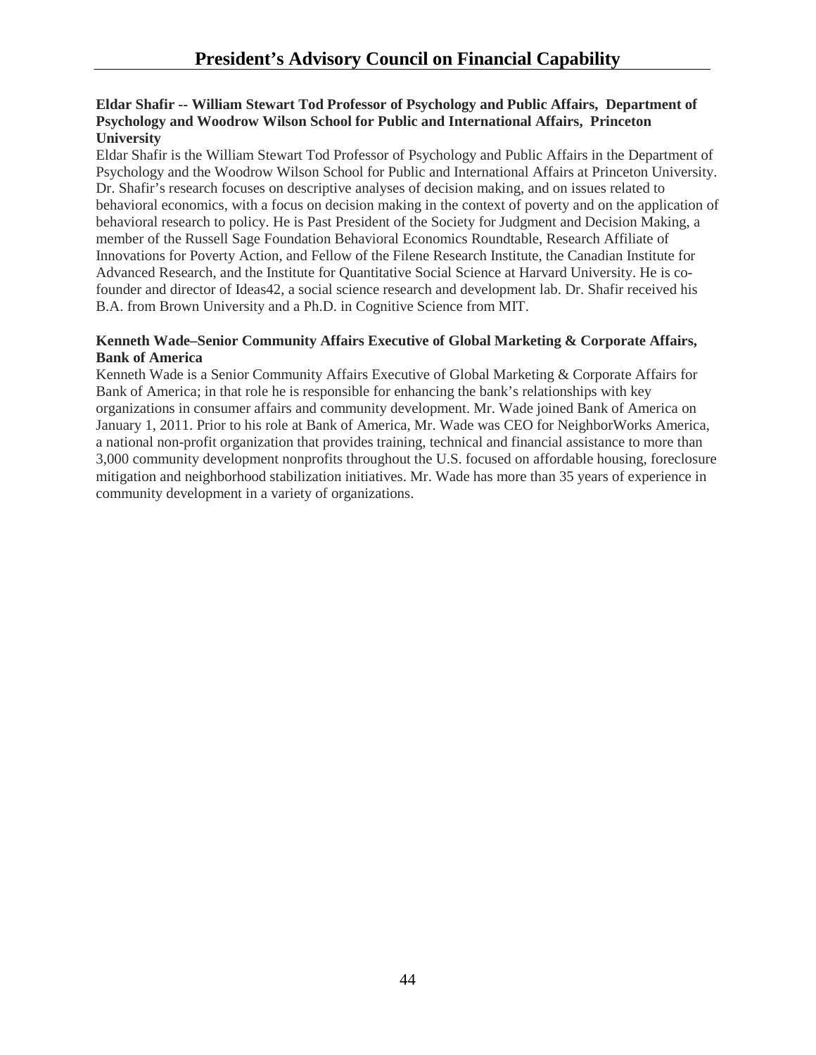**Eldar Shafir -- William Stewart Tod Professor of Psychology and Public Affairs, Department of Psychology and Woodrow Wilson School for Public and International Affairs, Princeton University**

Eldar Shafir is the William Stewart Tod Professor of Psychology and Public Affairs in the Department of Psychology and the Woodrow Wilson School for Public and International Affairs at Princeton University. Dr. Shafir's research focuses on descriptive analyses of decision making, and on issues related to behavioral economics, with a focus on decision making in the context of poverty and on the application of behavioral research to policy. He is Past President of the Society for Judgment and Decision Making, a member of the Russell Sage Foundation Behavioral Economics Roundtable, Research Affiliate of Innovations for Poverty Action, and Fellow of the Filene Research Institute, the Canadian Institute for Advanced Research, and the Institute for Quantitative Social Science at Harvard University. He is co-founder and director of Ideas42, a social science research and development lab. Dr. Shafir received his B.A. from Brown University and a Ph.D. in Cognitive Science from MIT.

**Kenneth Wade–Senior Community Affairs Executive of Global Marketing & Corporate Affairs, Bank of America**

Kenneth Wade is a Senior Community Affairs Executive of Global Marketing & Corporate Affairs for Bank of America; in that role he is responsible for enhancing the bank's relationships with key organizations in consumer affairs and community development. Mr. Wade joined Bank of America on January 1, 2011. Prior to his role at Bank of America, Mr. Wade was CEO for NeighborWorks America, a national non-profit organization that provides training, technical and financial assistance to more than 3,000 community development nonprofits throughout the U.S. focused on affordable housing, foreclosure mitigation and neighborhood stabilization initiatives. Mr. Wade has more than 35 years of experience in community development in a variety of organizations.